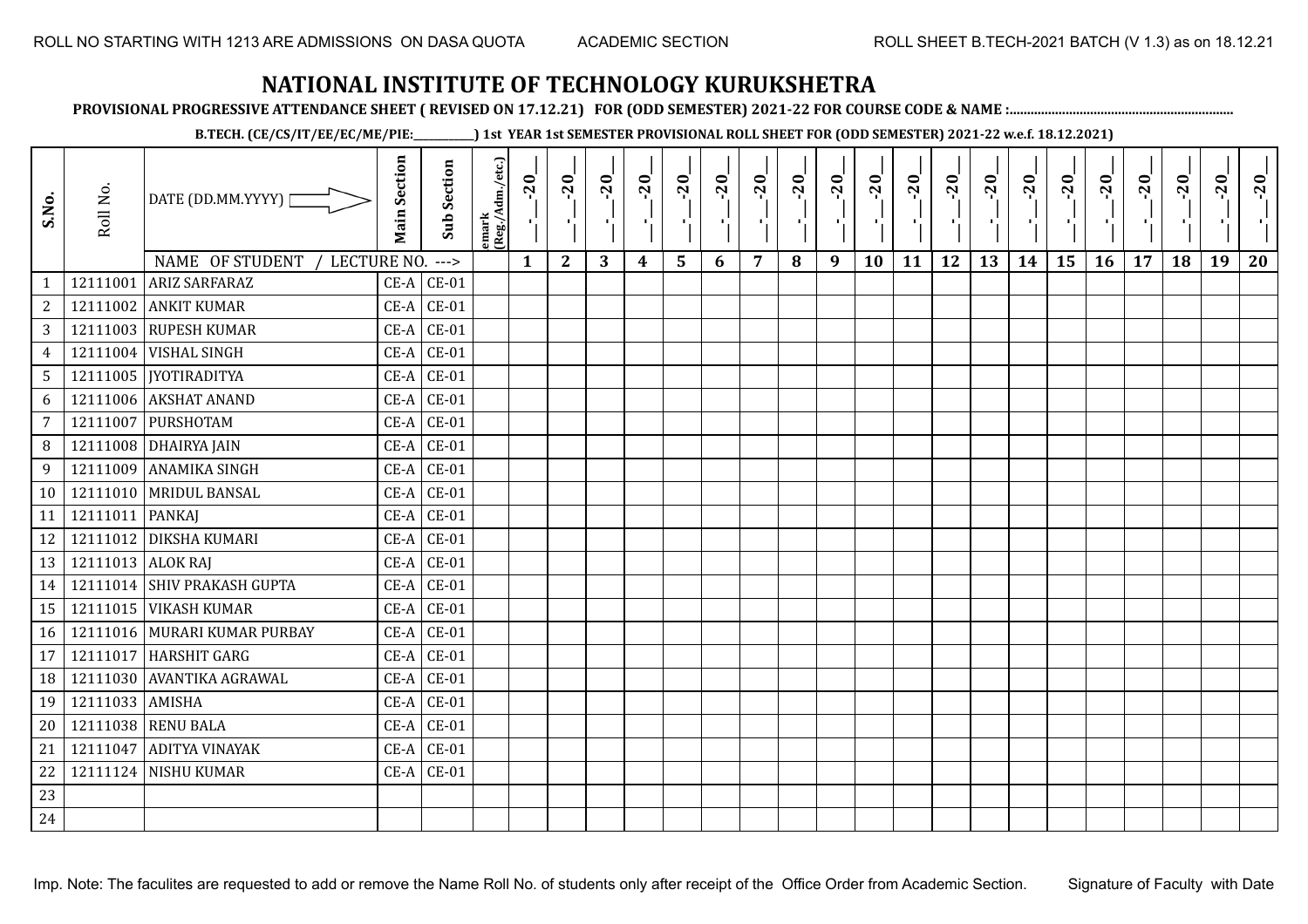ROLL NO STARTING WITH 1213 ARE ADMISSIONS ON DASA QUOTA ACADEMIC SECTION ROLL SHEET B.TECH-2021 BATCH (V 1.3) as on 18.12.21

# NATIONAL INSTITUTE OF TECHNOLOGY KURUKSHETRA

**PROVISIONAL PROGRESSIVE ATTENDANCE SHEET ( REVISED ON 17.12.21) FOR (ODD SEMESTER) 2021-22 FOR COURSE CODE & NAME :.............................................................**

**B.TECH. (CE/CS/IT/EE/EC/ME/PIE:__________) 1st YEAR 1st SEMESTER PROVISIONAL ROLL SHEET FOR (ODD SEMESTER) 2021-22 w.e.f. 18.12.2021)**

| S.No. | Roll No. | DATE (DD.MM.YYYY) | Main Section | Sub Section | emark (Reg./Adm./etc.) | __-__-20__ | __-__-20__ | __-__-20__ | __-__-20__ | __-__-20__ | __-__-20__ | __-__-20__ | __-__-20__ | __-__-20__ | __-__-20__ | __-__-20__ | __-__-20__ | __-__-20__ | __-__-20__ | __-__-20__ | __-__-20__ | __-__-20__ | __-__-20__ | __-__-20__ | __-__-20__ |
|---|---|---|---|---|---|---|---|---|---|---|---|---|---|---|---|---|---|---|---|---|---|---|---|---|---|
| | | NAME OF STUDENT / LECTURE NO. ---> | | | | 1 | 2 | 3 | 4 | 5 | 6 | 7 | 8 | 9 | 10 | 11 | 12 | 13 | 14 | 15 | 16 | 17 | 18 | 19 | 20 |
| 1 | 12111001 | ARIZ SARFARAZ | CE-A | CE-01 | | | | | | | | | | | | | | | | | | | | | |
| 2 | 12111002 | ANKIT KUMAR | CE-A | CE-01 | | | | | | | | | | | | | | | | | | | | | |
| 3 | 12111003 | RUPESH KUMAR | CE-A | CE-01 | | | | | | | | | | | | | | | | | | | | | |
| 4 | 12111004 | VISHAL SINGH | CE-A | CE-01 | | | | | | | | | | | | | | | | | | | | | |
| 5 | 12111005 | JYOTIRADITYA | CE-A | CE-01 | | | | | | | | | | | | | | | | | | | | | |
| 6 | 12111006 | AKSHAT ANAND | CE-A | CE-01 | | | | | | | | | | | | | | | | | | | | | |
| 7 | 12111007 | PURSHOTAM | CE-A | CE-01 | | | | | | | | | | | | | | | | | | | | | |
| 8 | 12111008 | DHAIRYA JAIN | CE-A | CE-01 | | | | | | | | | | | | | | | | | | | | | |
| 9 | 12111009 | ANAMIKA SINGH | CE-A | CE-01 | | | | | | | | | | | | | | | | | | | | | |
| 10 | 12111010 | MRIDUL BANSAL | CE-A | CE-01 | | | | | | | | | | | | | | | | | | | | | |
| 11 | 12111011 | PANKAJ | CE-A | CE-01 | | | | | | | | | | | | | | | | | | | | | |
| 12 | 12111012 | DIKSHA KUMARI | CE-A | CE-01 | | | | | | | | | | | | | | | | | | | | | |
| 13 | 12111013 | ALOK RAJ | CE-A | CE-01 | | | | | | | | | | | | | | | | | | | | | |
| 14 | 12111014 | SHIV PRAKASH GUPTA | CE-A | CE-01 | | | | | | | | | | | | | | | | | | | | | |
| 15 | 12111015 | VIKASH KUMAR | CE-A | CE-01 | | | | | | | | | | | | | | | | | | | | | |
| 16 | 12111016 | MURARI KUMAR PURBAY | CE-A | CE-01 | | | | | | | | | | | | | | | | | | | | | |
| 17 | 12111017 | HARSHIT GARG | CE-A | CE-01 | | | | | | | | | | | | | | | | | | | | | |
| 18 | 12111030 | AVANTIKA AGRAWAL | CE-A | CE-01 | | | | | | | | | | | | | | | | | | | | | |
| 19 | 12111033 | AMISHA | CE-A | CE-01 | | | | | | | | | | | | | | | | | | | | | |
| 20 | 12111038 | RENU BALA | CE-A | CE-01 | | | | | | | | | | | | | | | | | | | | | |
| 21 | 12111047 | ADITYA VINAYAK | CE-A | CE-01 | | | | | | | | | | | | | | | | | | | | | |
| 22 | 12111124 | NISHU KUMAR | CE-A | CE-01 | | | | | | | | | | | | | | | | | | | | | |
| 23 | | | | | | | | | | | | | | | | | | | | | | | | | |
| 24 | | | | | | | | | | | | | | | | | | | | | | | | | |

Imp. Note: The faculites are requested to add or remove the Name Roll No. of students only after receipt of the Office Order from Academic Section. Signature of Faculty with Date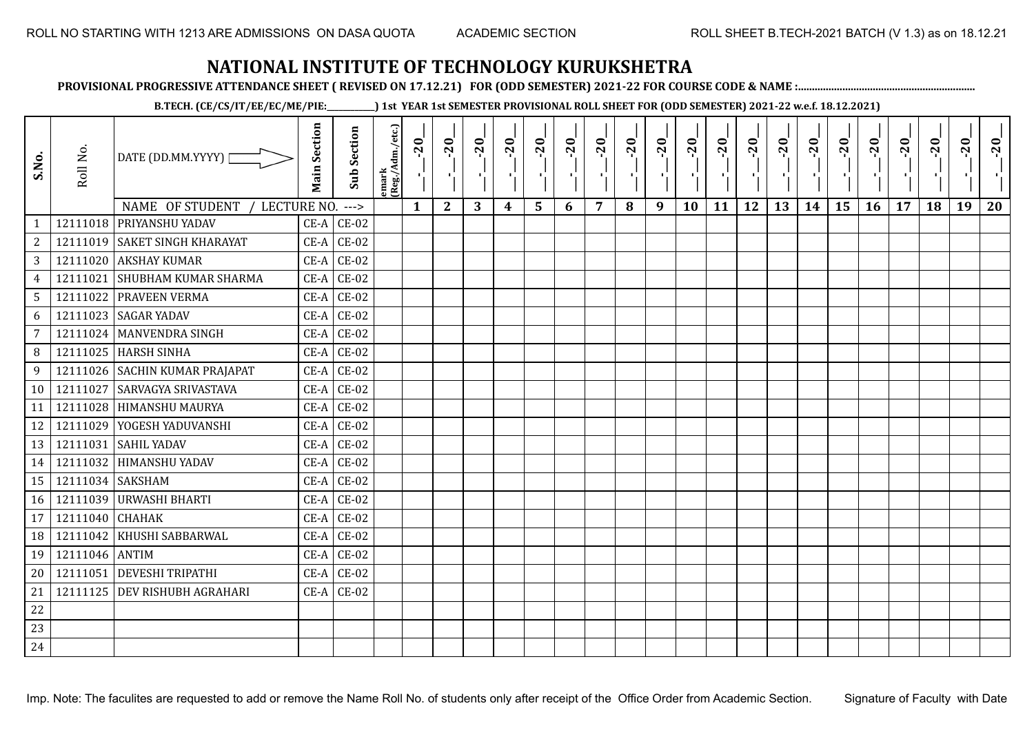ROLL NO STARTING WITH 1213 ARE ADMISSIONS ON DASA QUOTA ACADEMIC SECTION ROLL SHEET B.TECH-2021 BATCH (V 1.3) as on 18.12.21

# NATIONAL INSTITUTE OF TECHNOLOGY KURUKSHETRA

**PROVISIONAL PROGRESSIVE ATTENDANCE SHEET ( REVISED ON 17.12.21) FOR (ODD SEMESTER) 2021-22 FOR COURSE CODE & NAME :..............................................................**

**B.TECH. (CE/CS/IT/EE/EC/ME/PIE:__________) 1st YEAR 1st SEMESTER PROVISIONAL ROLL SHEET FOR (ODD SEMESTER) 2021-22 w.e.f. 18.12.2021)**

| S.No. | Roll No. | DATE (DD.MM.YYYY) | Main Section | Sub Section | emark (Reg./Adm./etc.) | _-_-20_ | _-_-20_ | _-_-20_ | _-_-20_ | _-_-20_ | _-_-20_ | _-_-20_ | _-_-20_ | _-_-20_ | _-_-20_ | _-_-20_ | _-_-20_ | _-_-20_ | _-_-20_ | _-_-20_ | _-_-20_ | _-_-20_ | _-_-20_ | _-_-20_ | _-_-20_ |
|---|---|---|---|---|---|---|---|---|---|---|---|---|---|---|---|---|---|---|---|---|---|---|---|---|---|
| | | NAME OF STUDENT / LECTURE NO. ---> | | | | 1 | 2 | 3 | 4 | 5 | 6 | 7 | 8 | 9 | 10 | 11 | 12 | 13 | 14 | 15 | 16 | 17 | 18 | 19 | 20 |
| 1 | 12111018 | PRIYANSHU YADAV | CE-A | CE-02 | | | | | | | | | | | | | | | | | | | | | |
| 2 | 12111019 | SAKET SINGH KHARAYAT | CE-A | CE-02 | | | | | | | | | | | | | | | | | | | | | |
| 3 | 12111020 | AKSHAY KUMAR | CE-A | CE-02 | | | | | | | | | | | | | | | | | | | | | |
| 4 | 12111021 | SHUBHAM KUMAR SHARMA | CE-A | CE-02 | | | | | | | | | | | | | | | | | | | | | |
| 5 | 12111022 | PRAVEEN VERMA | CE-A | CE-02 | | | | | | | | | | | | | | | | | | | | | |
| 6 | 12111023 | SAGAR YADAV | CE-A | CE-02 | | | | | | | | | | | | | | | | | | | | | |
| 7 | 12111024 | MANVENDRA SINGH | CE-A | CE-02 | | | | | | | | | | | | | | | | | | | | | |
| 8 | 12111025 | HARSH SINHA | CE-A | CE-02 | | | | | | | | | | | | | | | | | | | | | |
| 9 | 12111026 | SACHIN KUMAR PRAJAPAT | CE-A | CE-02 | | | | | | | | | | | | | | | | | | | | | |
| 10 | 12111027 | SARVAGYA SRIVASTAVA | CE-A | CE-02 | | | | | | | | | | | | | | | | | | | | | |
| 11 | 12111028 | HIMANSHU MAURYA | CE-A | CE-02 | | | | | | | | | | | | | | | | | | | | | |
| 12 | 12111029 | YOGESH YADUVANSHI | CE-A | CE-02 | | | | | | | | | | | | | | | | | | | | | |
| 13 | 12111031 | SAHIL YADAV | CE-A | CE-02 | | | | | | | | | | | | | | | | | | | | | |
| 14 | 12111032 | HIMANSHU YADAV | CE-A | CE-02 | | | | | | | | | | | | | | | | | | | | | |
| 15 | 12111034 | SAKSHAM | CE-A | CE-02 | | | | | | | | | | | | | | | | | | | | | |
| 16 | 12111039 | URWASHI BHARTI | CE-A | CE-02 | | | | | | | | | | | | | | | | | | | | | |
| 17 | 12111040 | CHAHAK | CE-A | CE-02 | | | | | | | | | | | | | | | | | | | | | |
| 18 | 12111042 | KHUSHI SABBARWAL | CE-A | CE-02 | | | | | | | | | | | | | | | | | | | | | |
| 19 | 12111046 | ANTIM | CE-A | CE-02 | | | | | | | | | | | | | | | | | | | | | |
| 20 | 12111051 | DEVESHI TRIPATHI | CE-A | CE-02 | | | | | | | | | | | | | | | | | | | | | |
| 21 | 12111125 | DEV RISHUBH AGRAHARI | CE-A | CE-02 | | | | | | | | | | | | | | | | | | | | | |
| 22 | | | | | | | | | | | | | | | | | | | | | | | | | |
| 23 | | | | | | | | | | | | | | | | | | | | | | | | | |
| 24 | | | | | | | | | | | | | | | | | | | | | | | | | |

Imp. Note: The faculites are requested to add or remove the Name Roll No. of students only after receipt of the Office Order from Academic Section. Signature of Faculty with Date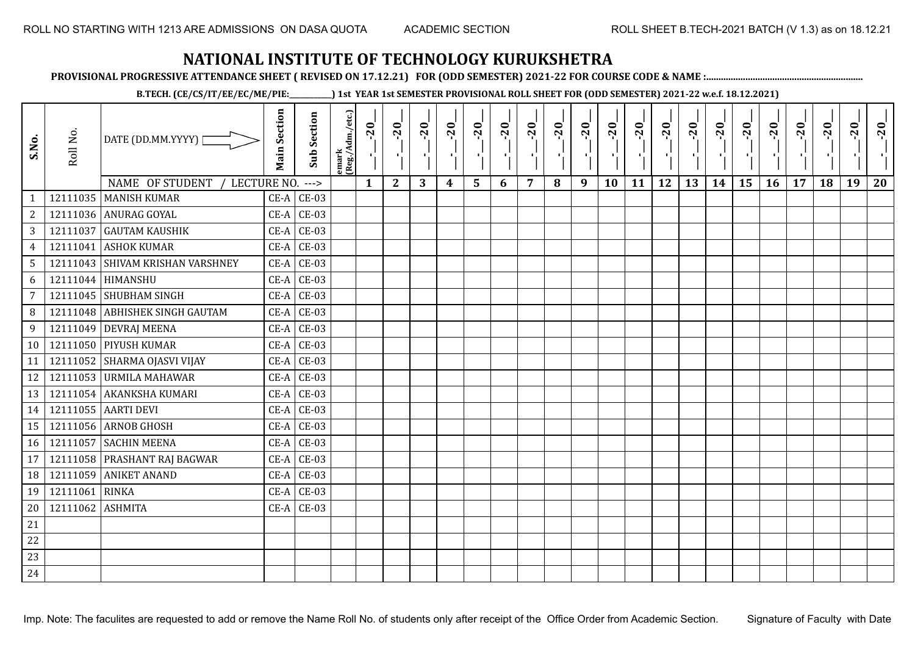ROLL NO STARTING WITH 1213 ARE ADMISSIONS ON DASA QUOTA ACADEMIC SECTION ROLL SHEET B.TECH-2021 BATCH (V 1.3) as on 18.12.21

# NATIONAL INSTITUTE OF TECHNOLOGY KURUKSHETRA

**PROVISIONAL PROGRESSIVE ATTENDANCE SHEET ( REVISED ON 17.12.21) FOR (ODD SEMESTER) 2021-22 FOR COURSE CODE & NAME :..............................................................**

**B.TECH. (CE/CS/IT/EE/EC/ME/PIE:___________) 1st YEAR 1st SEMESTER PROVISIONAL ROLL SHEET FOR (ODD SEMESTER) 2021-22 w.e.f. 18.12.2021)**

| S.No. | Roll No. | DATE (DD.MM.YYYY) | Main Section | Sub Section | emark (Reg./Adm./etc.) | __-__-20__ | __-__-20__ | __-__-20__ | __-__-20__ | __-__-20__ | __-__-20__ | __-__-20__ | __-__-20__ | __-__-20__ | __-__-20__ | __-__-20__ | __-__-20__ | __-__-20__ | __-__-20__ | __-__-20__ | __-__-20__ | __-__-20__ | __-__-20__ | __-__-20__ | __-__-20__ |
|---|---|---|---|---|---|---|---|---|---|---|---|---|---|---|---|---|---|---|---|---|---|---|---|---|---|
| | | NAME OF STUDENT / LECTURE NO. ---> | | | | 1 | 2 | 3 | 4 | 5 | 6 | 7 | 8 | 9 | 10 | 11 | 12 | 13 | 14 | 15 | 16 | 17 | 18 | 19 | 20 |
| 1 | 12111035 | MANISH KUMAR | CE-A | CE-03 | | | | | | | | | | | | | | | | | | | | | |
| 2 | 12111036 | ANURAG GOYAL | CE-A | CE-03 | | | | | | | | | | | | | | | | | | | | | |
| 3 | 12111037 | GAUTAM KAUSHIK | CE-A | CE-03 | | | | | | | | | | | | | | | | | | | | | |
| 4 | 12111041 | ASHOK KUMAR | CE-A | CE-03 | | | | | | | | | | | | | | | | | | | | | |
| 5 | 12111043 | SHIVAM KRISHAN VARSHNEY | CE-A | CE-03 | | | | | | | | | | | | | | | | | | | | | |
| 6 | 12111044 | HIMANSHU | CE-A | CE-03 | | | | | | | | | | | | | | | | | | | | | |
| 7 | 12111045 | SHUBHAM SINGH | CE-A | CE-03 | | | | | | | | | | | | | | | | | | | | | |
| 8 | 12111048 | ABHISHEK SINGH GAUTAM | CE-A | CE-03 | | | | | | | | | | | | | | | | | | | | | |
| 9 | 12111049 | DEVRAJ MEENA | CE-A | CE-03 | | | | | | | | | | | | | | | | | | | | | |
| 10 | 12111050 | PIYUSH KUMAR | CE-A | CE-03 | | | | | | | | | | | | | | | | | | | | | |
| 11 | 12111052 | SHARMA OJASVI VIJAY | CE-A | CE-03 | | | | | | | | | | | | | | | | | | | | | |
| 12 | 12111053 | URMILA MAHAWAR | CE-A | CE-03 | | | | | | | | | | | | | | | | | | | | | |
| 13 | 12111054 | AKANKSHA KUMARI | CE-A | CE-03 | | | | | | | | | | | | | | | | | | | | | |
| 14 | 12111055 | AARTI DEVI | CE-A | CE-03 | | | | | | | | | | | | | | | | | | | | | |
| 15 | 12111056 | ARNOB GHOSH | CE-A | CE-03 | | | | | | | | | | | | | | | | | | | | | |
| 16 | 12111057 | SACHIN MEENA | CE-A | CE-03 | | | | | | | | | | | | | | | | | | | | | |
| 17 | 12111058 | PRASHANT RAJ BAGWAR | CE-A | CE-03 | | | | | | | | | | | | | | | | | | | | | |
| 18 | 12111059 | ANIKET ANAND | CE-A | CE-03 | | | | | | | | | | | | | | | | | | | | | |
| 19 | 12111061 | RINKA | CE-A | CE-03 | | | | | | | | | | | | | | | | | | | | | |
| 20 | 12111062 | ASHMITA | CE-A | CE-03 | | | | | | | | | | | | | | | | | | | | | |
| 21 | | | | | | | | | | | | | | | | | | | | | | | | | |
| 22 | | | | | | | | | | | | | | | | | | | | | | | | | |
| 23 | | | | | | | | | | | | | | | | | | | | | | | | | |
| 24 | | | | | | | | | | | | | | | | | | | | | | | | | |

Imp. Note: The faculites are requested to add or remove the Name Roll No. of students only after receipt of the Office Order from Academic Section. Signature of Faculty with Date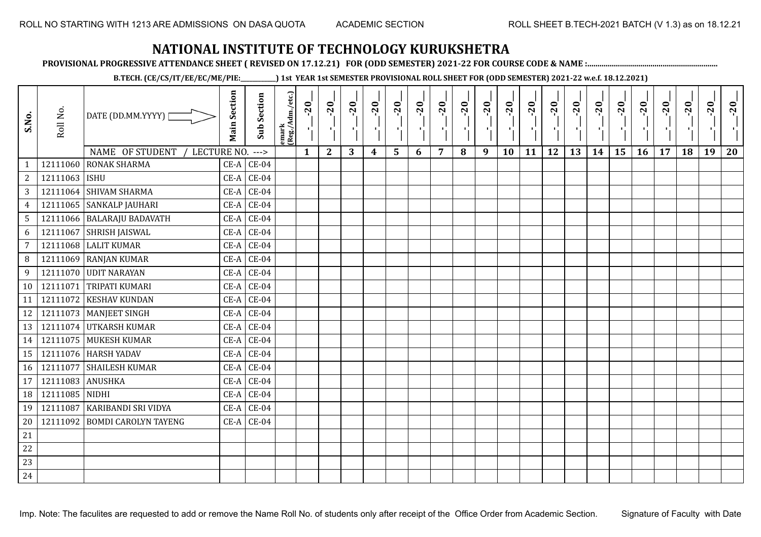ROLL NO STARTING WITH 1213 ARE ADMISSIONS ON DASA QUOTA ACADEMIC SECTION ROLL SHEET B.TECH-2021 BATCH (V 1.3) as on 18.12.21

# NATIONAL INSTITUTE OF TECHNOLOGY KURUKSHETRA

**PROVISIONAL PROGRESSIVE ATTENDANCE SHEET ( REVISED ON 17.12.21) FOR (ODD SEMESTER) 2021-22 FOR COURSE CODE & NAME :..............................................................**

**B.TECH. (CE/CS/IT/EE/EC/ME/PIE:__________) 1st YEAR 1st SEMESTER PROVISIONAL ROLL SHEET FOR (ODD SEMESTER) 2021-22 w.e.f. 18.12.2021)**

| S.No. | Roll No. | DATE (DD.MM.YYYY) | Main Section | Sub Section | emark (Reg./Adm./etc.) | _-_-20_ | _-_-20_ | _-_-20_ | _-_-20_ | _-_-20_ | _-_-20_ | _-_-20_ | _-_-20_ | _-_-20_ | _-_-20_ | _-_-20_ | _-_-20_ | _-_-20_ | _-_-20_ | _-_-20_ | _-_-20_ | _-_-20_ | _-_-20_ | _-_-20_ | _-_-20_ |
|---|---|---|---|---|---|---|---|---|---|---|---|---|---|---|---|---|---|---|---|---|---|---|---|---|---|
| | | NAME OF STUDENT / LECTURE NO. ---> | | | | 1 | 2 | 3 | 4 | 5 | 6 | 7 | 8 | 9 | 10 | 11 | 12 | 13 | 14 | 15 | 16 | 17 | 18 | 19 | 20 |
| 1 | 12111060 | RONAK SHARMA | CE-A | CE-04 | | | | | | | | | | | | | | | | | | | | | |
| 2 | 12111063 | ISHU | CE-A | CE-04 | | | | | | | | | | | | | | | | | | | | | |
| 3 | 12111064 | SHIVAM SHARMA | CE-A | CE-04 | | | | | | | | | | | | | | | | | | | | | |
| 4 | 12111065 | SANKALP JAUHARI | CE-A | CE-04 | | | | | | | | | | | | | | | | | | | | | |
| 5 | 12111066 | BALARAJU BADAVATH | CE-A | CE-04 | | | | | | | | | | | | | | | | | | | | | |
| 6 | 12111067 | SHRISH JAISWAL | CE-A | CE-04 | | | | | | | | | | | | | | | | | | | | | |
| 7 | 12111068 | LALIT KUMAR | CE-A | CE-04 | | | | | | | | | | | | | | | | | | | | | |
| 8 | 12111069 | RANJAN KUMAR | CE-A | CE-04 | | | | | | | | | | | | | | | | | | | | | |
| 9 | 12111070 | UDIT NARAYAN | CE-A | CE-04 | | | | | | | | | | | | | | | | | | | | | |
| 10 | 12111071 | TRIPATI KUMARI | CE-A | CE-04 | | | | | | | | | | | | | | | | | | | | | |
| 11 | 12111072 | KESHAV KUNDAN | CE-A | CE-04 | | | | | | | | | | | | | | | | | | | | | |
| 12 | 12111073 | MANJEET SINGH | CE-A | CE-04 | | | | | | | | | | | | | | | | | | | | | |
| 13 | 12111074 | UTKARSH KUMAR | CE-A | CE-04 | | | | | | | | | | | | | | | | | | | | | |
| 14 | 12111075 | MUKESH KUMAR | CE-A | CE-04 | | | | | | | | | | | | | | | | | | | | | |
| 15 | 12111076 | HARSH YADAV | CE-A | CE-04 | | | | | | | | | | | | | | | | | | | | | |
| 16 | 12111077 | SHAILESH KUMAR | CE-A | CE-04 | | | | | | | | | | | | | | | | | | | | | |
| 17 | 12111083 | ANUSHKA | CE-A | CE-04 | | | | | | | | | | | | | | | | | | | | | |
| 18 | 12111085 | NIDHI | CE-A | CE-04 | | | | | | | | | | | | | | | | | | | | | |
| 19 | 12111087 | KARIBANDI SRI VIDYA | CE-A | CE-04 | | | | | | | | | | | | | | | | | | | | | |
| 20 | 12111092 | BOMDI CAROLYN TAYENG | CE-A | CE-04 | | | | | | | | | | | | | | | | | | | | | |
| 21 | | | | | | | | | | | | | | | | | | | | | | | | | |
| 22 | | | | | | | | | | | | | | | | | | | | | | | | | |
| 23 | | | | | | | | | | | | | | | | | | | | | | | | | |
| 24 | | | | | | | | | | | | | | | | | | | | | | | | | |

Imp. Note: The faculites are requested to add or remove the Name Roll No. of students only after receipt of the Office Order from Academic Section. Signature of Faculty with Date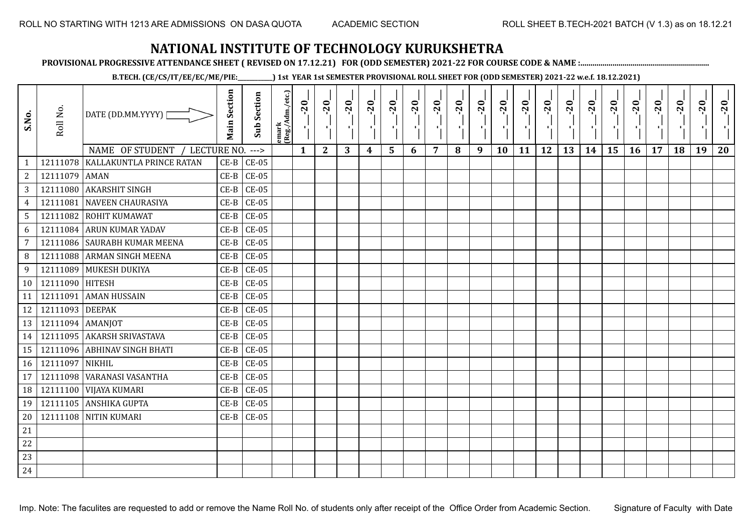ROLL NO STARTING WITH 1213 ARE ADMISSIONS ON DASA QUOTA ACADEMIC SECTION ROLL SHEET B.TECH-2021 BATCH (V 1.3) as on 18.12.21

# NATIONAL INSTITUTE OF TECHNOLOGY KURUKSHETRA

**PROVISIONAL PROGRESSIVE ATTENDANCE SHEET ( REVISED ON 17.12.21) FOR (ODD SEMESTER) 2021-22 FOR COURSE CODE & NAME :..............................................................**

**B.TECH. (CE/CS/IT/EE/EC/ME/PIE:\_\_\_\_\_\_\_\_\_\_\_) 1st YEAR 1st SEMESTER PROVISIONAL ROLL SHEET FOR (ODD SEMESTER) 2021-22 w.e.f. 18.12.2021)**

| S.No. | Roll No. | DATE (DD.MM.YYYY) | Main Section | Sub Section | emark (Reg./Adm./etc.) | \_-\_-20\_ | \_-\_-20\_ | \_-\_-20\_ | \_-\_-20\_ | \_-\_-20\_ | \_-\_-20\_ | \_-\_-20\_ | \_-\_-20\_ | \_-\_-20\_ | \_-\_-20\_ | \_-\_-20\_ | \_-\_-20\_ | \_-\_-20\_ | \_-\_-20\_ | \_-\_-20\_ | \_-\_-20\_ | \_-\_-20\_ | \_-\_-20\_ | \_-\_-20\_ | \_-\_-20\_ |
|---|---|---|---|---|---|---|---|---|---|---|---|---|---|---|---|---|---|---|---|---|---|---|---|---|---|
| | | NAME OF STUDENT / LECTURE NO. ---> | | | | 1 | 2 | 3 | 4 | 5 | 6 | 7 | 8 | 9 | 10 | 11 | 12 | 13 | 14 | 15 | 16 | 17 | 18 | 19 | 20 |
| 1 | 12111078 | KALLAKUNTLA PRINCE RATAN | CE-B | CE-05 | | | | | | | | | | | | | | | | | | | | | |
| 2 | 12111079 | AMAN | CE-B | CE-05 | | | | | | | | | | | | | | | | | | | | | |
| 3 | 12111080 | AKARSHIT SINGH | CE-B | CE-05 | | | | | | | | | | | | | | | | | | | | | |
| 4 | 12111081 | NAVEEN CHAURASIYA | CE-B | CE-05 | | | | | | | | | | | | | | | | | | | | | |
| 5 | 12111082 | ROHIT KUMAWAT | CE-B | CE-05 | | | | | | | | | | | | | | | | | | | | | |
| 6 | 12111084 | ARUN KUMAR YADAV | CE-B | CE-05 | | | | | | | | | | | | | | | | | | | | | |
| 7 | 12111086 | SAURABH KUMAR MEENA | CE-B | CE-05 | | | | | | | | | | | | | | | | | | | | | |
| 8 | 12111088 | ARMAN SINGH MEENA | CE-B | CE-05 | | | | | | | | | | | | | | | | | | | | | |
| 9 | 12111089 | MUKESH DUKIYA | CE-B | CE-05 | | | | | | | | | | | | | | | | | | | | | |
| 10 | 12111090 | HITESH | CE-B | CE-05 | | | | | | | | | | | | | | | | | | | | | |
| 11 | 12111091 | AMAN HUSSAIN | CE-B | CE-05 | | | | | | | | | | | | | | | | | | | | | |
| 12 | 12111093 | DEEPAK | CE-B | CE-05 | | | | | | | | | | | | | | | | | | | | | |
| 13 | 12111094 | AMANJOT | CE-B | CE-05 | | | | | | | | | | | | | | | | | | | | | |
| 14 | 12111095 | AKARSH SRIVASTAVA | CE-B | CE-05 | | | | | | | | | | | | | | | | | | | | | |
| 15 | 12111096 | ABHINAV SINGH BHATI | CE-B | CE-05 | | | | | | | | | | | | | | | | | | | | | |
| 16 | 12111097 | NIKHIL | CE-B | CE-05 | | | | | | | | | | | | | | | | | | | | | |
| 17 | 12111098 | VARANASI VASANTHA | CE-B | CE-05 | | | | | | | | | | | | | | | | | | | | | |
| 18 | 12111100 | VIJAYA KUMARI | CE-B | CE-05 | | | | | | | | | | | | | | | | | | | | | |
| 19 | 12111105 | ANSHIKA GUPTA | CE-B | CE-05 | | | | | | | | | | | | | | | | | | | | | |
| 20 | 12111108 | NITIN KUMARI | CE-B | CE-05 | | | | | | | | | | | | | | | | | | | | | |
| 21 | | | | | | | | | | | | | | | | | | | | | | | | | |
| 22 | | | | | | | | | | | | | | | | | | | | | | | | | |
| 23 | | | | | | | | | | | | | | | | | | | | | | | | | |
| 24 | | | | | | | | | | | | | | | | | | | | | | | | | |

Imp. Note: The faculites are requested to add or remove the Name Roll No. of students only after receipt of the Office Order from Academic Section. Signature of Faculty with Date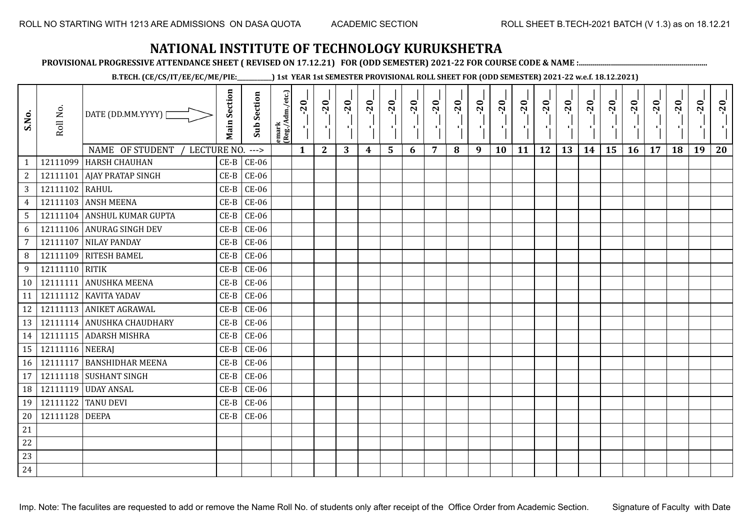ROLL NO STARTING WITH 1213 ARE ADMISSIONS ON DASA QUOTA    ACADEMIC SECTION    ROLL SHEET B.TECH-2021 BATCH (V 1.3) as on 18.12.21

# NATIONAL INSTITUTE OF TECHNOLOGY KURUKSHETRA

**PROVISIONAL PROGRESSIVE ATTENDANCE SHEET ( REVISED ON 17.12.21) FOR (ODD SEMESTER) 2021-22 FOR COURSE CODE & NAME :..............................................................**

**B.TECH. (CE/CS/IT/EE/EC/ME/PIE:__________) 1st YEAR 1st SEMESTER PROVISIONAL ROLL SHEET FOR (ODD SEMESTER) 2021-22 w.e.f. 18.12.2021)**

| S.No. | Roll No. | DATE (DD.MM.YYYY) | Main Section | Sub Section | emark (Reg./Adm./etc.) | __-__-20__ | __-__-20__ | __-__-20__ | __-__-20__ | __-__-20__ | __-__-20__ | __-__-20__ | __-__-20__ | __-__-20__ | __-__-20__ | __-__-20__ | __-__-20__ | __-__-20__ | __-__-20__ | __-__-20__ | __-__-20__ | __-__-20__ | __-__-20__ | __-__-20__ | __-__-20__ |
|---|---|---|---|---|---|---|---|---|---|---|---|---|---|---|---|---|---|---|---|---|---|---|---|---|---|
| | | NAME OF STUDENT / LECTURE NO. ---> | | | | 1 | 2 | 3 | 4 | 5 | 6 | 7 | 8 | 9 | 10 | 11 | 12 | 13 | 14 | 15 | 16 | 17 | 18 | 19 | 20 |
| 1 | 12111099 | HARSH CHAUHAN | CE-B | CE-06 | | | | | | | | | | | | | | | | | | | | | |
| 2 | 12111101 | AJAY PRATAP SINGH | CE-B | CE-06 | | | | | | | | | | | | | | | | | | | | | |
| 3 | 12111102 | RAHUL | CE-B | CE-06 | | | | | | | | | | | | | | | | | | | | | |
| 4 | 12111103 | ANSH MEENA | CE-B | CE-06 | | | | | | | | | | | | | | | | | | | | | |
| 5 | 12111104 | ANSHUL KUMAR GUPTA | CE-B | CE-06 | | | | | | | | | | | | | | | | | | | | | |
| 6 | 12111106 | ANURAG SINGH DEV | CE-B | CE-06 | | | | | | | | | | | | | | | | | | | | | |
| 7 | 12111107 | NILAY PANDAY | CE-B | CE-06 | | | | | | | | | | | | | | | | | | | | | |
| 8 | 12111109 | RITESH BAMEL | CE-B | CE-06 | | | | | | | | | | | | | | | | | | | | | |
| 9 | 12111110 | RITIK | CE-B | CE-06 | | | | | | | | | | | | | | | | | | | | | |
| 10 | 12111111 | ANUSHKA MEENA | CE-B | CE-06 | | | | | | | | | | | | | | | | | | | | | |
| 11 | 12111112 | KAVITA YADAV | CE-B | CE-06 | | | | | | | | | | | | | | | | | | | | | |
| 12 | 12111113 | ANIKET AGRAWAL | CE-B | CE-06 | | | | | | | | | | | | | | | | | | | | | |
| 13 | 12111114 | ANUSHKA CHAUDHARY | CE-B | CE-06 | | | | | | | | | | | | | | | | | | | | | |
| 14 | 12111115 | ADARSH MISHRA | CE-B | CE-06 | | | | | | | | | | | | | | | | | | | | | |
| 15 | 12111116 | NEERAJ | CE-B | CE-06 | | | | | | | | | | | | | | | | | | | | | |
| 16 | 12111117 | BANSHIDHAR MEENA | CE-B | CE-06 | | | | | | | | | | | | | | | | | | | | | |
| 17 | 12111118 | SUSHANT SINGH | CE-B | CE-06 | | | | | | | | | | | | | | | | | | | | | |
| 18 | 12111119 | UDAY ANSAL | CE-B | CE-06 | | | | | | | | | | | | | | | | | | | | | |
| 19 | 12111122 | TANU DEVI | CE-B | CE-06 | | | | | | | | | | | | | | | | | | | | | |
| 20 | 12111128 | DEEPA | CE-B | CE-06 | | | | | | | | | | | | | | | | | | | | | |
| 21 | | | | | | | | | | | | | | | | | | | | | | | | | |
| 22 | | | | | | | | | | | | | | | | | | | | | | | | | |
| 23 | | | | | | | | | | | | | | | | | | | | | | | | | |
| 24 | | | | | | | | | | | | | | | | | | | | | | | | | |

Imp. Note: The faculites are requested to add or remove the Name Roll No. of students only after receipt of the Office Order from Academic Section.    Signature of Faculty with Date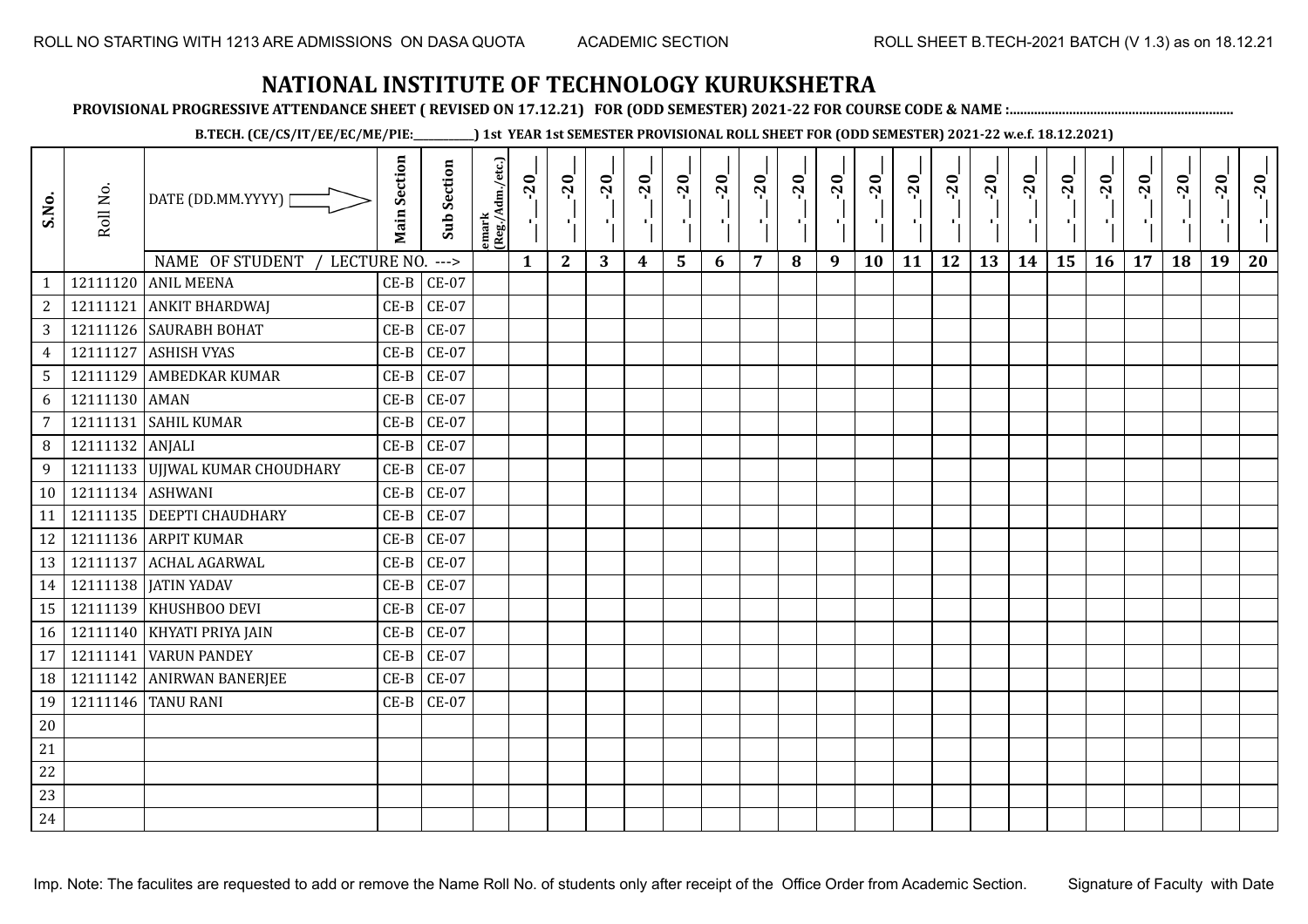ROLL NO STARTING WITH 1213 ARE ADMISSIONS ON DASA QUOTA ACADEMIC SECTION ROLL SHEET B.TECH-2021 BATCH (V 1.3) as on 18.12.21

# NATIONAL INSTITUTE OF TECHNOLOGY KURUKSHETRA

**PROVISIONAL PROGRESSIVE ATTENDANCE SHEET ( REVISED ON 17.12.21) FOR (ODD SEMESTER) 2021-22 FOR COURSE CODE & NAME :..............................................................**

**B.TECH. (CE/CS/IT/EE/EC/ME/PIE:__________) 1st YEAR 1st SEMESTER PROVISIONAL ROLL SHEET FOR (ODD SEMESTER) 2021-22 w.e.f. 18.12.2021)**

| S.No. | Roll No. | DATE (DD.MM.YYYY) / NAME OF STUDENT / LECTURE NO. ---> | Main Section | Sub Section | emark (Reg./Adm./etc.) | __-__-20__ 1 | __-__-20__ 2 | __-__-20__ 3 | __-__-20__ 4 | __-__-20__ 5 | __-__-20__ 6 | __-__-20__ 7 | __-__-20__ 8 | __-__-20__ 9 | __-__-20__ 10 | __-__-20__ 11 | __-__-20__ 12 | __-__-20__ 13 | __-__-20__ 14 | __-__-20__ 15 | __-__-20__ 16 | __-__-20__ 17 | __-__-20__ 18 | __-__-20__ 19 | __-__-20__ 20 |
|---|---|---|---|---|---|---|---|---|---|---|---|---|---|---|---|---|---|---|---|---|---|---|---|---|---|
| 1 | 12111120 | ANIL MEENA | CE-B | CE-07 | | | | | | | | | | | | | | | | | | | | | |
| 2 | 12111121 | ANKIT BHARDWAJ | CE-B | CE-07 | | | | | | | | | | | | | | | | | | | | | |
| 3 | 12111126 | SAURABH BOHAT | CE-B | CE-07 | | | | | | | | | | | | | | | | | | | | | |
| 4 | 12111127 | ASHISH VYAS | CE-B | CE-07 | | | | | | | | | | | | | | | | | | | | | |
| 5 | 12111129 | AMBEDKAR KUMAR | CE-B | CE-07 | | | | | | | | | | | | | | | | | | | | | |
| 6 | 12111130 | AMAN | CE-B | CE-07 | | | | | | | | | | | | | | | | | | | | | |
| 7 | 12111131 | SAHIL KUMAR | CE-B | CE-07 | | | | | | | | | | | | | | | | | | | | | |
| 8 | 12111132 | ANJALI | CE-B | CE-07 | | | | | | | | | | | | | | | | | | | | | |
| 9 | 12111133 | UJJWAL KUMAR CHOUDHARY | CE-B | CE-07 | | | | | | | | | | | | | | | | | | | | | |
| 10 | 12111134 | ASHWANI | CE-B | CE-07 | | | | | | | | | | | | | | | | | | | | | |
| 11 | 12111135 | DEEPTI CHAUDHARY | CE-B | CE-07 | | | | | | | | | | | | | | | | | | | | | |
| 12 | 12111136 | ARPIT KUMAR | CE-B | CE-07 | | | | | | | | | | | | | | | | | | | | | |
| 13 | 12111137 | ACHAL AGARWAL | CE-B | CE-07 | | | | | | | | | | | | | | | | | | | | | |
| 14 | 12111138 | JATIN YADAV | CE-B | CE-07 | | | | | | | | | | | | | | | | | | | | | |
| 15 | 12111139 | KHUSHBOO DEVI | CE-B | CE-07 | | | | | | | | | | | | | | | | | | | | | |
| 16 | 12111140 | KHYATI PRIYA JAIN | CE-B | CE-07 | | | | | | | | | | | | | | | | | | | | | |
| 17 | 12111141 | VARUN PANDEY | CE-B | CE-07 | | | | | | | | | | | | | | | | | | | | | |
| 18 | 12111142 | ANIRWAN BANERJEE | CE-B | CE-07 | | | | | | | | | | | | | | | | | | | | | |
| 19 | 12111146 | TANU RANI | CE-B | CE-07 | | | | | | | | | | | | | | | | | | | | | |
| 20 | | | | | | | | | | | | | | | | | | | | | | | | | |
| 21 | | | | | | | | | | | | | | | | | | | | | | | | | |
| 22 | | | | | | | | | | | | | | | | | | | | | | | | | |
| 23 | | | | | | | | | | | | | | | | | | | | | | | | | |
| 24 | | | | | | | | | | | | | | | | | | | | | | | | | |

Imp. Note: The faculites are requested to add or remove the Name Roll No. of students only after receipt of the Office Order from Academic Section. Signature of Faculty with Date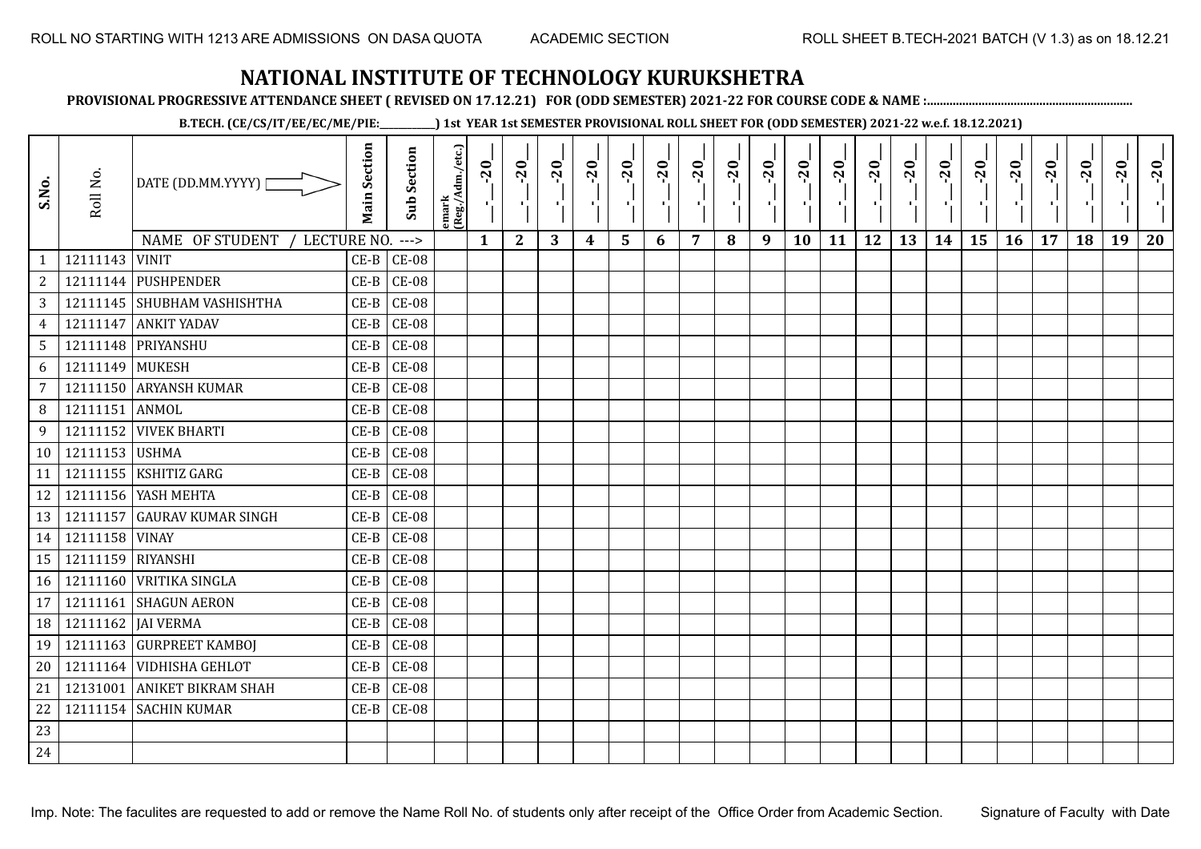ROLL NO STARTING WITH 1213 ARE ADMISSIONS ON DASA QUOTA    ACADEMIC SECTION    ROLL SHEET B.TECH-2021 BATCH (V 1.3) as on 18.12.21

# NATIONAL INSTITUTE OF TECHNOLOGY KURUKSHETRA

**PROVISIONAL PROGRESSIVE ATTENDANCE SHEET ( REVISED ON 17.12.21) FOR (ODD SEMESTER) 2021-22 FOR COURSE CODE & NAME :..............................................................**

**B.TECH. (CE/CS/IT/EE/EC/ME/PIE:___________) 1st YEAR 1st SEMESTER PROVISIONAL ROLL SHEET FOR (ODD SEMESTER) 2021-22 w.e.f. 18.12.2021)**

| S.No. | Roll No. | DATE (DD.MM.YYYY) | Main Section | Sub Section | emark (Reg./Adm./etc.) | __-__-20__ | __-__-20__ | __-__-20__ | __-__-20__ | __-__-20__ | __-__-20__ | __-__-20__ | __-__-20__ | __-__-20__ | __-__-20__ | __-__-20__ | __-__-20__ | __-__-20__ | __-__-20__ | __-__-20__ | __-__-20__ | __-__-20__ | __-__-20__ | __-__-20__ | __-__-20__ |
|---|---|---|---|---|---|---|---|---|---|---|---|---|---|---|---|---|---|---|---|---|---|---|---|---|---|
| | | NAME OF STUDENT / LECTURE NO. ---> | | | | 1 | 2 | 3 | 4 | 5 | 6 | 7 | 8 | 9 | 10 | 11 | 12 | 13 | 14 | 15 | 16 | 17 | 18 | 19 | 20 |
| 1 | 12111143 | VINIT | CE-B | CE-08 | | | | | | | | | | | | | | | | | | | | | |
| 2 | 12111144 | PUSHPENDER | CE-B | CE-08 | | | | | | | | | | | | | | | | | | | | | |
| 3 | 12111145 | SHUBHAM VASHISHTHA | CE-B | CE-08 | | | | | | | | | | | | | | | | | | | | | |
| 4 | 12111147 | ANKIT YADAV | CE-B | CE-08 | | | | | | | | | | | | | | | | | | | | | |
| 5 | 12111148 | PRIYANSHU | CE-B | CE-08 | | | | | | | | | | | | | | | | | | | | | |
| 6 | 12111149 | MUKESH | CE-B | CE-08 | | | | | | | | | | | | | | | | | | | | | |
| 7 | 12111150 | ARYANSH KUMAR | CE-B | CE-08 | | | | | | | | | | | | | | | | | | | | | |
| 8 | 12111151 | ANMOL | CE-B | CE-08 | | | | | | | | | | | | | | | | | | | | | |
| 9 | 12111152 | VIVEK BHARTI | CE-B | CE-08 | | | | | | | | | | | | | | | | | | | | | |
| 10 | 12111153 | USHMA | CE-B | CE-08 | | | | | | | | | | | | | | | | | | | | | |
| 11 | 12111155 | KSHITIZ GARG | CE-B | CE-08 | | | | | | | | | | | | | | | | | | | | | |
| 12 | 12111156 | YASH MEHTA | CE-B | CE-08 | | | | | | | | | | | | | | | | | | | | | |
| 13 | 12111157 | GAURAV KUMAR SINGH | CE-B | CE-08 | | | | | | | | | | | | | | | | | | | | | |
| 14 | 12111158 | VINAY | CE-B | CE-08 | | | | | | | | | | | | | | | | | | | | | |
| 15 | 12111159 | RIYANSHI | CE-B | CE-08 | | | | | | | | | | | | | | | | | | | | | |
| 16 | 12111160 | VRITIKA SINGLA | CE-B | CE-08 | | | | | | | | | | | | | | | | | | | | | |
| 17 | 12111161 | SHAGUN AERON | CE-B | CE-08 | | | | | | | | | | | | | | | | | | | | | |
| 18 | 12111162 | JAI VERMA | CE-B | CE-08 | | | | | | | | | | | | | | | | | | | | | |
| 19 | 12111163 | GURPREET KAMBOJ | CE-B | CE-08 | | | | | | | | | | | | | | | | | | | | | |
| 20 | 12111164 | VIDHISHA GEHLOT | CE-B | CE-08 | | | | | | | | | | | | | | | | | | | | | |
| 21 | 12131001 | ANIKET BIKRAM SHAH | CE-B | CE-08 | | | | | | | | | | | | | | | | | | | | | |
| 22 | 12111154 | SACHIN KUMAR | CE-B | CE-08 | | | | | | | | | | | | | | | | | | | | | |
| 23 | | | | | | | | | | | | | | | | | | | | | | | | | |
| 24 | | | | | | | | | | | | | | | | | | | | | | | | | |

Imp. Note: The faculites are requested to add or remove the Name Roll No. of students only after receipt of the Office Order from Academic Section.    Signature of Faculty with Date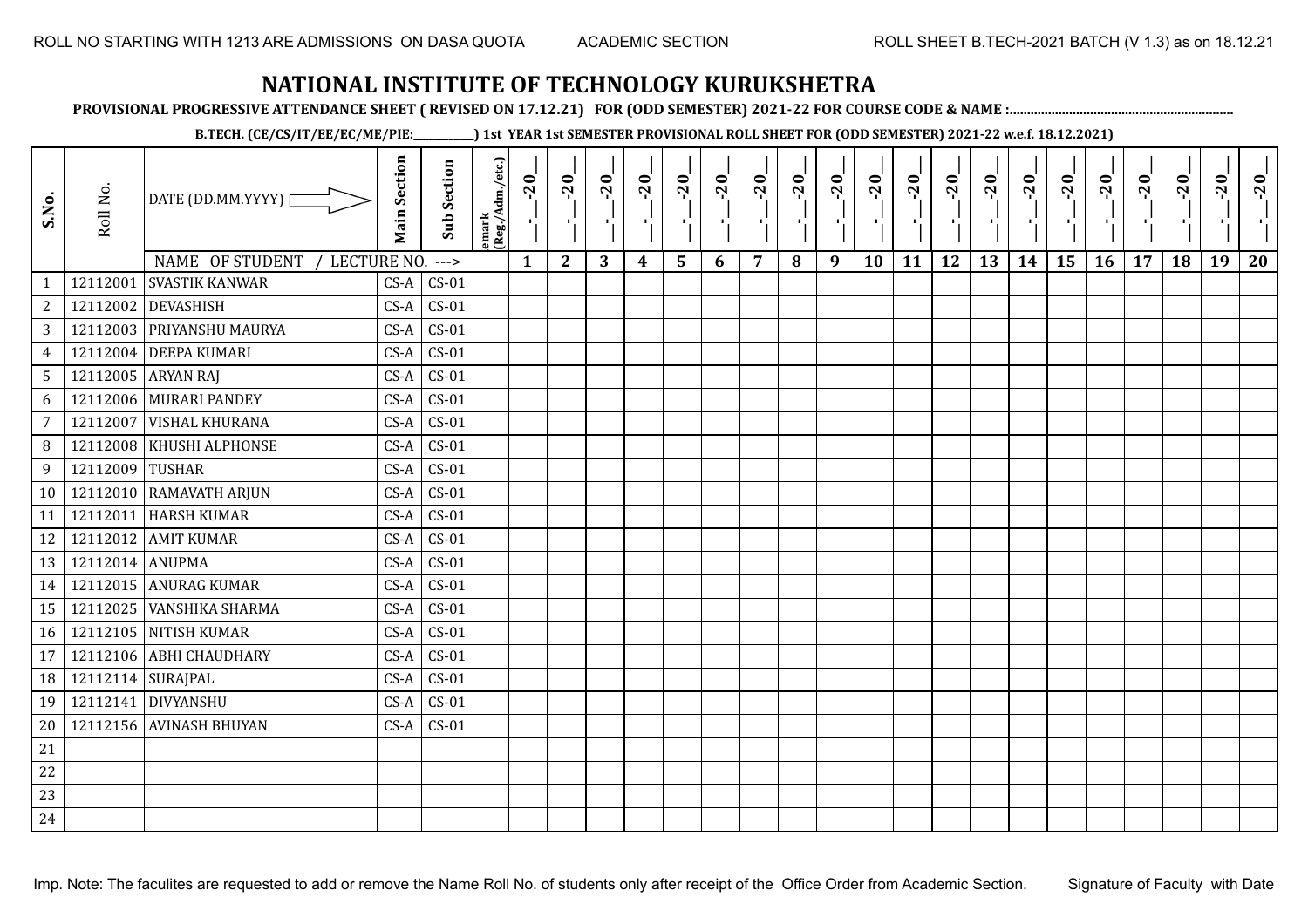# NATIONAL INSTITUTE OF TECHNOLOGY KURUKSHETRA

**PROVISIONAL PROGRESSIVE ATTENDANCE SHEET ( REVISED ON 17.12.21) FOR (ODD SEMESTER) 2021-22 FOR COURSE CODE & NAME :...............................................................**

**B.TECH. (CE/CS/IT/EE/EC/ME/PIE:__________) 1st YEAR 1st SEMESTER PROVISIONAL ROLL SHEET FOR (ODD SEMESTER) 2021-22 w.e.f. 18.12.2021)**

| S.No. | Roll No. | DATE (DD.MM.YYYY) | Main Section | Sub Section | emark (Reg./Adm./etc.) | _-_-20_ | _-_-20_ | _-_-20_ | _-_-20_ | _-_-20_ | _-_-20_ | _-_-20_ | _-_-20_ | _-_-20_ | _-_-20_ | _-_-20_ | _-_-20_ | _-_-20_ | _-_-20_ | _-_-20_ | _-_-20_ | _-_-20_ | _-_-20_ | _-_-20_ | _-_-20_ |
|---|---|---|---|---|---|---|---|---|---|---|---|---|---|---|---|---|---|---|---|---|---|---|---|---|---|
| | | NAME OF STUDENT / LECTURE NO. ---> | | | | 1 | 2 | 3 | 4 | 5 | 6 | 7 | 8 | 9 | 10 | 11 | 12 | 13 | 14 | 15 | 16 | 17 | 18 | 19 | 20 |
| 1 | 12112001 | SVASTIK KANWAR | CS-A | CS-01 | | | | | | | | | | | | | | | | | | | | | |
| 2 | 12112002 | DEVASHISH | CS-A | CS-01 | | | | | | | | | | | | | | | | | | | | | |
| 3 | 12112003 | PRIYANSHU MAURYA | CS-A | CS-01 | | | | | | | | | | | | | | | | | | | | | |
| 4 | 12112004 | DEEPA KUMARI | CS-A | CS-01 | | | | | | | | | | | | | | | | | | | | | |
| 5 | 12112005 | ARYAN RAJ | CS-A | CS-01 | | | | | | | | | | | | | | | | | | | | | |
| 6 | 12112006 | MURARI PANDEY | CS-A | CS-01 | | | | | | | | | | | | | | | | | | | | | |
| 7 | 12112007 | VISHAL KHURANA | CS-A | CS-01 | | | | | | | | | | | | | | | | | | | | | |
| 8 | 12112008 | KHUSHI ALPHONSE | CS-A | CS-01 | | | | | | | | | | | | | | | | | | | | | |
| 9 | 12112009 | TUSHAR | CS-A | CS-01 | | | | | | | | | | | | | | | | | | | | | |
| 10 | 12112010 | RAMAVATH ARJUN | CS-A | CS-01 | | | | | | | | | | | | | | | | | | | | | |
| 11 | 12112011 | HARSH KUMAR | CS-A | CS-01 | | | | | | | | | | | | | | | | | | | | | |
| 12 | 12112012 | AMIT KUMAR | CS-A | CS-01 | | | | | | | | | | | | | | | | | | | | | |
| 13 | 12112014 | ANUPMA | CS-A | CS-01 | | | | | | | | | | | | | | | | | | | | | |
| 14 | 12112015 | ANURAG KUMAR | CS-A | CS-01 | | | | | | | | | | | | | | | | | | | | | |
| 15 | 12112025 | VANSHIKA SHARMA | CS-A | CS-01 | | | | | | | | | | | | | | | | | | | | | |
| 16 | 12112105 | NITISH KUMAR | CS-A | CS-01 | | | | | | | | | | | | | | | | | | | | | |
| 17 | 12112106 | ABHI CHAUDHARY | CS-A | CS-01 | | | | | | | | | | | | | | | | | | | | | |
| 18 | 12112114 | SURAJPAL | CS-A | CS-01 | | | | | | | | | | | | | | | | | | | | | |
| 19 | 12112141 | DIVYANSHU | CS-A | CS-01 | | | | | | | | | | | | | | | | | | | | | |
| 20 | 12112156 | AVINASH BHUYAN | CS-A | CS-01 | | | | | | | | | | | | | | | | | | | | | |
| 21 | | | | | | | | | | | | | | | | | | | | | | | | | |
| 22 | | | | | | | | | | | | | | | | | | | | | | | | | |
| 23 | | | | | | | | | | | | | | | | | | | | | | | | | |
| 24 | | | | | | | | | | | | | | | | | | | | | | | | | |

Imp. Note: The faculites are requested to add or remove the Name Roll No. of students only after receipt of the Office Order from Academic Section. Signature of Faculty with Date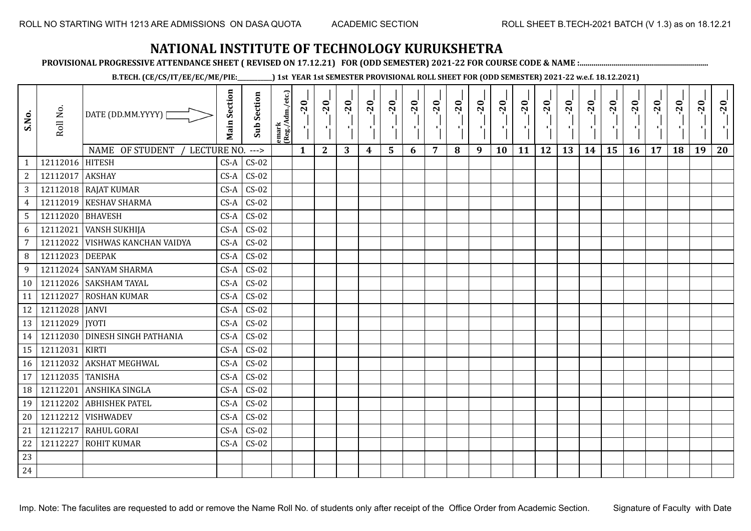# NATIONAL INSTITUTE OF TECHNOLOGY KURUKSHETRA

**PROVISIONAL PROGRESSIVE ATTENDANCE SHEET ( REVISED ON 17.12.21) FOR (ODD SEMESTER) 2021-22 FOR COURSE CODE & NAME :..............................................................**

**B.TECH. (CE/CS/IT/EE/EC/ME/PIE:\_\_\_\_\_\_\_\_\_\_\_) 1st YEAR 1st SEMESTER PROVISIONAL ROLL SHEET FOR (ODD SEMESTER) 2021-22 w.e.f. 18.12.2021)**

| S.No. | Roll No. | DATE (DD.MM.YYYY) | Main Section | Sub Section | Remark (Reg./Adm./etc.) | -20 | -20 | -20 | -20 | -20 | -20 | -20 | -20 | -20 | -20 | -20 | -20 | -20 | -20 | -20 | -20 | -20 | -20 | -20 | -20 |
|---|---|---|---|---|---|---|---|---|---|---|---|---|---|---|---|---|---|---|---|---|---|---|---|---|---|
| | | NAME OF STUDENT / LECTURE NO. ---> | | | | 1 | 2 | 3 | 4 | 5 | 6 | 7 | 8 | 9 | 10 | 11 | 12 | 13 | 14 | 15 | 16 | 17 | 18 | 19 | 20 |
| 1 | 12112016 | HITESH | CS-A | CS-02 | | | | | | | | | | | | | | | | | | | | | |
| 2 | 12112017 | AKSHAY | CS-A | CS-02 | | | | | | | | | | | | | | | | | | | | | |
| 3 | 12112018 | RAJAT KUMAR | CS-A | CS-02 | | | | | | | | | | | | | | | | | | | | | |
| 4 | 12112019 | KESHAV SHARMA | CS-A | CS-02 | | | | | | | | | | | | | | | | | | | | | |
| 5 | 12112020 | BHAVESH | CS-A | CS-02 | | | | | | | | | | | | | | | | | | | | | |
| 6 | 12112021 | VANSH SUKHIJA | CS-A | CS-02 | | | | | | | | | | | | | | | | | | | | | |
| 7 | 12112022 | VISHWAS KANCHAN VAIDYA | CS-A | CS-02 | | | | | | | | | | | | | | | | | | | | | |
| 8 | 12112023 | DEEPAK | CS-A | CS-02 | | | | | | | | | | | | | | | | | | | | | |
| 9 | 12112024 | SANYAM SHARMA | CS-A | CS-02 | | | | | | | | | | | | | | | | | | | | | |
| 10 | 12112026 | SAKSHAM TAYAL | CS-A | CS-02 | | | | | | | | | | | | | | | | | | | | | |
| 11 | 12112027 | ROSHAN KUMAR | CS-A | CS-02 | | | | | | | | | | | | | | | | | | | | | |
| 12 | 12112028 | JANVI | CS-A | CS-02 | | | | | | | | | | | | | | | | | | | | | |
| 13 | 12112029 | JYOTI | CS-A | CS-02 | | | | | | | | | | | | | | | | | | | | | |
| 14 | 12112030 | DINESH SINGH PATHANIA | CS-A | CS-02 | | | | | | | | | | | | | | | | | | | | | |
| 15 | 12112031 | KIRTI | CS-A | CS-02 | | | | | | | | | | | | | | | | | | | | | |
| 16 | 12112032 | AKSHAT MEGHWAL | CS-A | CS-02 | | | | | | | | | | | | | | | | | | | | | |
| 17 | 12112035 | TANISHA | CS-A | CS-02 | | | | | | | | | | | | | | | | | | | | | |
| 18 | 12112201 | ANSHIKA SINGLA | CS-A | CS-02 | | | | | | | | | | | | | | | | | | | | | |
| 19 | 12112202 | ABHISHEK PATEL | CS-A | CS-02 | | | | | | | | | | | | | | | | | | | | | |
| 20 | 12112212 | VISHWADEV | CS-A | CS-02 | | | | | | | | | | | | | | | | | | | | | |
| 21 | 12112217 | RAHUL GORAI | CS-A | CS-02 | | | | | | | | | | | | | | | | | | | | | |
| 22 | 12112227 | ROHIT KUMAR | CS-A | CS-02 | | | | | | | | | | | | | | | | | | | | | |
| 23 | | | | | | | | | | | | | | | | | | | | | | | | | |
| 24 | | | | | | | | | | | | | | | | | | | | | | | | | |

Imp. Note: The faculites are requested to add or remove the Name Roll No. of students only after receipt of the Office Order from Academic Section.

Signature of Faculty with Date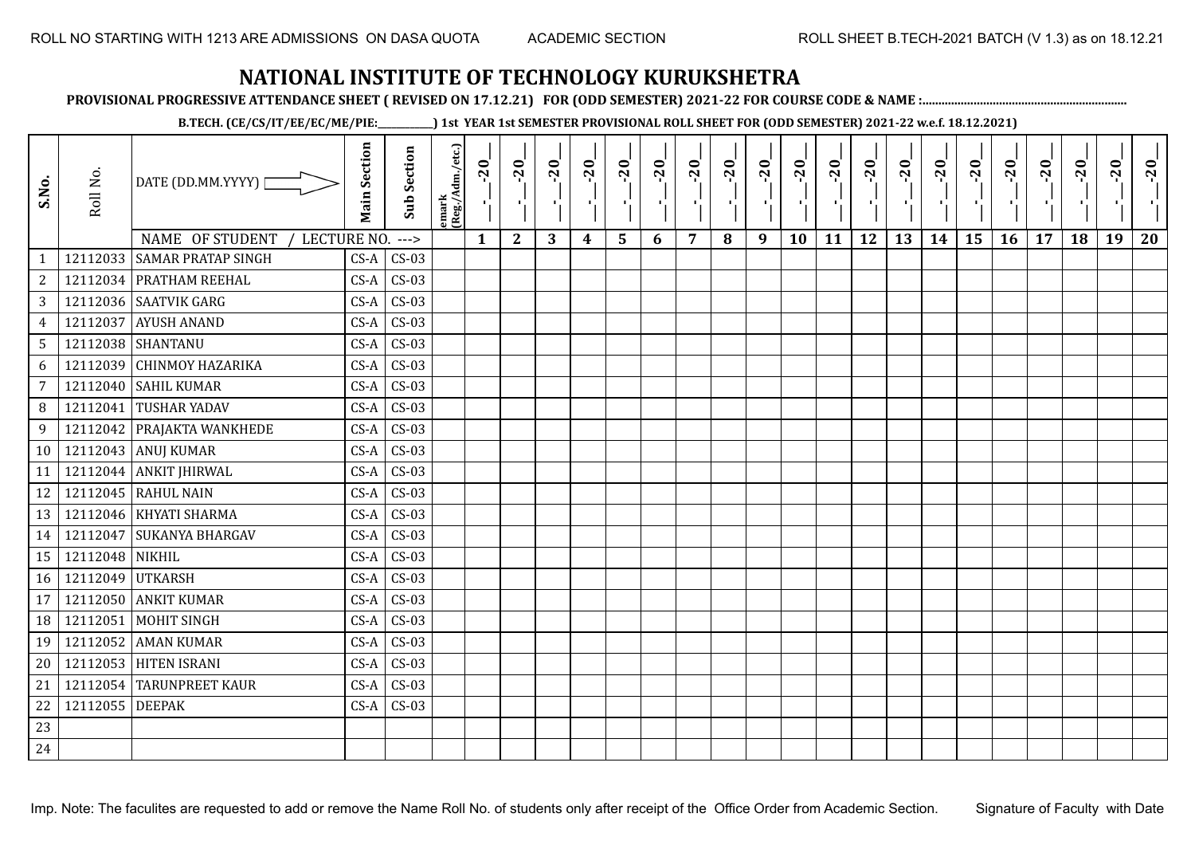ROLL NO STARTING WITH 1213 ARE ADMISSIONS ON DASA QUOTA ACADEMIC SECTION ROLL SHEET B.TECH-2021 BATCH (V 1.3) as on 18.12.21

# NATIONAL INSTITUTE OF TECHNOLOGY KURUKSHETRA

**PROVISIONAL PROGRESSIVE ATTENDANCE SHEET ( REVISED ON 17.12.21) FOR (ODD SEMESTER) 2021-22 FOR COURSE CODE & NAME :...............................................................**

**B.TECH. (CE/CS/IT/EE/EC/ME/PIE:\_\_\_\_\_\_\_\_\_\_\_) 1st YEAR 1st SEMESTER PROVISIONAL ROLL SHEET FOR (ODD SEMESTER) 2021-22 w.e.f. 18.12.2021)**

| S.No. | Roll No. | DATE (DD.MM.YYYY) | Main Section | Sub Section | Remark (Reg./Adm./etc.) | __-__-20__ | __-__-20__ | __-__-20__ | __-__-20__ | __-__-20__ | __-__-20__ | __-__-20__ | __-__-20__ | __-__-20__ | __-__-20__ | __-__-20__ | __-__-20__ | __-__-20__ | __-__-20__ | __-__-20__ | __-__-20__ | __-__-20__ | __-__-20__ | __-__-20__ | __-__-20__ |
|---|---|---|---|---|---|---|---|---|---|---|---|---|---|---|---|---|---|---|---|---|---|---|---|---|---|
| | | NAME OF STUDENT / LECTURE NO. ---> | | | | 1 | 2 | 3 | 4 | 5 | 6 | 7 | 8 | 9 | 10 | 11 | 12 | 13 | 14 | 15 | 16 | 17 | 18 | 19 | 20 |
| 1 | 12112033 | SAMAR PRATAP SINGH | CS-A | CS-03 | | | | | | | | | | | | | | | | | | | | | |
| 2 | 12112034 | PRATHAM REEHAL | CS-A | CS-03 | | | | | | | | | | | | | | | | | | | | | |
| 3 | 12112036 | SAATVIK GARG | CS-A | CS-03 | | | | | | | | | | | | | | | | | | | | | |
| 4 | 12112037 | AYUSH ANAND | CS-A | CS-03 | | | | | | | | | | | | | | | | | | | | | |
| 5 | 12112038 | SHANTANU | CS-A | CS-03 | | | | | | | | | | | | | | | | | | | | | |
| 6 | 12112039 | CHINMOY HAZARIKA | CS-A | CS-03 | | | | | | | | | | | | | | | | | | | | | |
| 7 | 12112040 | SAHIL KUMAR | CS-A | CS-03 | | | | | | | | | | | | | | | | | | | | | |
| 8 | 12112041 | TUSHAR YADAV | CS-A | CS-03 | | | | | | | | | | | | | | | | | | | | | |
| 9 | 12112042 | PRAJAKTA WANKHEDE | CS-A | CS-03 | | | | | | | | | | | | | | | | | | | | | |
| 10 | 12112043 | ANUJ KUMAR | CS-A | CS-03 | | | | | | | | | | | | | | | | | | | | | |
| 11 | 12112044 | ANKIT JHIRWAL | CS-A | CS-03 | | | | | | | | | | | | | | | | | | | | | |
| 12 | 12112045 | RAHUL NAIN | CS-A | CS-03 | | | | | | | | | | | | | | | | | | | | | |
| 13 | 12112046 | KHYATI SHARMA | CS-A | CS-03 | | | | | | | | | | | | | | | | | | | | | |
| 14 | 12112047 | SUKANYA BHARGAV | CS-A | CS-03 | | | | | | | | | | | | | | | | | | | | | |
| 15 | 12112048 | NIKHIL | CS-A | CS-03 | | | | | | | | | | | | | | | | | | | | | |
| 16 | 12112049 | UTKARSH | CS-A | CS-03 | | | | | | | | | | | | | | | | | | | | | |
| 17 | 12112050 | ANKIT KUMAR | CS-A | CS-03 | | | | | | | | | | | | | | | | | | | | | |
| 18 | 12112051 | MOHIT SINGH | CS-A | CS-03 | | | | | | | | | | | | | | | | | | | | | |
| 19 | 12112052 | AMAN KUMAR | CS-A | CS-03 | | | | | | | | | | | | | | | | | | | | | |
| 20 | 12112053 | HITEN ISRANI | CS-A | CS-03 | | | | | | | | | | | | | | | | | | | | | |
| 21 | 12112054 | TARUNPREET KAUR | CS-A | CS-03 | | | | | | | | | | | | | | | | | | | | | |
| 22 | 12112055 | DEEPAK | CS-A | CS-03 | | | | | | | | | | | | | | | | | | | | | |
| 23 | | | | | | | | | | | | | | | | | | | | | | | | | |
| 24 | | | | | | | | | | | | | | | | | | | | | | | | | |

Imp. Note: The faculites are requested to add or remove the Name Roll No. of students only after receipt of the Office Order from Academic Section. Signature of Faculty with Date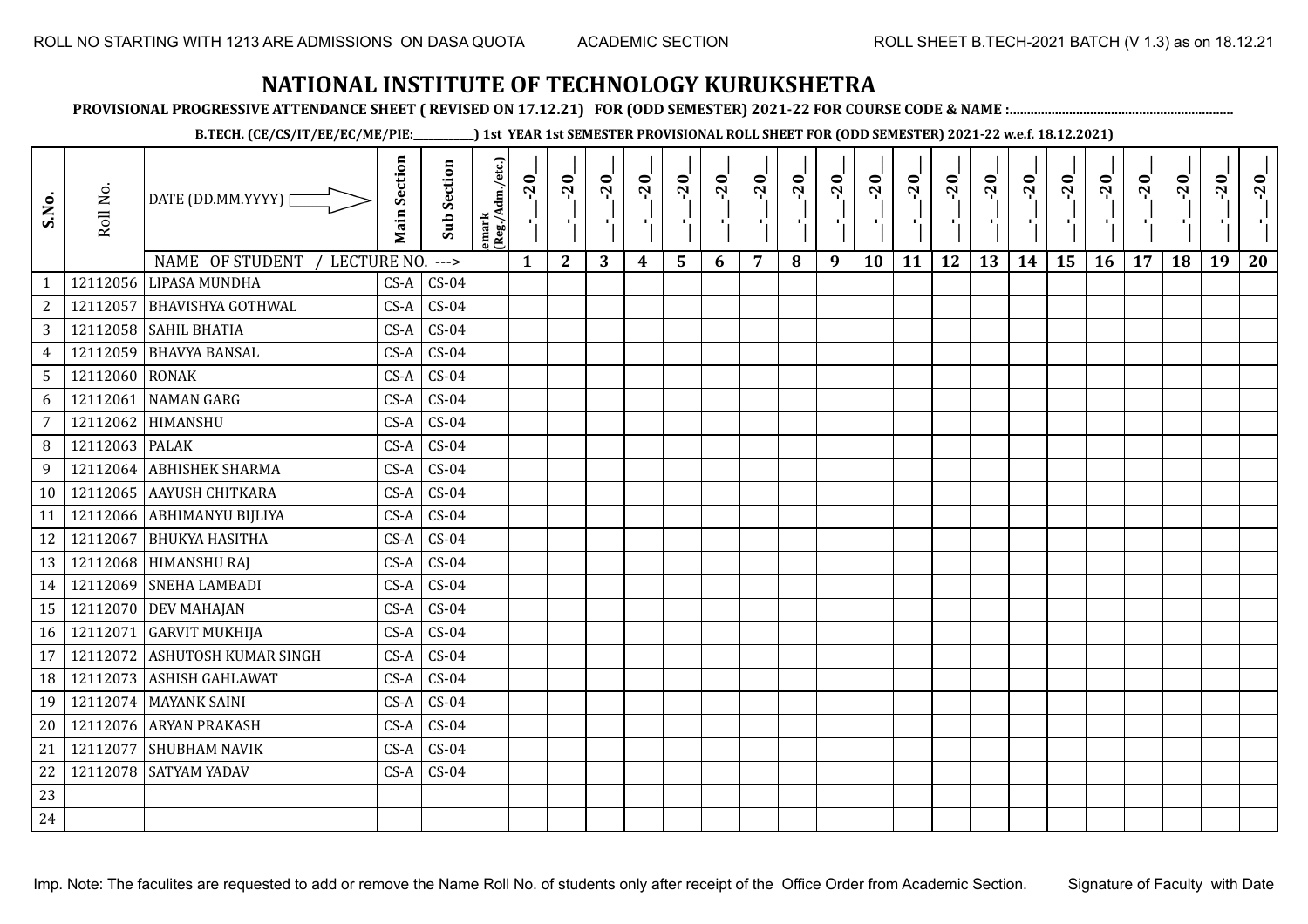ROLL NO STARTING WITH 1213 ARE ADMISSIONS ON DASA QUOTA    ACADEMIC SECTION    ROLL SHEET B.TECH-2021 BATCH (V 1.3) as on 18.12.21

# NATIONAL INSTITUTE OF TECHNOLOGY KURUKSHETRA

**PROVISIONAL PROGRESSIVE ATTENDANCE SHEET ( REVISED ON 17.12.21) FOR (ODD SEMESTER) 2021-22 FOR COURSE CODE & NAME :..............................................................**

**B.TECH. (CE/CS/IT/EE/EC/ME/PIE:__________) 1st YEAR 1st SEMESTER PROVISIONAL ROLL SHEET FOR (ODD SEMESTER) 2021-22 w.e.f. 18.12.2021)**

| S.No. | Roll No. | DATE (DD.MM.YYYY) | Main Section | Sub Section | emark (Reg./Adm./etc.) | __-__-20__ | __-__-20__ | __-__-20__ | __-__-20__ | __-__-20__ | __-__-20__ | __-__-20__ | __-__-20__ | __-__-20__ | __-__-20__ | __-__-20__ | __-__-20__ | __-__-20__ | __-__-20__ | __-__-20__ | __-__-20__ | __-__-20__ | __-__-20__ | __-__-20__ | __-__-20__ |
|---|---|---|---|---|---|---|---|---|---|---|---|---|---|---|---|---|---|---|---|---|---|---|---|---|---|
| | | NAME OF STUDENT / LECTURE NO. ---> | | | | 1 | 2 | 3 | 4 | 5 | 6 | 7 | 8 | 9 | 10 | 11 | 12 | 13 | 14 | 15 | 16 | 17 | 18 | 19 | 20 |
| 1 | 12112056 | LIPASA MUNDHA | CS-A | CS-04 | | | | | | | | | | | | | | | | | | | | | |
| 2 | 12112057 | BHAVISHYA GOTHWAL | CS-A | CS-04 | | | | | | | | | | | | | | | | | | | | | |
| 3 | 12112058 | SAHIL BHATIA | CS-A | CS-04 | | | | | | | | | | | | | | | | | | | | | |
| 4 | 12112059 | BHAVYA BANSAL | CS-A | CS-04 | | | | | | | | | | | | | | | | | | | | | |
| 5 | 12112060 | RONAK | CS-A | CS-04 | | | | | | | | | | | | | | | | | | | | | |
| 6 | 12112061 | NAMAN GARG | CS-A | CS-04 | | | | | | | | | | | | | | | | | | | | | |
| 7 | 12112062 | HIMANSHU | CS-A | CS-04 | | | | | | | | | | | | | | | | | | | | | |
| 8 | 12112063 | PALAK | CS-A | CS-04 | | | | | | | | | | | | | | | | | | | | | |
| 9 | 12112064 | ABHISHEK SHARMA | CS-A | CS-04 | | | | | | | | | | | | | | | | | | | | | |
| 10 | 12112065 | AAYUSH CHITKARA | CS-A | CS-04 | | | | | | | | | | | | | | | | | | | | | |
| 11 | 12112066 | ABHIMANYU BIJLIYA | CS-A | CS-04 | | | | | | | | | | | | | | | | | | | | | |
| 12 | 12112067 | BHUKYA HASITHA | CS-A | CS-04 | | | | | | | | | | | | | | | | | | | | | |
| 13 | 12112068 | HIMANSHU RAJ | CS-A | CS-04 | | | | | | | | | | | | | | | | | | | | | |
| 14 | 12112069 | SNEHA LAMBADI | CS-A | CS-04 | | | | | | | | | | | | | | | | | | | | | |
| 15 | 12112070 | DEV MAHAJAN | CS-A | CS-04 | | | | | | | | | | | | | | | | | | | | | |
| 16 | 12112071 | GARVIT MUKHIJA | CS-A | CS-04 | | | | | | | | | | | | | | | | | | | | | |
| 17 | 12112072 | ASHUTOSH KUMAR SINGH | CS-A | CS-04 | | | | | | | | | | | | | | | | | | | | | |
| 18 | 12112073 | ASHISH GAHLAWAT | CS-A | CS-04 | | | | | | | | | | | | | | | | | | | | | |
| 19 | 12112074 | MAYANK SAINI | CS-A | CS-04 | | | | | | | | | | | | | | | | | | | | | |
| 20 | 12112076 | ARYAN PRAKASH | CS-A | CS-04 | | | | | | | | | | | | | | | | | | | | | |
| 21 | 12112077 | SHUBHAM NAVIK | CS-A | CS-04 | | | | | | | | | | | | | | | | | | | | | |
| 22 | 12112078 | SATYAM YADAV | CS-A | CS-04 | | | | | | | | | | | | | | | | | | | | | |
| 23 | | | | | | | | | | | | | | | | | | | | | | | | | |
| 24 | | | | | | | | | | | | | | | | | | | | | | | | | |

Imp. Note: The faculites are requested to add or remove the Name Roll No. of students only after receipt of the Office Order from Academic Section.    Signature of Faculty with Date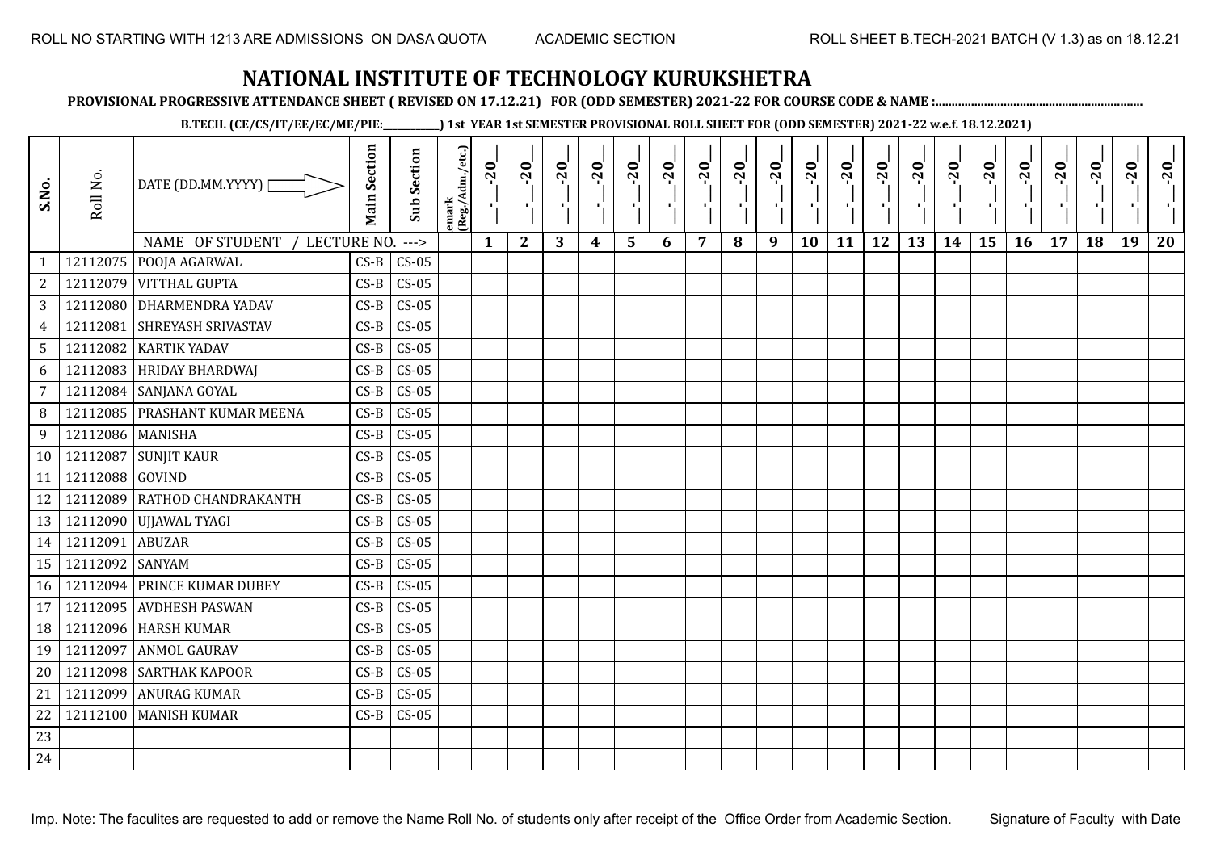ROLL NO STARTING WITH 1213 ARE ADMISSIONS ON DASA QUOTA ACADEMIC SECTION ROLL SHEET B.TECH-2021 BATCH (V 1.3) as on 18.12.21

# NATIONAL INSTITUTE OF TECHNOLOGY KURUKSHETRA

**PROVISIONAL PROGRESSIVE ATTENDANCE SHEET ( REVISED ON 17.12.21) FOR (ODD SEMESTER) 2021-22 FOR COURSE CODE & NAME :..............................................................**

**B.TECH. (CE/CS/IT/EE/EC/ME/PIE:___________) 1st YEAR 1st SEMESTER PROVISIONAL ROLL SHEET FOR (ODD SEMESTER) 2021-22 w.e.f. 18.12.2021)**

| S.No. | Roll No. | DATE (DD.MM.YYYY) | Main Section | Sub Section | emark (Reg./Adm./etc.) | _-_-20_ | _-_-20_ | _-_-20_ | _-_-20_ | _-_-20_ | _-_-20_ | _-_-20_ | _-_-20_ | _-_-20_ | _-_-20_ | _-_-20_ | _-_-20_ | _-_-20_ | _-_-20_ | _-_-20_ | _-_-20_ | _-_-20_ | _-_-20_ | _-_-20_ | _-_-20_ |
|---|---|---|---|---|---|---|---|---|---|---|---|---|---|---|---|---|---|---|---|---|---|---|---|---|---|
| | | NAME OF STUDENT / LECTURE NO. ---> | | | | 1 | 2 | 3 | 4 | 5 | 6 | 7 | 8 | 9 | 10 | 11 | 12 | 13 | 14 | 15 | 16 | 17 | 18 | 19 | 20 |
| 1 | 12112075 | POOJA AGARWAL | CS-B | CS-05 | | | | | | | | | | | | | | | | | | | | | |
| 2 | 12112079 | VITTHAL GUPTA | CS-B | CS-05 | | | | | | | | | | | | | | | | | | | | | |
| 3 | 12112080 | DHARMENDRA YADAV | CS-B | CS-05 | | | | | | | | | | | | | | | | | | | | | |
| 4 | 12112081 | SHREYASH SRIVASTAV | CS-B | CS-05 | | | | | | | | | | | | | | | | | | | | | |
| 5 | 12112082 | KARTIK YADAV | CS-B | CS-05 | | | | | | | | | | | | | | | | | | | | | |
| 6 | 12112083 | HRIDAY BHARDWAJ | CS-B | CS-05 | | | | | | | | | | | | | | | | | | | | | |
| 7 | 12112084 | SANJANA GOYAL | CS-B | CS-05 | | | | | | | | | | | | | | | | | | | | | |
| 8 | 12112085 | PRASHANT KUMAR MEENA | CS-B | CS-05 | | | | | | | | | | | | | | | | | | | | | |
| 9 | 12112086 | MANISHA | CS-B | CS-05 | | | | | | | | | | | | | | | | | | | | | |
| 10 | 12112087 | SUNJIT KAUR | CS-B | CS-05 | | | | | | | | | | | | | | | | | | | | | |
| 11 | 12112088 | GOVIND | CS-B | CS-05 | | | | | | | | | | | | | | | | | | | | | |
| 12 | 12112089 | RATHOD CHANDRAKANTH | CS-B | CS-05 | | | | | | | | | | | | | | | | | | | | | |
| 13 | 12112090 | UJJAWAL TYAGI | CS-B | CS-05 | | | | | | | | | | | | | | | | | | | | | |
| 14 | 12112091 | ABUZAR | CS-B | CS-05 | | | | | | | | | | | | | | | | | | | | | |
| 15 | 12112092 | SANYAM | CS-B | CS-05 | | | | | | | | | | | | | | | | | | | | | |
| 16 | 12112094 | PRINCE KUMAR DUBEY | CS-B | CS-05 | | | | | | | | | | | | | | | | | | | | | |
| 17 | 12112095 | AVDHESH PASWAN | CS-B | CS-05 | | | | | | | | | | | | | | | | | | | | | |
| 18 | 12112096 | HARSH KUMAR | CS-B | CS-05 | | | | | | | | | | | | | | | | | | | | | |
| 19 | 12112097 | ANMOL GAURAV | CS-B | CS-05 | | | | | | | | | | | | | | | | | | | | | |
| 20 | 12112098 | SARTHAK KAPOOR | CS-B | CS-05 | | | | | | | | | | | | | | | | | | | | | |
| 21 | 12112099 | ANURAG KUMAR | CS-B | CS-05 | | | | | | | | | | | | | | | | | | | | | |
| 22 | 12112100 | MANISH KUMAR | CS-B | CS-05 | | | | | | | | | | | | | | | | | | | | | |
| 23 | | | | | | | | | | | | | | | | | | | | | | | | | |
| 24 | | | | | | | | | | | | | | | | | | | | | | | | | |

Imp. Note: The faculites are requested to add or remove the Name Roll No. of students only after receipt of the Office Order from Academic Section. Signature of Faculty with Date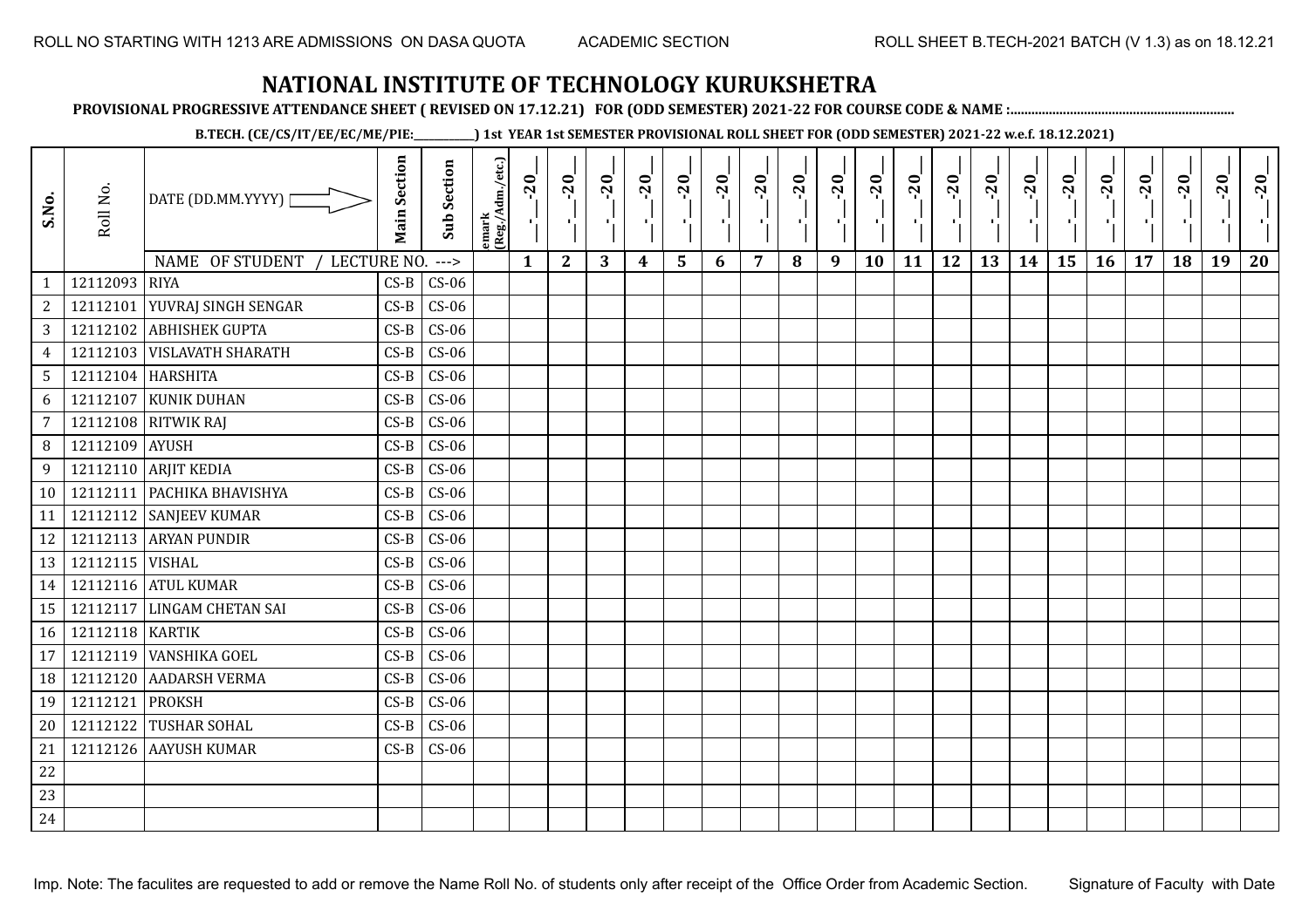ROLL NO STARTING WITH 1213 ARE ADMISSIONS ON DASA QUOTA ACADEMIC SECTION ROLL SHEET B.TECH-2021 BATCH (V 1.3) as on 18.12.21

# NATIONAL INSTITUTE OF TECHNOLOGY KURUKSHETRA

**PROVISIONAL PROGRESSIVE ATTENDANCE SHEET ( REVISED ON 17.12.21) FOR (ODD SEMESTER) 2021-22 FOR COURSE CODE & NAME :..............................................................**

**B.TECH. (CE/CS/IT/EE/EC/ME/PIE:__________) 1st YEAR 1st SEMESTER PROVISIONAL ROLL SHEET FOR (ODD SEMESTER) 2021-22 w.e.f. 18.12.2021)**

| S.No. | Roll No. | DATE (DD.MM.YYYY) | Main Section | Sub Section | Remark (Reg./Adm./etc.) | __-__-20__ | __-__-20__ | __-__-20__ | __-__-20__ | __-__-20__ | __-__-20__ | __-__-20__ | __-__-20__ | __-__-20__ | __-__-20__ | __-__-20__ | __-__-20__ | __-__-20__ | __-__-20__ | __-__-20__ | __-__-20__ | __-__-20__ | __-__-20__ | __-__-20__ | __-__-20__ |
|---|---|---|---|---|---|---|---|---|---|---|---|---|---|---|---|---|---|---|---|---|---|---|---|---|---|
| | | NAME OF STUDENT / LECTURE NO. ---> | | | | 1 | 2 | 3 | 4 | 5 | 6 | 7 | 8 | 9 | 10 | 11 | 12 | 13 | 14 | 15 | 16 | 17 | 18 | 19 | 20 |
| 1 | 12112093 | RIYA | CS-B | CS-06 | | | | | | | | | | | | | | | | | | | | | |
| 2 | 12112101 | YUVRAJ SINGH SENGAR | CS-B | CS-06 | | | | | | | | | | | | | | | | | | | | | |
| 3 | 12112102 | ABHISHEK GUPTA | CS-B | CS-06 | | | | | | | | | | | | | | | | | | | | | |
| 4 | 12112103 | VISLAVATH SHARATH | CS-B | CS-06 | | | | | | | | | | | | | | | | | | | | | |
| 5 | 12112104 | HARSHITA | CS-B | CS-06 | | | | | | | | | | | | | | | | | | | | | |
| 6 | 12112107 | KUNIK DUHAN | CS-B | CS-06 | | | | | | | | | | | | | | | | | | | | | |
| 7 | 12112108 | RITWIK RAJ | CS-B | CS-06 | | | | | | | | | | | | | | | | | | | | | |
| 8 | 12112109 | AYUSH | CS-B | CS-06 | | | | | | | | | | | | | | | | | | | | | |
| 9 | 12112110 | ARJIT KEDIA | CS-B | CS-06 | | | | | | | | | | | | | | | | | | | | | |
| 10 | 12112111 | PACHIKA BHAVISHYA | CS-B | CS-06 | | | | | | | | | | | | | | | | | | | | | |
| 11 | 12112112 | SANJEEV KUMAR | CS-B | CS-06 | | | | | | | | | | | | | | | | | | | | | |
| 12 | 12112113 | ARYAN PUNDIR | CS-B | CS-06 | | | | | | | | | | | | | | | | | | | | | |
| 13 | 12112115 | VISHAL | CS-B | CS-06 | | | | | | | | | | | | | | | | | | | | | |
| 14 | 12112116 | ATUL KUMAR | CS-B | CS-06 | | | | | | | | | | | | | | | | | | | | | |
| 15 | 12112117 | LINGAM CHETAN SAI | CS-B | CS-06 | | | | | | | | | | | | | | | | | | | | | |
| 16 | 12112118 | KARTIK | CS-B | CS-06 | | | | | | | | | | | | | | | | | | | | | |
| 17 | 12112119 | VANSHIKA GOEL | CS-B | CS-06 | | | | | | | | | | | | | | | | | | | | | |
| 18 | 12112120 | AADARSH VERMA | CS-B | CS-06 | | | | | | | | | | | | | | | | | | | | | |
| 19 | 12112121 | PROKSH | CS-B | CS-06 | | | | | | | | | | | | | | | | | | | | | |
| 20 | 12112122 | TUSHAR SOHAL | CS-B | CS-06 | | | | | | | | | | | | | | | | | | | | | |
| 21 | 12112126 | AAYUSH KUMAR | CS-B | CS-06 | | | | | | | | | | | | | | | | | | | | | |
| 22 | | | | | | | | | | | | | | | | | | | | | | | | | |
| 23 | | | | | | | | | | | | | | | | | | | | | | | | | |
| 24 | | | | | | | | | | | | | | | | | | | | | | | | | |

Imp. Note: The faculites are requested to add or remove the Name Roll No. of students only after receipt of the Office Order from Academic Section. Signature of Faculty with Date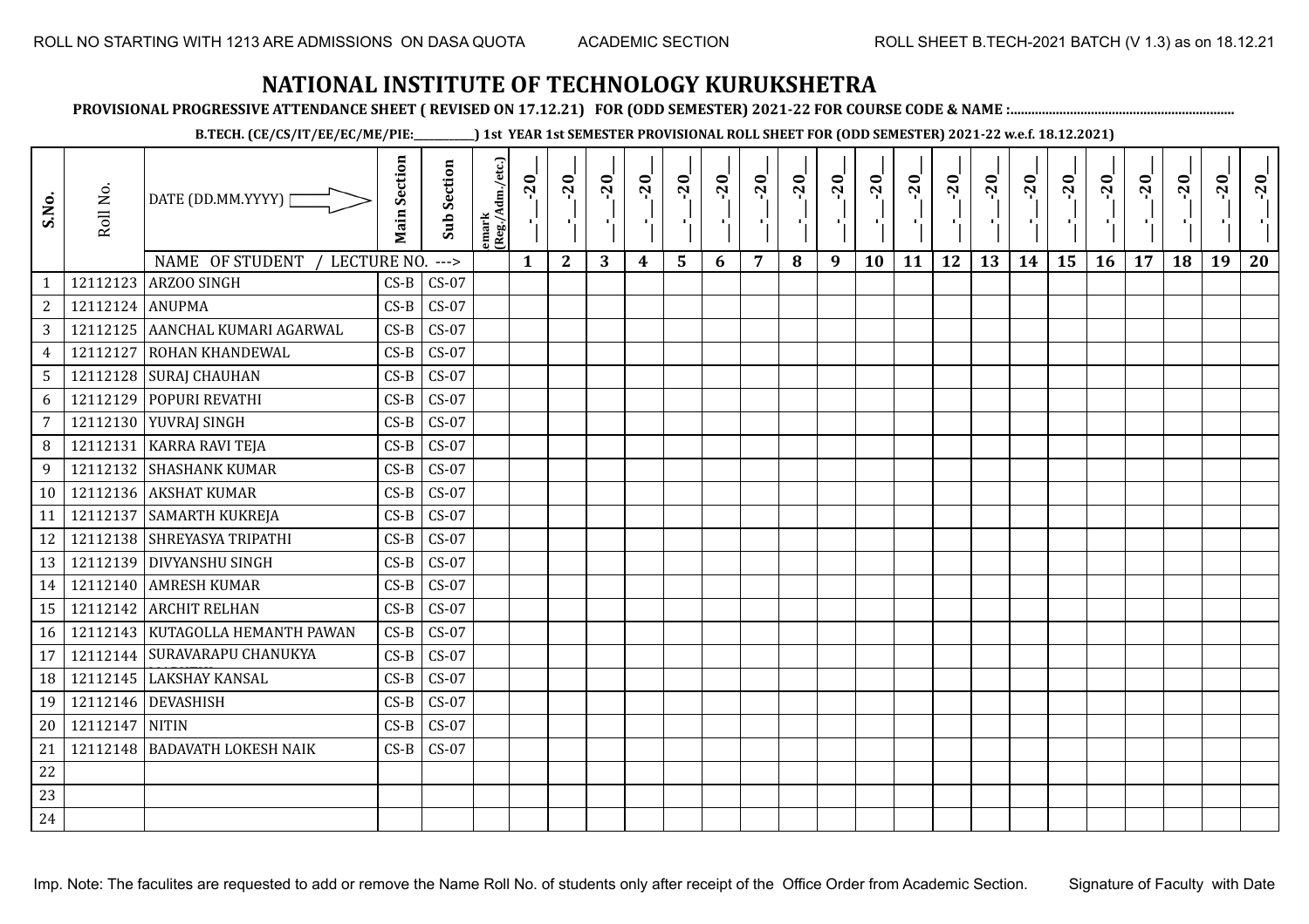# NATIONAL INSTITUTE OF TECHNOLOGY KURUKSHETRA

**PROVISIONAL PROGRESSIVE ATTENDANCE SHEET ( REVISED ON 17.12.21) FOR (ODD SEMESTER) 2021-22 FOR COURSE CODE & NAME :...............................................................**

**B.TECH. (CE/CS/IT/EE/EC/ME/PIE:___________) 1st YEAR 1st SEMESTER PROVISIONAL ROLL SHEET FOR (ODD SEMESTER) 2021-22 w.e.f. 18.12.2021)**

| S.No. | Roll No. | DATE (DD.MM.YYYY) / NAME OF STUDENT / LECTURE NO. ---> | Main Section | Sub Section | emark (Reg./Adm./etc.) | 1 | 2 | 3 | 4 | 5 | 6 | 7 | 8 | 9 | 10 | 11 | 12 | 13 | 14 | 15 | 16 | 17 | 18 | 19 | 20 |
|---|---|---|---|---|---|---|---|---|---|---|---|---|---|---|---|---|---|---|---|---|---|---|---|---|---|
| 1 | 12112123 | ARZOO SINGH | CS-B | CS-07 | | | | | | | | | | | | | | | | | | | | | |
| 2 | 12112124 | ANUPMA | CS-B | CS-07 | | | | | | | | | | | | | | | | | | | | | |
| 3 | 12112125 | AANCHAL KUMARI AGARWAL | CS-B | CS-07 | | | | | | | | | | | | | | | | | | | | | |
| 4 | 12112127 | ROHAN KHANDEWAL | CS-B | CS-07 | | | | | | | | | | | | | | | | | | | | | |
| 5 | 12112128 | SURAJ CHAUHAN | CS-B | CS-07 | | | | | | | | | | | | | | | | | | | | | |
| 6 | 12112129 | POPURI REVATHI | CS-B | CS-07 | | | | | | | | | | | | | | | | | | | | | |
| 7 | 12112130 | YUVRAJ SINGH | CS-B | CS-07 | | | | | | | | | | | | | | | | | | | | | |
| 8 | 12112131 | KARRA RAVI TEJA | CS-B | CS-07 | | | | | | | | | | | | | | | | | | | | | |
| 9 | 12112132 | SHASHANK KUMAR | CS-B | CS-07 | | | | | | | | | | | | | | | | | | | | | |
| 10 | 12112136 | AKSHAT KUMAR | CS-B | CS-07 | | | | | | | | | | | | | | | | | | | | | |
| 11 | 12112137 | SAMARTH KUKREJA | CS-B | CS-07 | | | | | | | | | | | | | | | | | | | | | |
| 12 | 12112138 | SHREYASYA TRIPATHI | CS-B | CS-07 | | | | | | | | | | | | | | | | | | | | | |
| 13 | 12112139 | DIVYANSHU SINGH | CS-B | CS-07 | | | | | | | | | | | | | | | | | | | | | |
| 14 | 12112140 | AMRESH KUMAR | CS-B | CS-07 | | | | | | | | | | | | | | | | | | | | | |
| 15 | 12112142 | ARCHIT RELHAN | CS-B | CS-07 | | | | | | | | | | | | | | | | | | | | | |
| 16 | 12112143 | KUTAGOLLA HEMANTH PAWAN | CS-B | CS-07 | | | | | | | | | | | | | | | | | | | | | |
| 17 | 12112144 | SURAVARAPU CHANUKYA | CS-B | CS-07 | | | | | | | | | | | | | | | | | | | | | |
| 18 | 12112145 | LAKSHAY KANSAL | CS-B | CS-07 | | | | | | | | | | | | | | | | | | | | | |
| 19 | 12112146 | DEVASHISH | CS-B | CS-07 | | | | | | | | | | | | | | | | | | | | | |
| 20 | 12112147 | NITIN | CS-B | CS-07 | | | | | | | | | | | | | | | | | | | | | |
| 21 | 12112148 | BADAVATH LOKESH NAIK | CS-B | CS-07 | | | | | | | | | | | | | | | | | | | | | |
| 22 | | | | | | | | | | | | | | | | | | | | | | | | | |
| 23 | | | | | | | | | | | | | | | | | | | | | | | | | |
| 24 | | | | | | | | | | | | | | | | | | | | | | | | | |

Imp. Note: The faculites are requested to add or remove the Name Roll No. of students only after receipt of the Office Order from Academic Section.

Signature of Faculty with Date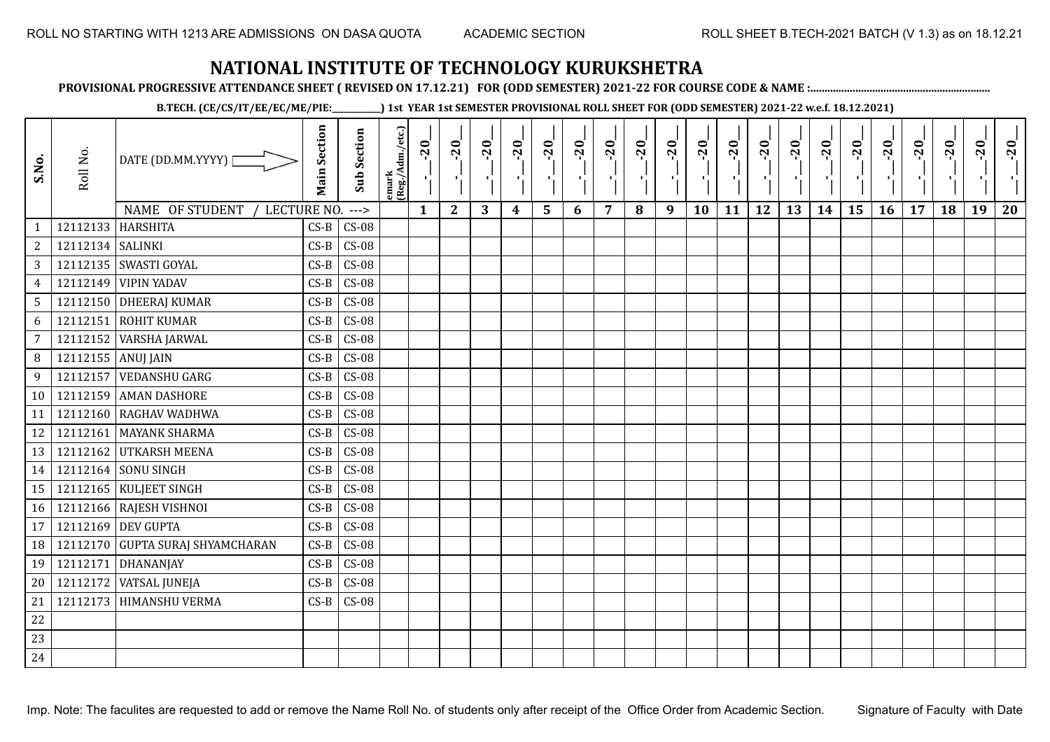ROLL NO STARTING WITH 1213 ARE ADMISSIONS ON DASA QUOTA ACADEMIC SECTION ROLL SHEET B.TECH-2021 BATCH (V 1.3) as on 18.12.21

# NATIONAL INSTITUTE OF TECHNOLOGY KURUKSHETRA

**PROVISIONAL PROGRESSIVE ATTENDANCE SHEET ( REVISED ON 17.12.21) FOR (ODD SEMESTER) 2021-22 FOR COURSE CODE & NAME :...............................................................**

**B.TECH. (CE/CS/IT/EE/EC/ME/PIE:__________) 1st YEAR 1st SEMESTER PROVISIONAL ROLL SHEET FOR (ODD SEMESTER) 2021-22 w.e.f. 18.12.2021)**

| S.No. | Roll No. | DATE (DD.MM.YYYY) | Main Section | Sub Section | emark (Reg./Adm./etc.) | __-__-20__ | __-__-20__ | __-__-20__ | __-__-20__ | __-__-20__ | __-__-20__ | __-__-20__ | __-__-20__ | __-__-20__ | __-__-20__ | __-__-20__ | __-__-20__ | __-__-20__ | __-__-20__ | __-__-20__ | __-__-20__ | __-__-20__ | __-__-20__ | __-__-20__ | __-__-20__ |
|---|---|---|---|---|---|---|---|---|---|---|---|---|---|---|---|---|---|---|---|---|---|---|---|---|---|
| | | NAME OF STUDENT / LECTURE NO. ---> | | | | 1 | 2 | 3 | 4 | 5 | 6 | 7 | 8 | 9 | 10 | 11 | 12 | 13 | 14 | 15 | 16 | 17 | 18 | 19 | 20 |
| 1 | 12112133 | HARSHITA | CS-B | CS-08 | | | | | | | | | | | | | | | | | | | | | |
| 2 | 12112134 | SALINKI | CS-B | CS-08 | | | | | | | | | | | | | | | | | | | | | |
| 3 | 12112135 | SWASTI GOYAL | CS-B | CS-08 | | | | | | | | | | | | | | | | | | | | | |
| 4 | 12112149 | VIPIN YADAV | CS-B | CS-08 | | | | | | | | | | | | | | | | | | | | | |
| 5 | 12112150 | DHEERAJ KUMAR | CS-B | CS-08 | | | | | | | | | | | | | | | | | | | | | |
| 6 | 12112151 | ROHIT KUMAR | CS-B | CS-08 | | | | | | | | | | | | | | | | | | | | | |
| 7 | 12112152 | VARSHA JARWAL | CS-B | CS-08 | | | | | | | | | | | | | | | | | | | | | |
| 8 | 12112155 | ANUJ JAIN | CS-B | CS-08 | | | | | | | | | | | | | | | | | | | | | |
| 9 | 12112157 | VEDANSHU GARG | CS-B | CS-08 | | | | | | | | | | | | | | | | | | | | | |
| 10 | 12112159 | AMAN DASHORE | CS-B | CS-08 | | | | | | | | | | | | | | | | | | | | | |
| 11 | 12112160 | RAGHAV WADHWA | CS-B | CS-08 | | | | | | | | | | | | | | | | | | | | | |
| 12 | 12112161 | MAYANK SHARMA | CS-B | CS-08 | | | | | | | | | | | | | | | | | | | | | |
| 13 | 12112162 | UTKARSH MEENA | CS-B | CS-08 | | | | | | | | | | | | | | | | | | | | | |
| 14 | 12112164 | SONU SINGH | CS-B | CS-08 | | | | | | | | | | | | | | | | | | | | | |
| 15 | 12112165 | KULJEET SINGH | CS-B | CS-08 | | | | | | | | | | | | | | | | | | | | | |
| 16 | 12112166 | RAJESH VISHNOI | CS-B | CS-08 | | | | | | | | | | | | | | | | | | | | | |
| 17 | 12112169 | DEV GUPTA | CS-B | CS-08 | | | | | | | | | | | | | | | | | | | | | |
| 18 | 12112170 | GUPTA SURAJ SHYAMCHARAN | CS-B | CS-08 | | | | | | | | | | | | | | | | | | | | | |
| 19 | 12112171 | DHANANJAY | CS-B | CS-08 | | | | | | | | | | | | | | | | | | | | | |
| 20 | 12112172 | VATSAL JUNEJA | CS-B | CS-08 | | | | | | | | | | | | | | | | | | | | | |
| 21 | 12112173 | HIMANSHU VERMA | CS-B | CS-08 | | | | | | | | | | | | | | | | | | | | | |
| 22 | | | | | | | | | | | | | | | | | | | | | | | | | |
| 23 | | | | | | | | | | | | | | | | | | | | | | | | | |
| 24 | | | | | | | | | | | | | | | | | | | | | | | | | |

Imp. Note: The faculites are requested to add or remove the Name Roll No. of students only after receipt of the Office Order from Academic Section. Signature of Faculty with Date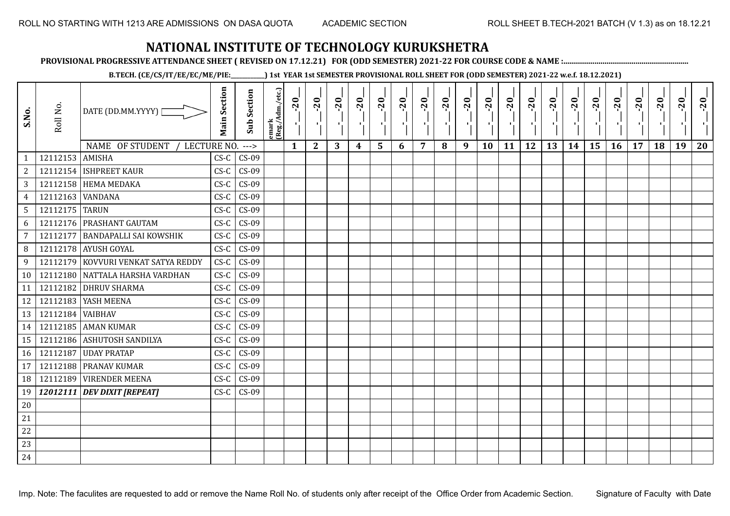ROLL NO STARTING WITH 1213 ARE ADMISSIONS ON DASA QUOTA    ACADEMIC SECTION    ROLL SHEET B.TECH-2021 BATCH (V 1.3) as on 18.12.21

# NATIONAL INSTITUTE OF TECHNOLOGY KURUKSHETRA

**PROVISIONAL PROGRESSIVE ATTENDANCE SHEET ( REVISED ON 17.12.21) FOR (ODD SEMESTER) 2021-22 FOR COURSE CODE & NAME :..............................................................**

**B.TECH. (CE/CS/IT/EE/EC/ME/PIE:___________) 1st YEAR 1st SEMESTER PROVISIONAL ROLL SHEET FOR (ODD SEMESTER) 2021-22 w.e.f. 18.12.2021)**

| S.No. | Roll No. | DATE (DD.MM.YYYY) | Main Section | Sub Section | emark (Reg./Adm./etc.) | _-_-20_ | _-_-20_ | _-_-20_ | _-_-20_ | _-_-20_ | _-_-20_ | _-_-20_ | _-_-20_ | _-_-20_ | _-_-20_ | _-_-20_ | _-_-20_ | _-_-20_ | _-_-20_ | _-_-20_ | _-_-20_ | _-_-20_ | _-_-20_ | _-_-20_ | _-_-20_ |
|---|---|---|---|---|---|---|---|---|---|---|---|---|---|---|---|---|---|---|---|---|---|---|---|---|---|
| | | NAME OF STUDENT / LECTURE NO. ---> | | | | 1 | 2 | 3 | 4 | 5 | 6 | 7 | 8 | 9 | 10 | 11 | 12 | 13 | 14 | 15 | 16 | 17 | 18 | 19 | 20 |
| 1 | 12112153 | AMISHA | CS-C | CS-09 | | | | | | | | | | | | | | | | | | | | | |
| 2 | 12112154 | ISHPREET KAUR | CS-C | CS-09 | | | | | | | | | | | | | | | | | | | | | |
| 3 | 12112158 | HEMA MEDAKA | CS-C | CS-09 | | | | | | | | | | | | | | | | | | | | | |
| 4 | 12112163 | VANDANA | CS-C | CS-09 | | | | | | | | | | | | | | | | | | | | | |
| 5 | 12112175 | TARUN | CS-C | CS-09 | | | | | | | | | | | | | | | | | | | | | |
| 6 | 12112176 | PRASHANT GAUTAM | CS-C | CS-09 | | | | | | | | | | | | | | | | | | | | | |
| 7 | 12112177 | BANDAPALLI SAI KOWSHIK | CS-C | CS-09 | | | | | | | | | | | | | | | | | | | | | |
| 8 | 12112178 | AYUSH GOYAL | CS-C | CS-09 | | | | | | | | | | | | | | | | | | | | | |
| 9 | 12112179 | KOVVURI VENKAT SATYA REDDY | CS-C | CS-09 | | | | | | | | | | | | | | | | | | | | | |
| 10 | 12112180 | NATTALA HARSHA VARDHAN | CS-C | CS-09 | | | | | | | | | | | | | | | | | | | | | |
| 11 | 12112182 | DHRUV SHARMA | CS-C | CS-09 | | | | | | | | | | | | | | | | | | | | | |
| 12 | 12112183 | YASH MEENA | CS-C | CS-09 | | | | | | | | | | | | | | | | | | | | | |
| 13 | 12112184 | VAIBHAV | CS-C | CS-09 | | | | | | | | | | | | | | | | | | | | | |
| 14 | 12112185 | AMAN KUMAR | CS-C | CS-09 | | | | | | | | | | | | | | | | | | | | | |
| 15 | 12112186 | ASHUTOSH SANDILYA | CS-C | CS-09 | | | | | | | | | | | | | | | | | | | | | |
| 16 | 12112187 | UDAY PRATAP | CS-C | CS-09 | | | | | | | | | | | | | | | | | | | | | |
| 17 | 12112188 | PRANAV KUMAR | CS-C | CS-09 | | | | | | | | | | | | | | | | | | | | | |
| 18 | 12112189 | VIRENDER MEENA | CS-C | CS-09 | | | | | | | | | | | | | | | | | | | | | |
| 19 | ***12012111*** | ***DEV DIXIT [REPEAT]*** | CS-C | CS-09 | | | | | | | | | | | | | | | | | | | | | |
| 20 | | | | | | | | | | | | | | | | | | | | | | | | | |
| 21 | | | | | | | | | | | | | | | | | | | | | | | | | |
| 22 | | | | | | | | | | | | | | | | | | | | | | | | | |
| 23 | | | | | | | | | | | | | | | | | | | | | | | | | |
| 24 | | | | | | | | | | | | | | | | | | | | | | | | | |

Imp. Note: The faculites are requested to add or remove the Name Roll No. of students only after receipt of the Office Order from Academic Section.    Signature of Faculty with Date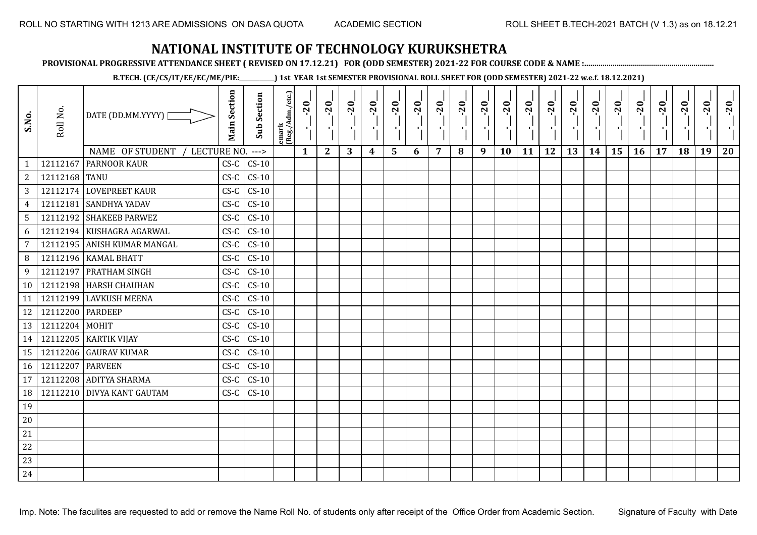# NATIONAL INSTITUTE OF TECHNOLOGY KURUKSHETRA

**PROVISIONAL PROGRESSIVE ATTENDANCE SHEET ( REVISED ON 17.12.21) FOR (ODD SEMESTER) 2021-22 FOR COURSE CODE & NAME :..............................................................**

**B.TECH. (CE/CS/IT/EE/EC/ME/PIE:___________) 1st YEAR 1st SEMESTER PROVISIONAL ROLL SHEET FOR (ODD SEMESTER) 2021-22 w.e.f. 18.12.2021)**

| S.No. | Roll No. | DATE (DD.MM.YYYY) | Main Section | Sub Section | emark (Reg./Adm./etc.) | _-_-20_ | _-_-20_ | _-_-20_ | _-_-20_ | _-_-20_ | _-_-20_ | _-_-20_ | _-_-20_ | _-_-20_ | _-_-20_ | _-_-20_ | _-_-20_ | _-_-20_ | _-_-20_ | _-_-20_ | _-_-20_ | _-_-20_ | _-_-20_ | _-_-20_ | _-_-20_ |
|---|---|---|---|---|---|---|---|---|---|---|---|---|---|---|---|---|---|---|---|---|---|---|---|---|---|
| | | NAME OF STUDENT / LECTURE NO. ---> | | | | 1 | 2 | 3 | 4 | 5 | 6 | 7 | 8 | 9 | 10 | 11 | 12 | 13 | 14 | 15 | 16 | 17 | 18 | 19 | 20 |
| 1 | 12112167 | PARNOOR KAUR | CS-C | CS-10 | | | | | | | | | | | | | | | | | | | | | |
| 2 | 12112168 | TANU | CS-C | CS-10 | | | | | | | | | | | | | | | | | | | | | |
| 3 | 12112174 | LOVEPREET KAUR | CS-C | CS-10 | | | | | | | | | | | | | | | | | | | | | |
| 4 | 12112181 | SANDHYA YADAV | CS-C | CS-10 | | | | | | | | | | | | | | | | | | | | | |
| 5 | 12112192 | SHAKEEB PARWEZ | CS-C | CS-10 | | | | | | | | | | | | | | | | | | | | | |
| 6 | 12112194 | KUSHAGRA AGARWAL | CS-C | CS-10 | | | | | | | | | | | | | | | | | | | | | |
| 7 | 12112195 | ANISH KUMAR MANGAL | CS-C | CS-10 | | | | | | | | | | | | | | | | | | | | | |
| 8 | 12112196 | KAMAL BHATT | CS-C | CS-10 | | | | | | | | | | | | | | | | | | | | | |
| 9 | 12112197 | PRATHAM SINGH | CS-C | CS-10 | | | | | | | | | | | | | | | | | | | | | |
| 10 | 12112198 | HARSH CHAUHAN | CS-C | CS-10 | | | | | | | | | | | | | | | | | | | | | |
| 11 | 12112199 | LAVKUSH MEENA | CS-C | CS-10 | | | | | | | | | | | | | | | | | | | | | |
| 12 | 12112200 | PARDEEP | CS-C | CS-10 | | | | | | | | | | | | | | | | | | | | | |
| 13 | 12112204 | MOHIT | CS-C | CS-10 | | | | | | | | | | | | | | | | | | | | | |
| 14 | 12112205 | KARTIK VIJAY | CS-C | CS-10 | | | | | | | | | | | | | | | | | | | | | |
| 15 | 12112206 | GAURAV KUMAR | CS-C | CS-10 | | | | | | | | | | | | | | | | | | | | | |
| 16 | 12112207 | PARVEEN | CS-C | CS-10 | | | | | | | | | | | | | | | | | | | | | |
| 17 | 12112208 | ADITYA SHARMA | CS-C | CS-10 | | | | | | | | | | | | | | | | | | | | | |
| 18 | 12112210 | DIVYA KANT GAUTAM | CS-C | CS-10 | | | | | | | | | | | | | | | | | | | | | |
| 19 | | | | | | | | | | | | | | | | | | | | | | | | | |
| 20 | | | | | | | | | | | | | | | | | | | | | | | | | |
| 21 | | | | | | | | | | | | | | | | | | | | | | | | | |
| 22 | | | | | | | | | | | | | | | | | | | | | | | | | |
| 23 | | | | | | | | | | | | | | | | | | | | | | | | | |
| 24 | | | | | | | | | | | | | | | | | | | | | | | | | |

Imp. Note: The faculites are requested to add or remove the Name Roll No. of students only after receipt of the Office Order from Academic Section.

Signature of Faculty with Date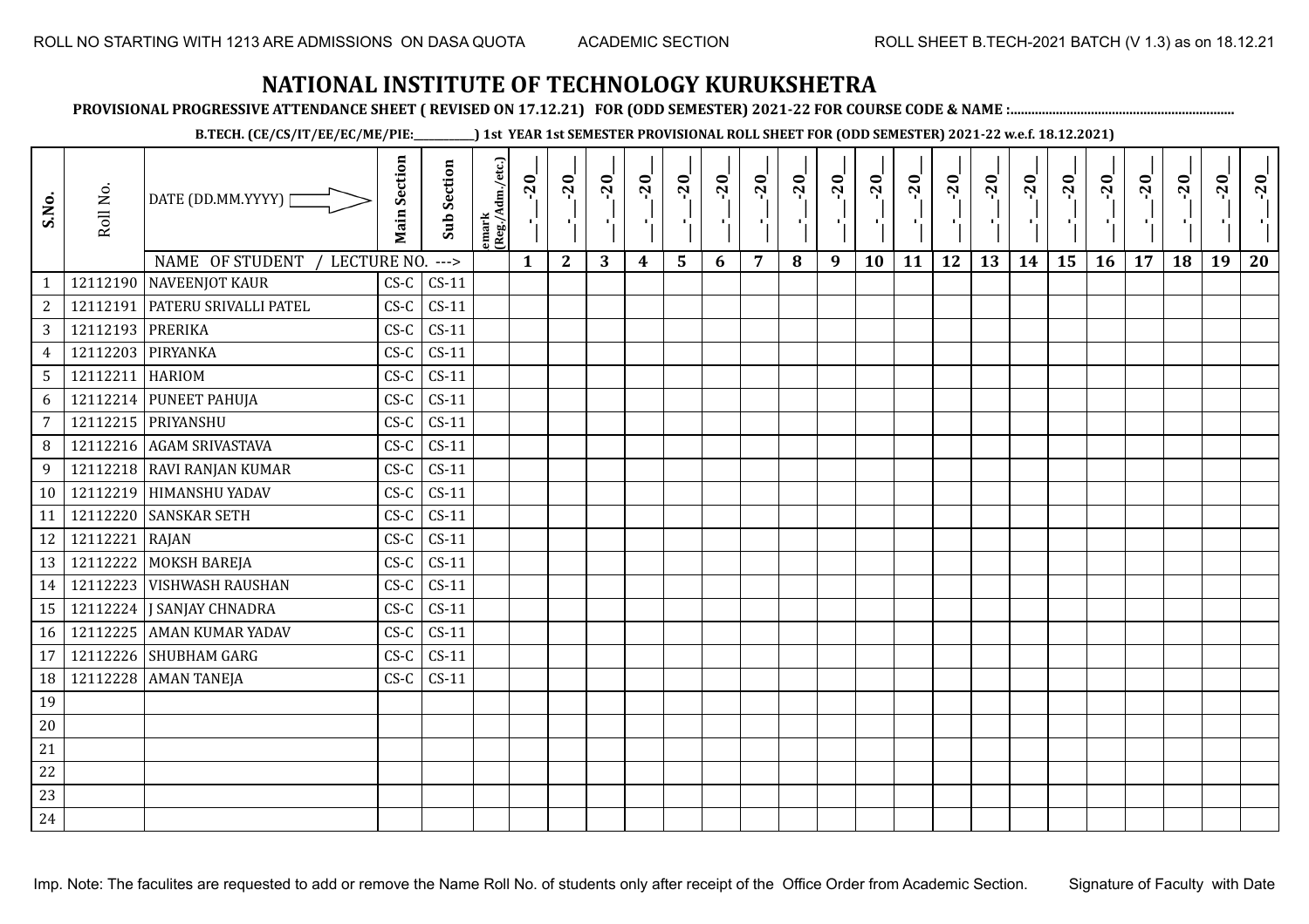# NATIONAL INSTITUTE OF TECHNOLOGY KURUKSHETRA

**PROVISIONAL PROGRESSIVE ATTENDANCE SHEET ( REVISED ON 17.12.21) FOR (ODD SEMESTER) 2021-22 FOR COURSE CODE & NAME :..............................................................**

**B.TECH. (CE/CS/IT/EE/EC/ME/PIE:__________) 1st YEAR 1st SEMESTER PROVISIONAL ROLL SHEET FOR (ODD SEMESTER) 2021-22 w.e.f. 18.12.2021)**

| S.No. | Roll No. | DATE (DD.MM.YYYY) | Main Section | Sub Section | emark (Reg./Adm./etc.) | __-__-20__ | __-__-20__ | __-__-20__ | __-__-20__ | __-__-20__ | __-__-20__ | __-__-20__ | __-__-20__ | __-__-20__ | __-__-20__ | __-__-20__ | __-__-20__ | __-__-20__ | __-__-20__ | __-__-20__ | __-__-20__ | __-__-20__ | __-__-20__ | __-__-20__ | __-__-20__ |
|---|---|---|---|---|---|---|---|---|---|---|---|---|---|---|---|---|---|---|---|---|---|---|---|---|---|
| | | NAME OF STUDENT / LECTURE NO. ---> | | | | 1 | 2 | 3 | 4 | 5 | 6 | 7 | 8 | 9 | 10 | 11 | 12 | 13 | 14 | 15 | 16 | 17 | 18 | 19 | 20 |
| 1 | 12112190 | NAVEENJOT KAUR | CS-C | CS-11 | | | | | | | | | | | | | | | | | | | | | |
| 2 | 12112191 | PATERU SRIVALLI PATEL | CS-C | CS-11 | | | | | | | | | | | | | | | | | | | | | |
| 3 | 12112193 | PRERIKA | CS-C | CS-11 | | | | | | | | | | | | | | | | | | | | | |
| 4 | 12112203 | PIRYANKA | CS-C | CS-11 | | | | | | | | | | | | | | | | | | | | | |
| 5 | 12112211 | HARIOM | CS-C | CS-11 | | | | | | | | | | | | | | | | | | | | | |
| 6 | 12112214 | PUNEET PAHUJA | CS-C | CS-11 | | | | | | | | | | | | | | | | | | | | | |
| 7 | 12112215 | PRIYANSHU | CS-C | CS-11 | | | | | | | | | | | | | | | | | | | | | |
| 8 | 12112216 | AGAM SRIVASTAVA | CS-C | CS-11 | | | | | | | | | | | | | | | | | | | | | |
| 9 | 12112218 | RAVI RANJAN KUMAR | CS-C | CS-11 | | | | | | | | | | | | | | | | | | | | | |
| 10 | 12112219 | HIMANSHU YADAV | CS-C | CS-11 | | | | | | | | | | | | | | | | | | | | | |
| 11 | 12112220 | SANSKAR SETH | CS-C | CS-11 | | | | | | | | | | | | | | | | | | | | | |
| 12 | 12112221 | RAJAN | CS-C | CS-11 | | | | | | | | | | | | | | | | | | | | | |
| 13 | 12112222 | MOKSH BAREJA | CS-C | CS-11 | | | | | | | | | | | | | | | | | | | | | |
| 14 | 12112223 | VISHWASH RAUSHAN | CS-C | CS-11 | | | | | | | | | | | | | | | | | | | | | |
| 15 | 12112224 | J SANJAY CHNADRA | CS-C | CS-11 | | | | | | | | | | | | | | | | | | | | | |
| 16 | 12112225 | AMAN KUMAR YADAV | CS-C | CS-11 | | | | | | | | | | | | | | | | | | | | | |
| 17 | 12112226 | SHUBHAM GARG | CS-C | CS-11 | | | | | | | | | | | | | | | | | | | | | |
| 18 | 12112228 | AMAN TANEJA | CS-C | CS-11 | | | | | | | | | | | | | | | | | | | | | |
| 19 | | | | | | | | | | | | | | | | | | | | | | | | | |
| 20 | | | | | | | | | | | | | | | | | | | | | | | | | |
| 21 | | | | | | | | | | | | | | | | | | | | | | | | | |
| 22 | | | | | | | | | | | | | | | | | | | | | | | | | |
| 23 | | | | | | | | | | | | | | | | | | | | | | | | | |
| 24 | | | | | | | | | | | | | | | | | | | | | | | | | |

Imp. Note: The faculites are requested to add or remove the Name Roll No. of students only after receipt of the Office Order from Academic Section.

Signature of Faculty with Date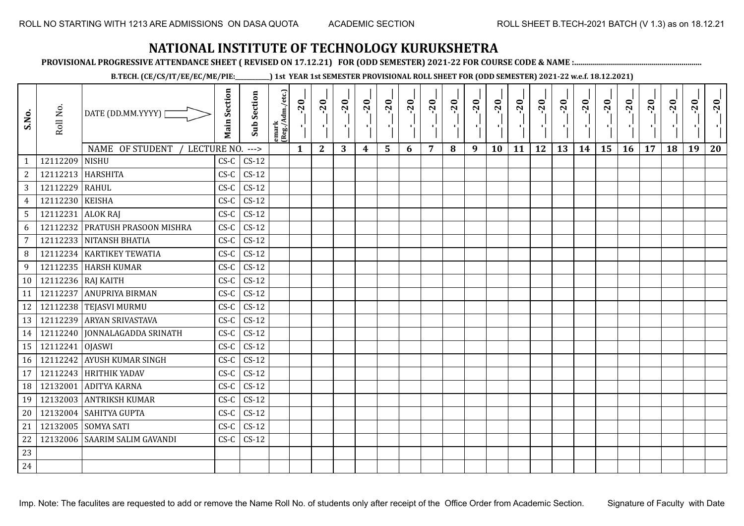ROLL NO STARTING WITH 1213 ARE ADMISSIONS ON DASA QUOTA ACADEMIC SECTION ROLL SHEET B.TECH-2021 BATCH (V 1.3) as on 18.12.21

# NATIONAL INSTITUTE OF TECHNOLOGY KURUKSHETRA

**PROVISIONAL PROGRESSIVE ATTENDANCE SHEET ( REVISED ON 17.12.21) FOR (ODD SEMESTER) 2021-22 FOR COURSE CODE & NAME :..............................................................**

**B.TECH. (CE/CS/IT/EE/EC/ME/PIE:__________) 1st YEAR 1st SEMESTER PROVISIONAL ROLL SHEET FOR (ODD SEMESTER) 2021-22 w.e.f. 18.12.2021)**

| S.No. | Roll No. | DATE (DD.MM.YYYY) | Main Section | Sub Section | emark (Reg./Adm./etc.) | __-__-20__ | __-__-20__ | __-__-20__ | __-__-20__ | __-__-20__ | __-__-20__ | __-__-20__ | __-__-20__ | __-__-20__ | __-__-20__ | __-__-20__ | __-__-20__ | __-__-20__ | __-__-20__ | __-__-20__ | __-__-20__ | __-__-20__ | __-__-20__ | __-__-20__ | __-__-20__ |
|---|---|---|---|---|---|---|---|---|---|---|---|---|---|---|---|---|---|---|---|---|---|---|---|---|---|
| | | NAME OF STUDENT / LECTURE NO. ---> | | | | 1 | 2 | 3 | 4 | 5 | 6 | 7 | 8 | 9 | 10 | 11 | 12 | 13 | 14 | 15 | 16 | 17 | 18 | 19 | 20 |
| 1 | 12112209 | NISHU | CS-C | CS-12 | | | | | | | | | | | | | | | | | | | | | |
| 2 | 12112213 | HARSHITA | CS-C | CS-12 | | | | | | | | | | | | | | | | | | | | | |
| 3 | 12112229 | RAHUL | CS-C | CS-12 | | | | | | | | | | | | | | | | | | | | | |
| 4 | 12112230 | KEISHA | CS-C | CS-12 | | | | | | | | | | | | | | | | | | | | | |
| 5 | 12112231 | ALOK RAJ | CS-C | CS-12 | | | | | | | | | | | | | | | | | | | | | |
| 6 | 12112232 | PRATUSH PRASOON MISHRA | CS-C | CS-12 | | | | | | | | | | | | | | | | | | | | | |
| 7 | 12112233 | NITANSH BHATIA | CS-C | CS-12 | | | | | | | | | | | | | | | | | | | | | |
| 8 | 12112234 | KARTIKEY TEWATIA | CS-C | CS-12 | | | | | | | | | | | | | | | | | | | | | |
| 9 | 12112235 | HARSH KUMAR | CS-C | CS-12 | | | | | | | | | | | | | | | | | | | | | |
| 10 | 12112236 | RAJ KAITH | CS-C | CS-12 | | | | | | | | | | | | | | | | | | | | | |
| 11 | 12112237 | ANUPRIYA BIRMAN | CS-C | CS-12 | | | | | | | | | | | | | | | | | | | | | |
| 12 | 12112238 | TEJASVI MURMU | CS-C | CS-12 | | | | | | | | | | | | | | | | | | | | | |
| 13 | 12112239 | ARYAN SRIVASTAVA | CS-C | CS-12 | | | | | | | | | | | | | | | | | | | | | |
| 14 | 12112240 | JONNALAGADDA SRINATH | CS-C | CS-12 | | | | | | | | | | | | | | | | | | | | | |
| 15 | 12112241 | OJASWI | CS-C | CS-12 | | | | | | | | | | | | | | | | | | | | | |
| 16 | 12112242 | AYUSH KUMAR SINGH | CS-C | CS-12 | | | | | | | | | | | | | | | | | | | | | |
| 17 | 12112243 | HRITHIK YADAV | CS-C | CS-12 | | | | | | | | | | | | | | | | | | | | | |
| 18 | 12132001 | ADITYA KARNA | CS-C | CS-12 | | | | | | | | | | | | | | | | | | | | | |
| 19 | 12132003 | ANTRIKSH KUMAR | CS-C | CS-12 | | | | | | | | | | | | | | | | | | | | | |
| 20 | 12132004 | SAHITYA GUPTA | CS-C | CS-12 | | | | | | | | | | | | | | | | | | | | | |
| 21 | 12132005 | SOMYA SATI | CS-C | CS-12 | | | | | | | | | | | | | | | | | | | | | |
| 22 | 12132006 | SAARIM SALIM GAVANDI | CS-C | CS-12 | | | | | | | | | | | | | | | | | | | | | |
| 23 | | | | | | | | | | | | | | | | | | | | | | | | | |
| 24 | | | | | | | | | | | | | | | | | | | | | | | | | |

Imp. Note: The faculites are requested to add or remove the Name Roll No. of students only after receipt of the Office Order from Academic Section. Signature of Faculty with Date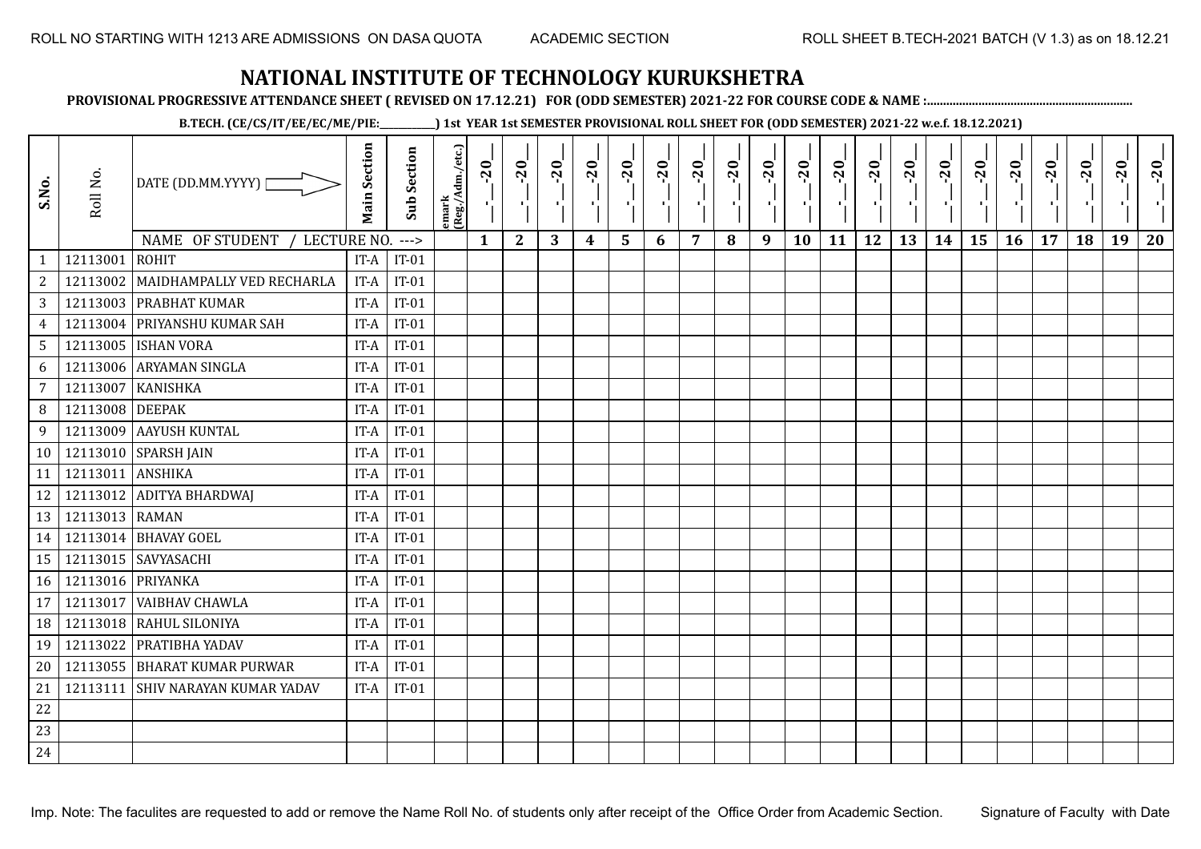ROLL NO STARTING WITH 1213 ARE ADMISSIONS ON DASA QUOTA ACADEMIC SECTION ROLL SHEET B.TECH-2021 BATCH (V 1.3) as on 18.12.21

# NATIONAL INSTITUTE OF TECHNOLOGY KURUKSHETRA

**PROVISIONAL PROGRESSIVE ATTENDANCE SHEET ( REVISED ON 17.12.21) FOR (ODD SEMESTER) 2021-22 FOR COURSE CODE & NAME :..............................................................**

**B.TECH. (CE/CS/IT/EE/EC/ME/PIE:__________) 1st YEAR 1st SEMESTER PROVISIONAL ROLL SHEET FOR (ODD SEMESTER) 2021-22 w.e.f. 18.12.2021)**

| S.No. | Roll No. | DATE (DD.MM.YYYY) | Main Section | Sub Section | emark (Reg./Adm./etc.) | _-_-20_ | _-_-20_ | _-_-20_ | _-_-20_ | _-_-20_ | _-_-20_ | _-_-20_ | _-_-20_ | _-_-20_ | _-_-20_ | _-_-20_ | _-_-20_ | _-_-20_ | _-_-20_ | _-_-20_ | _-_-20_ | _-_-20_ | _-_-20_ | _-_-20_ | _-_-20_ |
|---|---|---|---|---|---|---|---|---|---|---|---|---|---|---|---|---|---|---|---|---|---|---|---|---|---|
| | | NAME OF STUDENT / LECTURE NO. ---> | | | | 1 | 2 | 3 | 4 | 5 | 6 | 7 | 8 | 9 | 10 | 11 | 12 | 13 | 14 | 15 | 16 | 17 | 18 | 19 | 20 |
| 1 | 12113001 | ROHIT | IT-A | IT-01 | | | | | | | | | | | | | | | | | | | | | |
| 2 | 12113002 | MAIDHAMPALLY VED RECHARLA | IT-A | IT-01 | | | | | | | | | | | | | | | | | | | | | |
| 3 | 12113003 | PRABHAT KUMAR | IT-A | IT-01 | | | | | | | | | | | | | | | | | | | | | |
| 4 | 12113004 | PRIYANSHU KUMAR SAH | IT-A | IT-01 | | | | | | | | | | | | | | | | | | | | | |
| 5 | 12113005 | ISHAN VORA | IT-A | IT-01 | | | | | | | | | | | | | | | | | | | | | |
| 6 | 12113006 | ARYAMAN SINGLA | IT-A | IT-01 | | | | | | | | | | | | | | | | | | | | | |
| 7 | 12113007 | KANISHKA | IT-A | IT-01 | | | | | | | | | | | | | | | | | | | | | |
| 8 | 12113008 | DEEPAK | IT-A | IT-01 | | | | | | | | | | | | | | | | | | | | | |
| 9 | 12113009 | AAYUSH KUNTAL | IT-A | IT-01 | | | | | | | | | | | | | | | | | | | | | |
| 10 | 12113010 | SPARSH JAIN | IT-A | IT-01 | | | | | | | | | | | | | | | | | | | | | |
| 11 | 12113011 | ANSHIKA | IT-A | IT-01 | | | | | | | | | | | | | | | | | | | | | |
| 12 | 12113012 | ADITYA BHARDWAJ | IT-A | IT-01 | | | | | | | | | | | | | | | | | | | | | |
| 13 | 12113013 | RAMAN | IT-A | IT-01 | | | | | | | | | | | | | | | | | | | | | |
| 14 | 12113014 | BHAVAY GOEL | IT-A | IT-01 | | | | | | | | | | | | | | | | | | | | | |
| 15 | 12113015 | SAVYASACHI | IT-A | IT-01 | | | | | | | | | | | | | | | | | | | | | |
| 16 | 12113016 | PRIYANKA | IT-A | IT-01 | | | | | | | | | | | | | | | | | | | | | |
| 17 | 12113017 | VAIBHAV CHAWLA | IT-A | IT-01 | | | | | | | | | | | | | | | | | | | | | |
| 18 | 12113018 | RAHUL SILONIYA | IT-A | IT-01 | | | | | | | | | | | | | | | | | | | | | |
| 19 | 12113022 | PRATIBHA YADAV | IT-A | IT-01 | | | | | | | | | | | | | | | | | | | | | |
| 20 | 12113055 | BHARAT KUMAR PURWAR | IT-A | IT-01 | | | | | | | | | | | | | | | | | | | | | |
| 21 | 12113111 | SHIV NARAYAN KUMAR YADAV | IT-A | IT-01 | | | | | | | | | | | | | | | | | | | | | |
| 22 | | | | | | | | | | | | | | | | | | | | | | | | | |
| 23 | | | | | | | | | | | | | | | | | | | | | | | | | |
| 24 | | | | | | | | | | | | | | | | | | | | | | | | | |

Imp. Note: The faculites are requested to add or remove the Name Roll No. of students only after receipt of the Office Order from Academic Section. Signature of Faculty with Date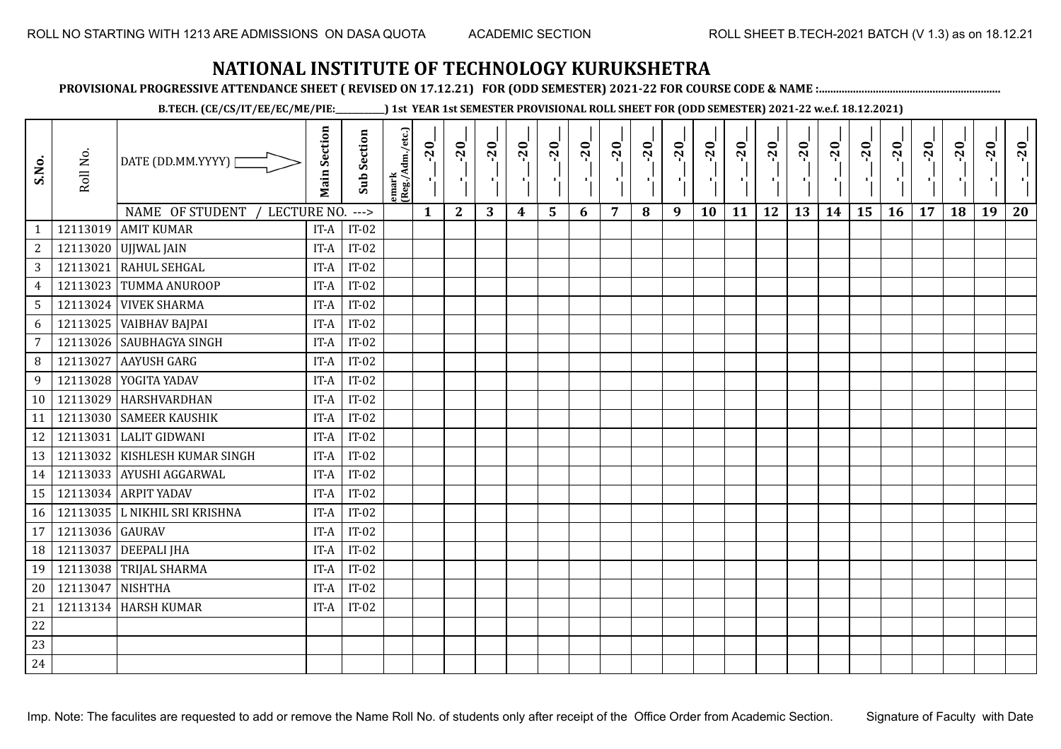# NATIONAL INSTITUTE OF TECHNOLOGY KURUKSHETRA

**PROVISIONAL PROGRESSIVE ATTENDANCE SHEET ( REVISED ON 17.12.21) FOR (ODD SEMESTER) 2021-22 FOR COURSE CODE & NAME :..............................................................**

**B.TECH. (CE/CS/IT/EE/EC/ME/PIE:___________) 1st YEAR 1st SEMESTER PROVISIONAL ROLL SHEET FOR (ODD SEMESTER) 2021-22 w.e.f. 18.12.2021)**

| S.No. | Roll No. | DATE (DD.MM.YYYY) | Main Section | Sub Section | emark (Reg./Adm./etc.) | _-_-20_ | _-_-20_ | _-_-20_ | _-_-20_ | _-_-20_ | _-_-20_ | _-_-20_ | _-_-20_ | _-_-20_ | _-_-20_ | _-_-20_ | _-_-20_ | _-_-20_ | _-_-20_ | _-_-20_ | _-_-20_ | _-_-20_ | _-_-20_ | _-_-20_ | _-_-20_ |
|---|---|---|---|---|---|---|---|---|---|---|---|---|---|---|---|---|---|---|---|---|---|---|---|---|---|
| | | NAME OF STUDENT / LECTURE NO. ---> | | | | 1 | 2 | 3 | 4 | 5 | 6 | 7 | 8 | 9 | 10 | 11 | 12 | 13 | 14 | 15 | 16 | 17 | 18 | 19 | 20 |
| 1 | 12113019 | AMIT KUMAR | IT-A | IT-02 | | | | | | | | | | | | | | | | | | | | | |
| 2 | 12113020 | UJJWAL JAIN | IT-A | IT-02 | | | | | | | | | | | | | | | | | | | | | |
| 3 | 12113021 | RAHUL SEHGAL | IT-A | IT-02 | | | | | | | | | | | | | | | | | | | | | |
| 4 | 12113023 | TUMMA ANUROOP | IT-A | IT-02 | | | | | | | | | | | | | | | | | | | | | |
| 5 | 12113024 | VIVEK SHARMA | IT-A | IT-02 | | | | | | | | | | | | | | | | | | | | | |
| 6 | 12113025 | VAIBHAV BAJPAI | IT-A | IT-02 | | | | | | | | | | | | | | | | | | | | | |
| 7 | 12113026 | SAUBHAGYA SINGH | IT-A | IT-02 | | | | | | | | | | | | | | | | | | | | | |
| 8 | 12113027 | AAYUSH GARG | IT-A | IT-02 | | | | | | | | | | | | | | | | | | | | | |
| 9 | 12113028 | YOGITA YADAV | IT-A | IT-02 | | | | | | | | | | | | | | | | | | | | | |
| 10 | 12113029 | HARSHVARDHAN | IT-A | IT-02 | | | | | | | | | | | | | | | | | | | | | |
| 11 | 12113030 | SAMEER KAUSHIK | IT-A | IT-02 | | | | | | | | | | | | | | | | | | | | | |
| 12 | 12113031 | LALIT GIDWANI | IT-A | IT-02 | | | | | | | | | | | | | | | | | | | | | |
| 13 | 12113032 | KISHLESH KUMAR SINGH | IT-A | IT-02 | | | | | | | | | | | | | | | | | | | | | |
| 14 | 12113033 | AYUSHI AGGARWAL | IT-A | IT-02 | | | | | | | | | | | | | | | | | | | | | |
| 15 | 12113034 | ARPIT YADAV | IT-A | IT-02 | | | | | | | | | | | | | | | | | | | | | |
| 16 | 12113035 | L NIKHIL SRI KRISHNA | IT-A | IT-02 | | | | | | | | | | | | | | | | | | | | | |
| 17 | 12113036 | GAURAV | IT-A | IT-02 | | | | | | | | | | | | | | | | | | | | | |
| 18 | 12113037 | DEEPALI JHA | IT-A | IT-02 | | | | | | | | | | | | | | | | | | | | | |
| 19 | 12113038 | TRIJAL SHARMA | IT-A | IT-02 | | | | | | | | | | | | | | | | | | | | | |
| 20 | 12113047 | NISHTHA | IT-A | IT-02 | | | | | | | | | | | | | | | | | | | | | |
| 21 | 12113134 | HARSH KUMAR | IT-A | IT-02 | | | | | | | | | | | | | | | | | | | | | |
| 22 | | | | | | | | | | | | | | | | | | | | | | | | | |
| 23 | | | | | | | | | | | | | | | | | | | | | | | | | |
| 24 | | | | | | | | | | | | | | | | | | | | | | | | | |

Imp. Note: The faculites are requested to add or remove the Name Roll No. of students only after receipt of the Office Order from Academic Section. Signature of Faculty with Date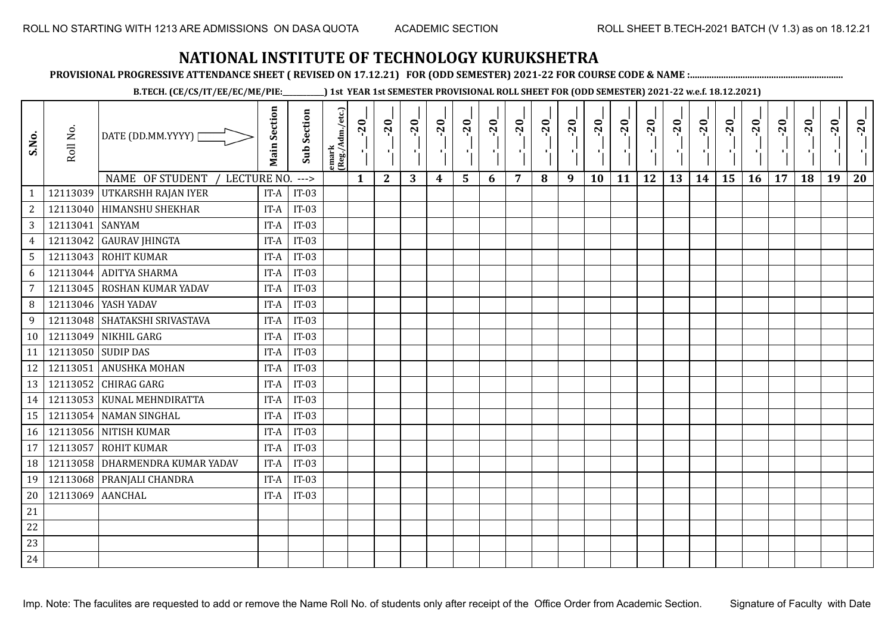ROLL NO STARTING WITH 1213 ARE ADMISSIONS ON DASA QUOTA ACADEMIC SECTION ROLL SHEET B.TECH-2021 BATCH (V 1.3) as on 18.12.21

# NATIONAL INSTITUTE OF TECHNOLOGY KURUKSHETRA

**PROVISIONAL PROGRESSIVE ATTENDANCE SHEET ( REVISED ON 17.12.21) FOR (ODD SEMESTER) 2021-22 FOR COURSE CODE & NAME :..............................................................**

**B.TECH. (CE/CS/IT/EE/EC/ME/PIE:___________) 1st YEAR 1st SEMESTER PROVISIONAL ROLL SHEET FOR (ODD SEMESTER) 2021-22 w.e.f. 18.12.2021)**

| S.No. | Roll No. | DATE (DD.MM.YYYY) | Main Section | Sub Section | emark (Reg./Adm./etc.) | __-__-20__ | __-__-20__ | __-__-20__ | __-__-20__ | __-__-20__ | __-__-20__ | __-__-20__ | __-__-20__ | __-__-20__ | __-__-20__ | __-__-20__ | __-__-20__ | __-__-20__ | __-__-20__ | __-__-20__ | __-__-20__ | __-__-20__ | __-__-20__ | __-__-20__ | __-__-20__ |
|---|---|---|---|---|---|---|---|---|---|---|---|---|---|---|---|---|---|---|---|---|---|---|---|---|---|
| | | NAME OF STUDENT / LECTURE NO. ---> | | | | 1 | 2 | 3 | 4 | 5 | 6 | 7 | 8 | 9 | 10 | 11 | 12 | 13 | 14 | 15 | 16 | 17 | 18 | 19 | 20 |
| 1 | 12113039 | UTKARSHH RAJAN IYER | IT-A | IT-03 | | | | | | | | | | | | | | | | | | | | | |
| 2 | 12113040 | HIMANSHU SHEKHAR | IT-A | IT-03 | | | | | | | | | | | | | | | | | | | | | |
| 3 | 12113041 | SANYAM | IT-A | IT-03 | | | | | | | | | | | | | | | | | | | | | |
| 4 | 12113042 | GAURAV JHINGTA | IT-A | IT-03 | | | | | | | | | | | | | | | | | | | | | |
| 5 | 12113043 | ROHIT KUMAR | IT-A | IT-03 | | | | | | | | | | | | | | | | | | | | | |
| 6 | 12113044 | ADITYA SHARMA | IT-A | IT-03 | | | | | | | | | | | | | | | | | | | | | |
| 7 | 12113045 | ROSHAN KUMAR YADAV | IT-A | IT-03 | | | | | | | | | | | | | | | | | | | | | |
| 8 | 12113046 | YASH YADAV | IT-A | IT-03 | | | | | | | | | | | | | | | | | | | | | |
| 9 | 12113048 | SHATAKSHI SRIVASTAVA | IT-A | IT-03 | | | | | | | | | | | | | | | | | | | | | |
| 10 | 12113049 | NIKHIL GARG | IT-A | IT-03 | | | | | | | | | | | | | | | | | | | | | |
| 11 | 12113050 | SUDIP DAS | IT-A | IT-03 | | | | | | | | | | | | | | | | | | | | | |
| 12 | 12113051 | ANUSHKA MOHAN | IT-A | IT-03 | | | | | | | | | | | | | | | | | | | | | |
| 13 | 12113052 | CHIRAG GARG | IT-A | IT-03 | | | | | | | | | | | | | | | | | | | | | |
| 14 | 12113053 | KUNAL MEHNDIRATTA | IT-A | IT-03 | | | | | | | | | | | | | | | | | | | | | |
| 15 | 12113054 | NAMAN SINGHAL | IT-A | IT-03 | | | | | | | | | | | | | | | | | | | | | |
| 16 | 12113056 | NITISH KUMAR | IT-A | IT-03 | | | | | | | | | | | | | | | | | | | | | |
| 17 | 12113057 | ROHIT KUMAR | IT-A | IT-03 | | | | | | | | | | | | | | | | | | | | | |
| 18 | 12113058 | DHARMENDRA KUMAR YADAV | IT-A | IT-03 | | | | | | | | | | | | | | | | | | | | | |
| 19 | 12113068 | PRANJALI CHANDRA | IT-A | IT-03 | | | | | | | | | | | | | | | | | | | | | |
| 20 | 12113069 | AANCHAL | IT-A | IT-03 | | | | | | | | | | | | | | | | | | | | | |
| 21 | | | | | | | | | | | | | | | | | | | | | | | | | |
| 22 | | | | | | | | | | | | | | | | | | | | | | | | | |
| 23 | | | | | | | | | | | | | | | | | | | | | | | | | |
| 24 | | | | | | | | | | | | | | | | | | | | | | | | | |

Imp. Note: The faculites are requested to add or remove the Name Roll No. of students only after receipt of the Office Order from Academic Section. Signature of Faculty with Date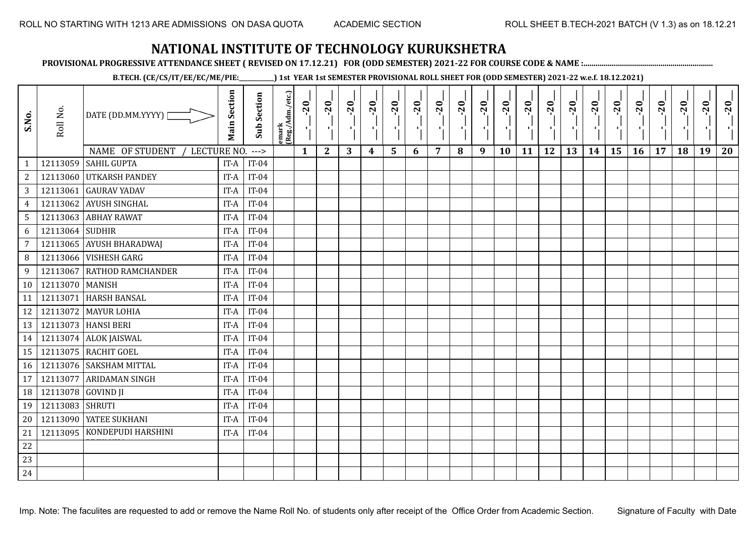# NATIONAL INSTITUTE OF TECHNOLOGY KURUKSHETRA

**PROVISIONAL PROGRESSIVE ATTENDANCE SHEET ( REVISED ON 17.12.21) FOR (ODD SEMESTER) 2021-22 FOR COURSE CODE & NAME :..............................................................**

**B.TECH. (CE/CS/IT/EE/EC/ME/PIE:__________) 1st YEAR 1st SEMESTER PROVISIONAL ROLL SHEET FOR (ODD SEMESTER) 2021-22 w.e.f. 18.12.2021)**

| S.No. | Roll No. | DATE (DD.MM.YYYY) | Main Section | Sub Section | emark (Reg./Adm./etc.) | _-_-20_ | _-_-20_ | _-_-20_ | _-_-20_ | _-_-20_ | _-_-20_ | _-_-20_ | _-_-20_ | _-_-20_ | _-_-20_ | _-_-20_ | _-_-20_ | _-_-20_ | _-_-20_ | _-_-20_ | _-_-20_ | _-_-20_ | _-_-20_ | _-_-20_ | _-_-20_ |
|---|---|---|---|---|---|---|---|---|---|---|---|---|---|---|---|---|---|---|---|---|---|---|---|---|---|
| | | NAME OF STUDENT / LECTURE NO. ---> | | | | 1 | 2 | 3 | 4 | 5 | 6 | 7 | 8 | 9 | 10 | 11 | 12 | 13 | 14 | 15 | 16 | 17 | 18 | 19 | 20 |
| 1 | 12113059 | SAHIL GUPTA | IT-A | IT-04 | | | | | | | | | | | | | | | | | | | | | |
| 2 | 12113060 | UTKARSH PANDEY | IT-A | IT-04 | | | | | | | | | | | | | | | | | | | | | |
| 3 | 12113061 | GAURAV YADAV | IT-A | IT-04 | | | | | | | | | | | | | | | | | | | | | |
| 4 | 12113062 | AYUSH SINGHAL | IT-A | IT-04 | | | | | | | | | | | | | | | | | | | | | |
| 5 | 12113063 | ABHAY RAWAT | IT-A | IT-04 | | | | | | | | | | | | | | | | | | | | | |
| 6 | 12113064 | SUDHIR | IT-A | IT-04 | | | | | | | | | | | | | | | | | | | | | |
| 7 | 12113065 | AYUSH BHARADWAJ | IT-A | IT-04 | | | | | | | | | | | | | | | | | | | | | |
| 8 | 12113066 | VISHESH GARG | IT-A | IT-04 | | | | | | | | | | | | | | | | | | | | | |
| 9 | 12113067 | RATHOD RAMCHANDER | IT-A | IT-04 | | | | | | | | | | | | | | | | | | | | | |
| 10 | 12113070 | MANISH | IT-A | IT-04 | | | | | | | | | | | | | | | | | | | | | |
| 11 | 12113071 | HARSH BANSAL | IT-A | IT-04 | | | | | | | | | | | | | | | | | | | | | |
| 12 | 12113072 | MAYUR LOHIA | IT-A | IT-04 | | | | | | | | | | | | | | | | | | | | | |
| 13 | 12113073 | HANSI BERI | IT-A | IT-04 | | | | | | | | | | | | | | | | | | | | | |
| 14 | 12113074 | ALOK JAISWAL | IT-A | IT-04 | | | | | | | | | | | | | | | | | | | | | |
| 15 | 12113075 | RACHIT GOEL | IT-A | IT-04 | | | | | | | | | | | | | | | | | | | | | |
| 16 | 12113076 | SAKSHAM MITTAL | IT-A | IT-04 | | | | | | | | | | | | | | | | | | | | | |
| 17 | 12113077 | ARIDAMAN SINGH | IT-A | IT-04 | | | | | | | | | | | | | | | | | | | | | |
| 18 | 12113078 | GOVIND JI | IT-A | IT-04 | | | | | | | | | | | | | | | | | | | | | |
| 19 | 12113083 | SHRUTI | IT-A | IT-04 | | | | | | | | | | | | | | | | | | | | | |
| 20 | 12113090 | YATEE SUKHANI | IT-A | IT-04 | | | | | | | | | | | | | | | | | | | | | |
| 21 | 12113095 | KONDEPUDI HARSHINI | IT-A | IT-04 | | | | | | | | | | | | | | | | | | | | | |
| 22 | | | | | | | | | | | | | | | | | | | | | | | | | |
| 23 | | | | | | | | | | | | | | | | | | | | | | | | | |
| 24 | | | | | | | | | | | | | | | | | | | | | | | | | |

Imp. Note: The faculites are requested to add or remove the Name Roll No. of students only after receipt of the Office Order from Academic Section.

Signature of Faculty with Date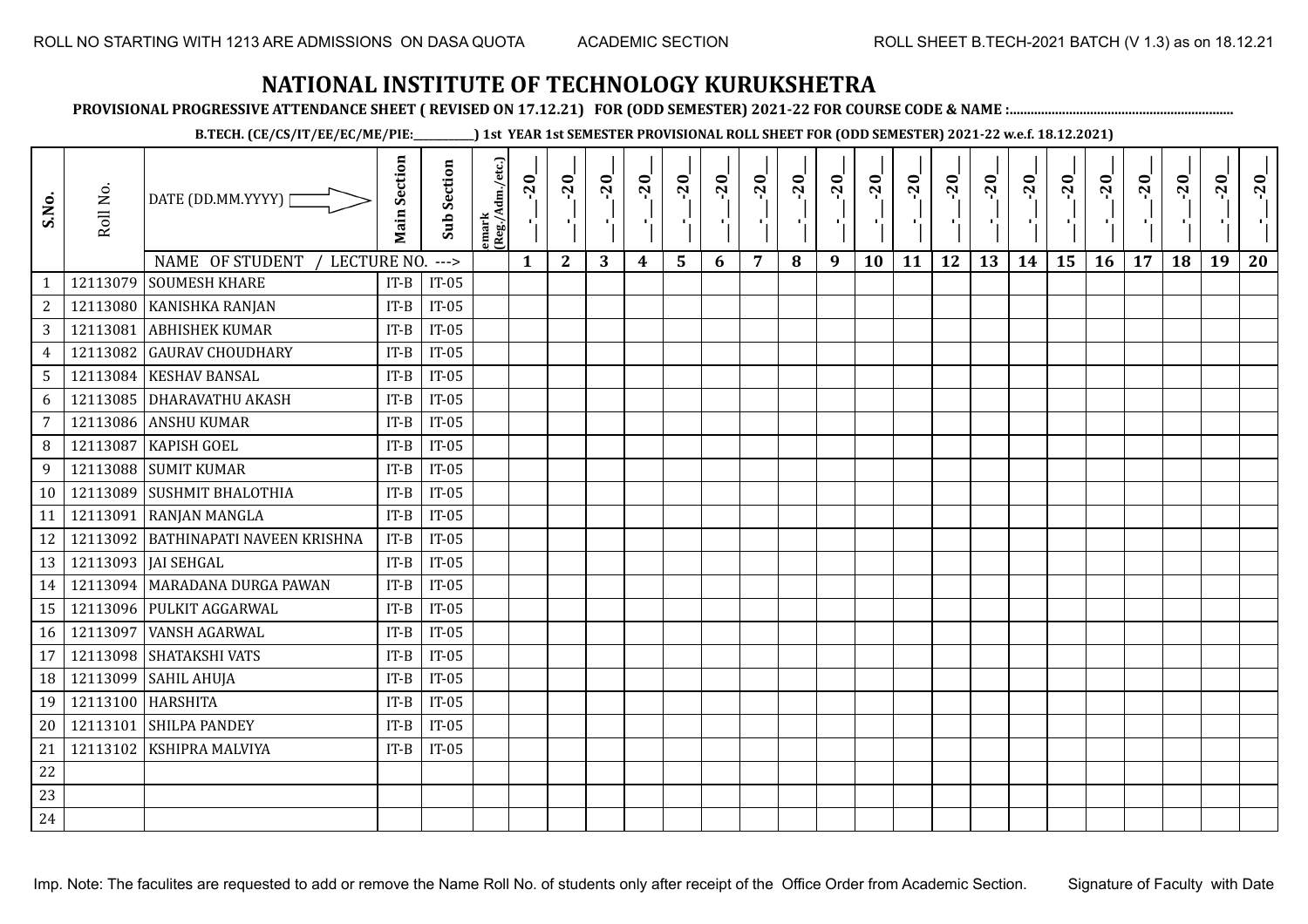ROLL NO STARTING WITH 1213 ARE ADMISSIONS ON DASA QUOTA ACADEMIC SECTION ROLL SHEET B.TECH-2021 BATCH (V 1.3) as on 18.12.21

# NATIONAL INSTITUTE OF TECHNOLOGY KURUKSHETRA

**PROVISIONAL PROGRESSIVE ATTENDANCE SHEET ( REVISED ON 17.12.21) FOR (ODD SEMESTER) 2021-22 FOR COURSE CODE & NAME :...............................................................**

**B.TECH. (CE/CS/IT/EE/EC/ME/PIE:__________) 1st YEAR 1st SEMESTER PROVISIONAL ROLL SHEET FOR (ODD SEMESTER) 2021-22 w.e.f. 18.12.2021)**

| S.No. | Roll No. | DATE (DD.MM.YYYY) | Main Section | Sub Section | emark (Reg./Adm./etc.) | _-_-20_ | _-_-20_ | _-_-20_ | _-_-20_ | _-_-20_ | _-_-20_ | _-_-20_ | _-_-20_ | _-_-20_ | _-_-20_ | _-_-20_ | _-_-20_ | _-_-20_ | _-_-20_ | _-_-20_ | _-_-20_ | _-_-20_ | _-_-20_ | _-_-20_ | _-_-20_ |
|---|---|---|---|---|---|---|---|---|---|---|---|---|---|---|---|---|---|---|---|---|---|---|---|---|---|
| | | NAME OF STUDENT / LECTURE NO. ---> | | | | 1 | 2 | 3 | 4 | 5 | 6 | 7 | 8 | 9 | 10 | 11 | 12 | 13 | 14 | 15 | 16 | 17 | 18 | 19 | 20 |
| 1 | 12113079 | SOUMESH KHARE | IT-B | IT-05 | | | | | | | | | | | | | | | | | | | | | |
| 2 | 12113080 | KANISHKA RANJAN | IT-B | IT-05 | | | | | | | | | | | | | | | | | | | | | |
| 3 | 12113081 | ABHISHEK KUMAR | IT-B | IT-05 | | | | | | | | | | | | | | | | | | | | | |
| 4 | 12113082 | GAURAV CHOUDHARY | IT-B | IT-05 | | | | | | | | | | | | | | | | | | | | | |
| 5 | 12113084 | KESHAV BANSAL | IT-B | IT-05 | | | | | | | | | | | | | | | | | | | | | |
| 6 | 12113085 | DHARAVATHU AKASH | IT-B | IT-05 | | | | | | | | | | | | | | | | | | | | | |
| 7 | 12113086 | ANSHU KUMAR | IT-B | IT-05 | | | | | | | | | | | | | | | | | | | | | |
| 8 | 12113087 | KAPISH GOEL | IT-B | IT-05 | | | | | | | | | | | | | | | | | | | | | |
| 9 | 12113088 | SUMIT KUMAR | IT-B | IT-05 | | | | | | | | | | | | | | | | | | | | | |
| 10 | 12113089 | SUSHMIT BHALOTHIA | IT-B | IT-05 | | | | | | | | | | | | | | | | | | | | | |
| 11 | 12113091 | RANJAN MANGLA | IT-B | IT-05 | | | | | | | | | | | | | | | | | | | | | |
| 12 | 12113092 | BATHINAPATI NAVEEN KRISHNA | IT-B | IT-05 | | | | | | | | | | | | | | | | | | | | | |
| 13 | 12113093 | JAI SEHGAL | IT-B | IT-05 | | | | | | | | | | | | | | | | | | | | | |
| 14 | 12113094 | MARADANA DURGA PAWAN | IT-B | IT-05 | | | | | | | | | | | | | | | | | | | | | |
| 15 | 12113096 | PULKIT AGGARWAL | IT-B | IT-05 | | | | | | | | | | | | | | | | | | | | | |
| 16 | 12113097 | VANSH AGARWAL | IT-B | IT-05 | | | | | | | | | | | | | | | | | | | | | |
| 17 | 12113098 | SHATAKSHI VATS | IT-B | IT-05 | | | | | | | | | | | | | | | | | | | | | |
| 18 | 12113099 | SAHIL AHUJA | IT-B | IT-05 | | | | | | | | | | | | | | | | | | | | | |
| 19 | 12113100 | HARSHITA | IT-B | IT-05 | | | | | | | | | | | | | | | | | | | | | |
| 20 | 12113101 | SHILPA PANDEY | IT-B | IT-05 | | | | | | | | | | | | | | | | | | | | | |
| 21 | 12113102 | KSHIPRA MALVIYA | IT-B | IT-05 | | | | | | | | | | | | | | | | | | | | | |
| 22 | | | | | | | | | | | | | | | | | | | | | | | | | |
| 23 | | | | | | | | | | | | | | | | | | | | | | | | | |
| 24 | | | | | | | | | | | | | | | | | | | | | | | | | |

Imp. Note: The faculites are requested to add or remove the Name Roll No. of students only after receipt of the Office Order from Academic Section. Signature of Faculty with Date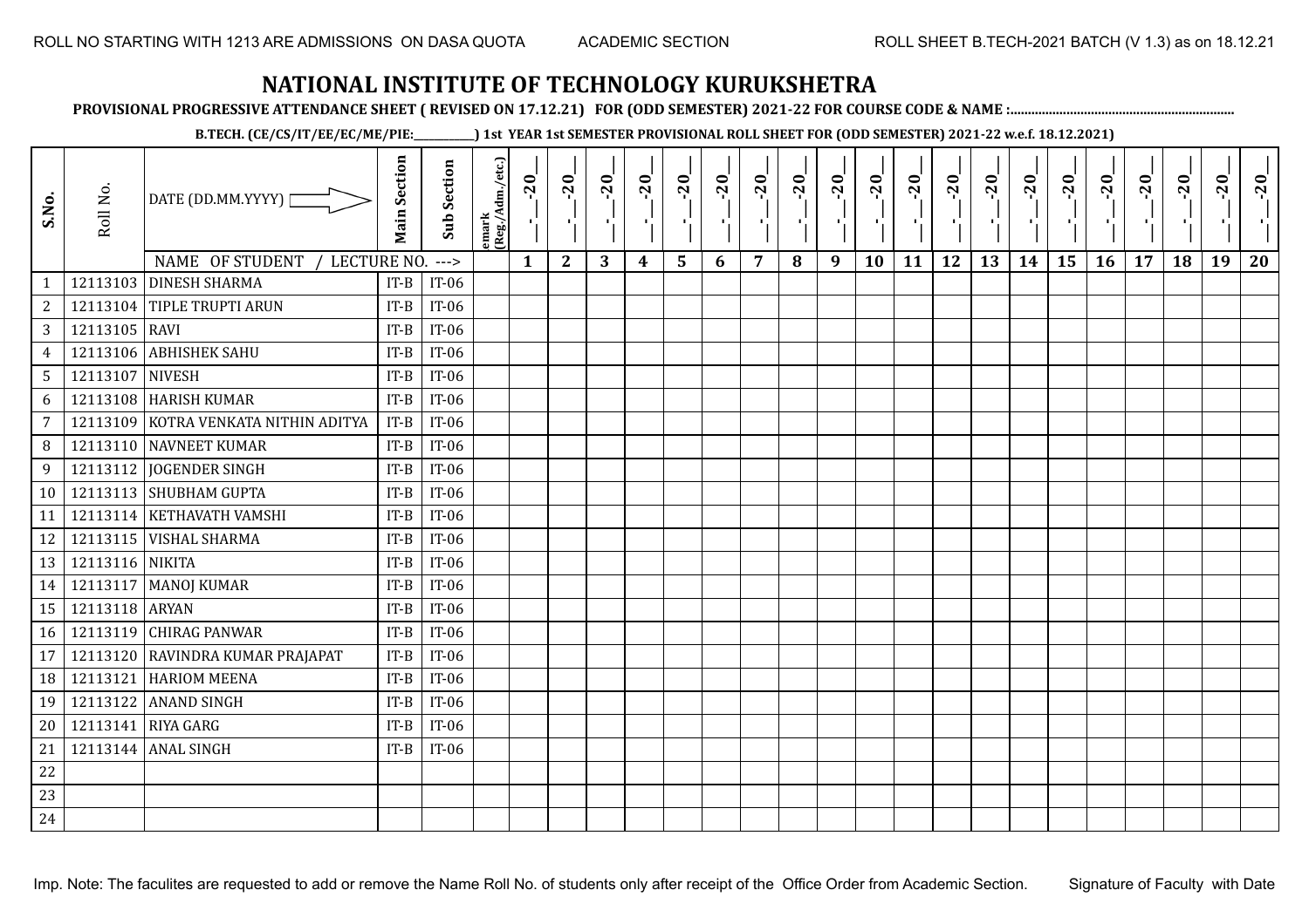ROLL NO STARTING WITH 1213 ARE ADMISSIONS ON DASA QUOTA    ACADEMIC SECTION    ROLL SHEET B.TECH-2021 BATCH (V 1.3) as on 18.12.21

# NATIONAL INSTITUTE OF TECHNOLOGY KURUKSHETRA

**PROVISIONAL PROGRESSIVE ATTENDANCE SHEET ( REVISED ON 17.12.21) FOR (ODD SEMESTER) 2021-22 FOR COURSE CODE & NAME :..............................................................**

**B.TECH. (CE/CS/IT/EE/EC/ME/PIE:__________) 1st YEAR 1st SEMESTER PROVISIONAL ROLL SHEET FOR (ODD SEMESTER) 2021-22 w.e.f. 18.12.2021)**

| S.No. | Roll No. | DATE (DD.MM.YYYY) | Main Section | Sub Section | emark (Reg./Adm./etc.) | _-_-20_ | _-_-20_ | _-_-20_ | _-_-20_ | _-_-20_ | _-_-20_ | _-_-20_ | _-_-20_ | _-_-20_ | _-_-20_ | _-_-20_ | _-_-20_ | _-_-20_ | _-_-20_ | _-_-20_ | _-_-20_ | _-_-20_ | _-_-20_ | _-_-20_ | _-_-20_ |
|---|---|---|---|---|---|---|---|---|---|---|---|---|---|---|---|---|---|---|---|---|---|---|---|---|---|
| | | NAME OF STUDENT / LECTURE NO. ---> | | | | 1 | 2 | 3 | 4 | 5 | 6 | 7 | 8 | 9 | 10 | 11 | 12 | 13 | 14 | 15 | 16 | 17 | 18 | 19 | 20 |
| 1 | 12113103 | DINESH SHARMA | IT-B | IT-06 | | | | | | | | | | | | | | | | | | | | | |
| 2 | 12113104 | TIPLE TRUPTI ARUN | IT-B | IT-06 | | | | | | | | | | | | | | | | | | | | | |
| 3 | 12113105 | RAVI | IT-B | IT-06 | | | | | | | | | | | | | | | | | | | | | |
| 4 | 12113106 | ABHISHEK SAHU | IT-B | IT-06 | | | | | | | | | | | | | | | | | | | | | |
| 5 | 12113107 | NIVESH | IT-B | IT-06 | | | | | | | | | | | | | | | | | | | | | |
| 6 | 12113108 | HARISH KUMAR | IT-B | IT-06 | | | | | | | | | | | | | | | | | | | | | |
| 7 | 12113109 | KOTRA VENKATA NITHIN ADITYA | IT-B | IT-06 | | | | | | | | | | | | | | | | | | | | | |
| 8 | 12113110 | NAVNEET KUMAR | IT-B | IT-06 | | | | | | | | | | | | | | | | | | | | | |
| 9 | 12113112 | JOGENDER SINGH | IT-B | IT-06 | | | | | | | | | | | | | | | | | | | | | |
| 10 | 12113113 | SHUBHAM GUPTA | IT-B | IT-06 | | | | | | | | | | | | | | | | | | | | | |
| 11 | 12113114 | KETHAVATH VAMSHI | IT-B | IT-06 | | | | | | | | | | | | | | | | | | | | | |
| 12 | 12113115 | VISHAL SHARMA | IT-B | IT-06 | | | | | | | | | | | | | | | | | | | | | |
| 13 | 12113116 | NIKITA | IT-B | IT-06 | | | | | | | | | | | | | | | | | | | | | |
| 14 | 12113117 | MANOJ KUMAR | IT-B | IT-06 | | | | | | | | | | | | | | | | | | | | | |
| 15 | 12113118 | ARYAN | IT-B | IT-06 | | | | | | | | | | | | | | | | | | | | | |
| 16 | 12113119 | CHIRAG PANWAR | IT-B | IT-06 | | | | | | | | | | | | | | | | | | | | | |
| 17 | 12113120 | RAVINDRA KUMAR PRAJAPAT | IT-B | IT-06 | | | | | | | | | | | | | | | | | | | | | |
| 18 | 12113121 | HARIOM MEENA | IT-B | IT-06 | | | | | | | | | | | | | | | | | | | | | |
| 19 | 12113122 | ANAND SINGH | IT-B | IT-06 | | | | | | | | | | | | | | | | | | | | | |
| 20 | 12113141 | RIYA GARG | IT-B | IT-06 | | | | | | | | | | | | | | | | | | | | | |
| 21 | 12113144 | ANAL SINGH | IT-B | IT-06 | | | | | | | | | | | | | | | | | | | | | |
| 22 | | | | | | | | | | | | | | | | | | | | | | | | | |
| 23 | | | | | | | | | | | | | | | | | | | | | | | | | |
| 24 | | | | | | | | | | | | | | | | | | | | | | | | | |

Imp. Note: The faculites are requested to add or remove the Name Roll No. of students only after receipt of the Office Order from Academic Section.    Signature of Faculty with Date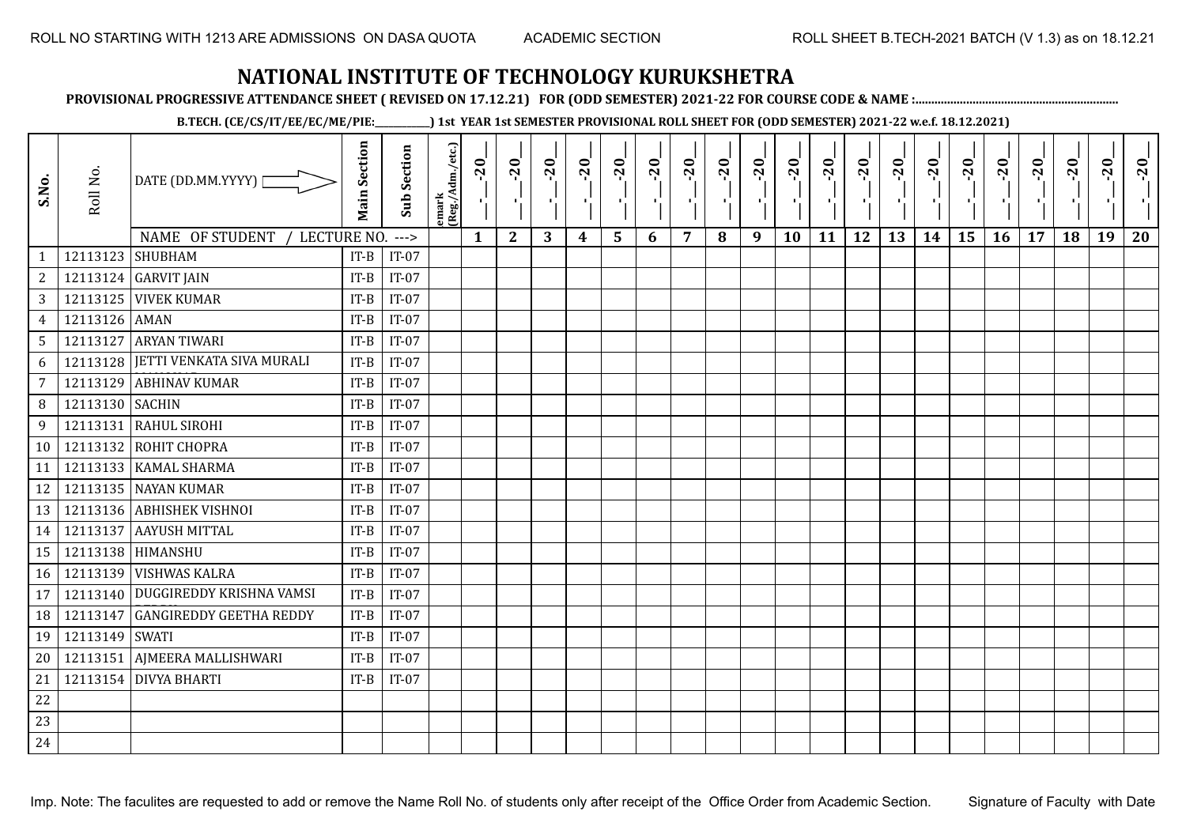ROLL NO STARTING WITH 1213 ARE ADMISSIONS ON DASA QUOTA ACADEMIC SECTION ROLL SHEET B.TECH-2021 BATCH (V 1.3) as on 18.12.21

# NATIONAL INSTITUTE OF TECHNOLOGY KURUKSHETRA

**PROVISIONAL PROGRESSIVE ATTENDANCE SHEET ( REVISED ON 17.12.21) FOR (ODD SEMESTER) 2021-22 FOR COURSE CODE & NAME :.............................................................**

**B.TECH. (CE/CS/IT/EE/EC/ME/PIE:__________) 1st YEAR 1st SEMESTER PROVISIONAL ROLL SHEET FOR (ODD SEMESTER) 2021-22 w.e.f. 18.12.2021)**

| S.No. | Roll No. | DATE (DD.MM.YYYY) | Main Section | Sub Section | emark (Reg./Adm./etc.) | _-_-20_ | _-_-20_ | _-_-20_ | _-_-20_ | _-_-20_ | _-_-20_ | _-_-20_ | _-_-20_ | _-_-20_ | _-_-20_ | _-_-20_ | _-_-20_ | _-_-20_ | _-_-20_ | _-_-20_ | _-_-20_ | _-_-20_ | _-_-20_ | _-_-20_ | _-_-20_ |
|---|---|---|---|---|---|---|---|---|---|---|---|---|---|---|---|---|---|---|---|---|---|---|---|---|---|
| | | NAME OF STUDENT / LECTURE NO. ---> | | | | 1 | 2 | 3 | 4 | 5 | 6 | 7 | 8 | 9 | 10 | 11 | 12 | 13 | 14 | 15 | 16 | 17 | 18 | 19 | 20 |
| 1 | 12113123 | SHUBHAM | IT-B | IT-07 | | | | | | | | | | | | | | | | | | | | | |
| 2 | 12113124 | GARVIT JAIN | IT-B | IT-07 | | | | | | | | | | | | | | | | | | | | | |
| 3 | 12113125 | VIVEK KUMAR | IT-B | IT-07 | | | | | | | | | | | | | | | | | | | | | |
| 4 | 12113126 | AMAN | IT-B | IT-07 | | | | | | | | | | | | | | | | | | | | | |
| 5 | 12113127 | ARYAN TIWARI | IT-B | IT-07 | | | | | | | | | | | | | | | | | | | | | |
| 6 | 12113128 | JETTI VENKATA SIVA MURALI | IT-B | IT-07 | | | | | | | | | | | | | | | | | | | | | |
| 7 | 12113129 | ABHINAV KUMAR | IT-B | IT-07 | | | | | | | | | | | | | | | | | | | | | |
| 8 | 12113130 | SACHIN | IT-B | IT-07 | | | | | | | | | | | | | | | | | | | | | |
| 9 | 12113131 | RAHUL SIROHI | IT-B | IT-07 | | | | | | | | | | | | | | | | | | | | | |
| 10 | 12113132 | ROHIT CHOPRA | IT-B | IT-07 | | | | | | | | | | | | | | | | | | | | | |
| 11 | 12113133 | KAMAL SHARMA | IT-B | IT-07 | | | | | | | | | | | | | | | | | | | | | |
| 12 | 12113135 | NAYAN KUMAR | IT-B | IT-07 | | | | | | | | | | | | | | | | | | | | | |
| 13 | 12113136 | ABHISHEK VISHNOI | IT-B | IT-07 | | | | | | | | | | | | | | | | | | | | | |
| 14 | 12113137 | AAYUSH MITTAL | IT-B | IT-07 | | | | | | | | | | | | | | | | | | | | | |
| 15 | 12113138 | HIMANSHU | IT-B | IT-07 | | | | | | | | | | | | | | | | | | | | | |
| 16 | 12113139 | VISHWAS KALRA | IT-B | IT-07 | | | | | | | | | | | | | | | | | | | | | |
| 17 | 12113140 | DUGGIREDDY KRISHNA VAMSI | IT-B | IT-07 | | | | | | | | | | | | | | | | | | | | | |
| 18 | 12113147 | GANGIREDDY GEETHA REDDY | IT-B | IT-07 | | | | | | | | | | | | | | | | | | | | | |
| 19 | 12113149 | SWATI | IT-B | IT-07 | | | | | | | | | | | | | | | | | | | | | |
| 20 | 12113151 | AJMEERA MALLISHWARI | IT-B | IT-07 | | | | | | | | | | | | | | | | | | | | | |
| 21 | 12113154 | DIVYA BHARTI | IT-B | IT-07 | | | | | | | | | | | | | | | | | | | | | |
| 22 | | | | | | | | | | | | | | | | | | | | | | | | | |
| 23 | | | | | | | | | | | | | | | | | | | | | | | | | |
| 24 | | | | | | | | | | | | | | | | | | | | | | | | | |

Imp. Note: The faculites are requested to add or remove the Name Roll No. of students only after receipt of the Office Order from Academic Section. Signature of Faculty with Date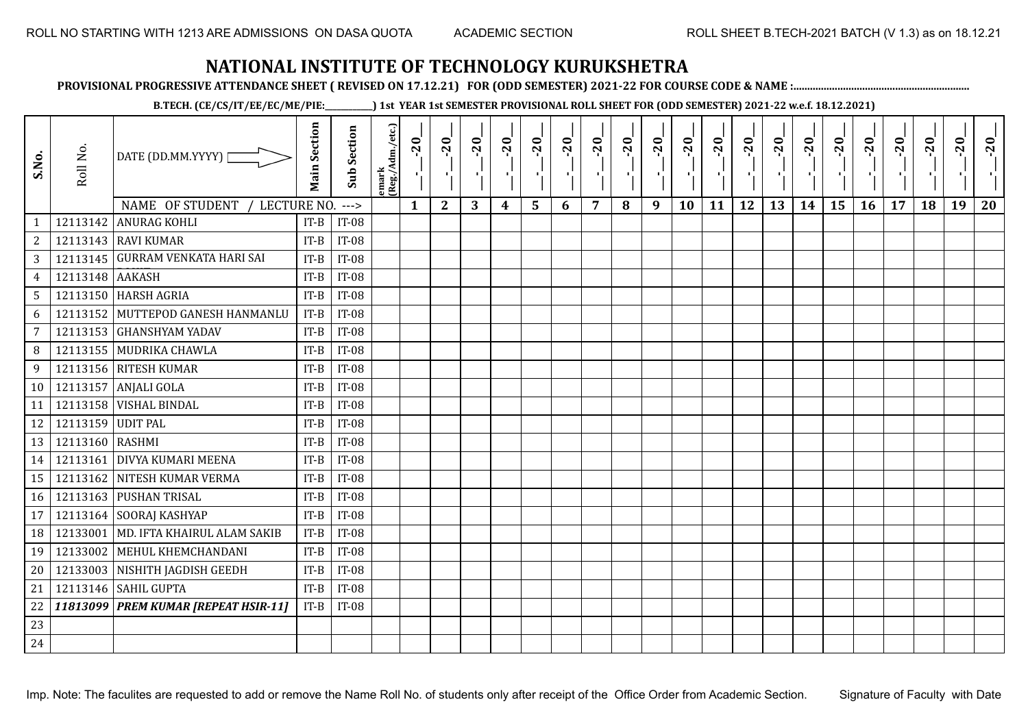# NATIONAL INSTITUTE OF TECHNOLOGY KURUKSHETRA

**PROVISIONAL PROGRESSIVE ATTENDANCE SHEET ( REVISED ON 17.12.21) FOR (ODD SEMESTER) 2021-22 FOR COURSE CODE & NAME :..............................................................**

**B.TECH. (CE/CS/IT/EE/EC/ME/PIE:__________) 1st YEAR 1st SEMESTER PROVISIONAL ROLL SHEET FOR (ODD SEMESTER) 2021-22 w.e.f. 18.12.2021)**

ROLL NO STARTING WITH 1213 ARE ADMISSIONS ON DASA QUOTA — ACADEMIC SECTION — ROLL SHEET B.TECH-2021 BATCH (V 1.3) as on 18.12.21

| S.No. | Roll No. | DATE (DD.MM.YYYY) / NAME OF STUDENT / LECTURE NO. ---> | Main Section | Sub Section | Remark (Reg./Adm./etc.) | 1 | 2 | 3 | 4 | 5 | 6 | 7 | 8 | 9 | 10 | 11 | 12 | 13 | 14 | 15 | 16 | 17 | 18 | 19 | 20 |
|---|---|---|---|---|---|---|---|---|---|---|---|---|---|---|---|---|---|---|---|---|---|---|---|---|---|
| 1 | 12113142 | ANURAG KOHLI | IT-B | IT-08 | | | | | | | | | | | | | | | | | | | | | |
| 2 | 12113143 | RAVI KUMAR | IT-B | IT-08 | | | | | | | | | | | | | | | | | | | | | |
| 3 | 12113145 | GURRAM VENKATA HARI SAI | IT-B | IT-08 | | | | | | | | | | | | | | | | | | | | | |
| 4 | 12113148 | AAKASH | IT-B | IT-08 | | | | | | | | | | | | | | | | | | | | | |
| 5 | 12113150 | HARSH AGRIA | IT-B | IT-08 | | | | | | | | | | | | | | | | | | | | | |
| 6 | 12113152 | MUTTEPOD GANESH HANMANLU | IT-B | IT-08 | | | | | | | | | | | | | | | | | | | | | |
| 7 | 12113153 | GHANSHYAM YADAV | IT-B | IT-08 | | | | | | | | | | | | | | | | | | | | | |
| 8 | 12113155 | MUDRIKA CHAWLA | IT-B | IT-08 | | | | | | | | | | | | | | | | | | | | | |
| 9 | 12113156 | RITESH KUMAR | IT-B | IT-08 | | | | | | | | | | | | | | | | | | | | | |
| 10 | 12113157 | ANJALI GOLA | IT-B | IT-08 | | | | | | | | | | | | | | | | | | | | | |
| 11 | 12113158 | VISHAL BINDAL | IT-B | IT-08 | | | | | | | | | | | | | | | | | | | | | |
| 12 | 12113159 | UDIT PAL | IT-B | IT-08 | | | | | | | | | | | | | | | | | | | | | |
| 13 | 12113160 | RASHMI | IT-B | IT-08 | | | | | | | | | | | | | | | | | | | | | |
| 14 | 12113161 | DIVYA KUMARI MEENA | IT-B | IT-08 | | | | | | | | | | | | | | | | | | | | | |
| 15 | 12113162 | NITESH KUMAR VERMA | IT-B | IT-08 | | | | | | | | | | | | | | | | | | | | | |
| 16 | 12113163 | PUSHAN TRISAL | IT-B | IT-08 | | | | | | | | | | | | | | | | | | | | | |
| 17 | 12113164 | SOORAJ KASHYAP | IT-B | IT-08 | | | | | | | | | | | | | | | | | | | | | |
| 18 | 12133001 | MD. IFTA KHAIRUL ALAM SAKIB | IT-B | IT-08 | | | | | | | | | | | | | | | | | | | | | |
| 19 | 12133002 | MEHUL KHEMCHANDANI | IT-B | IT-08 | | | | | | | | | | | | | | | | | | | | | |
| 20 | 12133003 | NISHITH JAGDISH GEEDH | IT-B | IT-08 | | | | | | | | | | | | | | | | | | | | | |
| 21 | 12113146 | SAHIL GUPTA | IT-B | IT-08 | | | | | | | | | | | | | | | | | | | | | |
| 22 | ***11813099*** | ***PREM KUMAR [REPEAT HSIR-11]*** | IT-B | IT-08 | | | | | | | | | | | | | | | | | | | | | |
| 23 | | | | | | | | | | | | | | | | | | | | | | | | | |
| 24 | | | | | | | | | | | | | | | | | | | | | | | | | |

Imp. Note: The faculites are requested to add or remove the Name Roll No. of students only after receipt of the Office Order from Academic Section.

Signature of Faculty with Date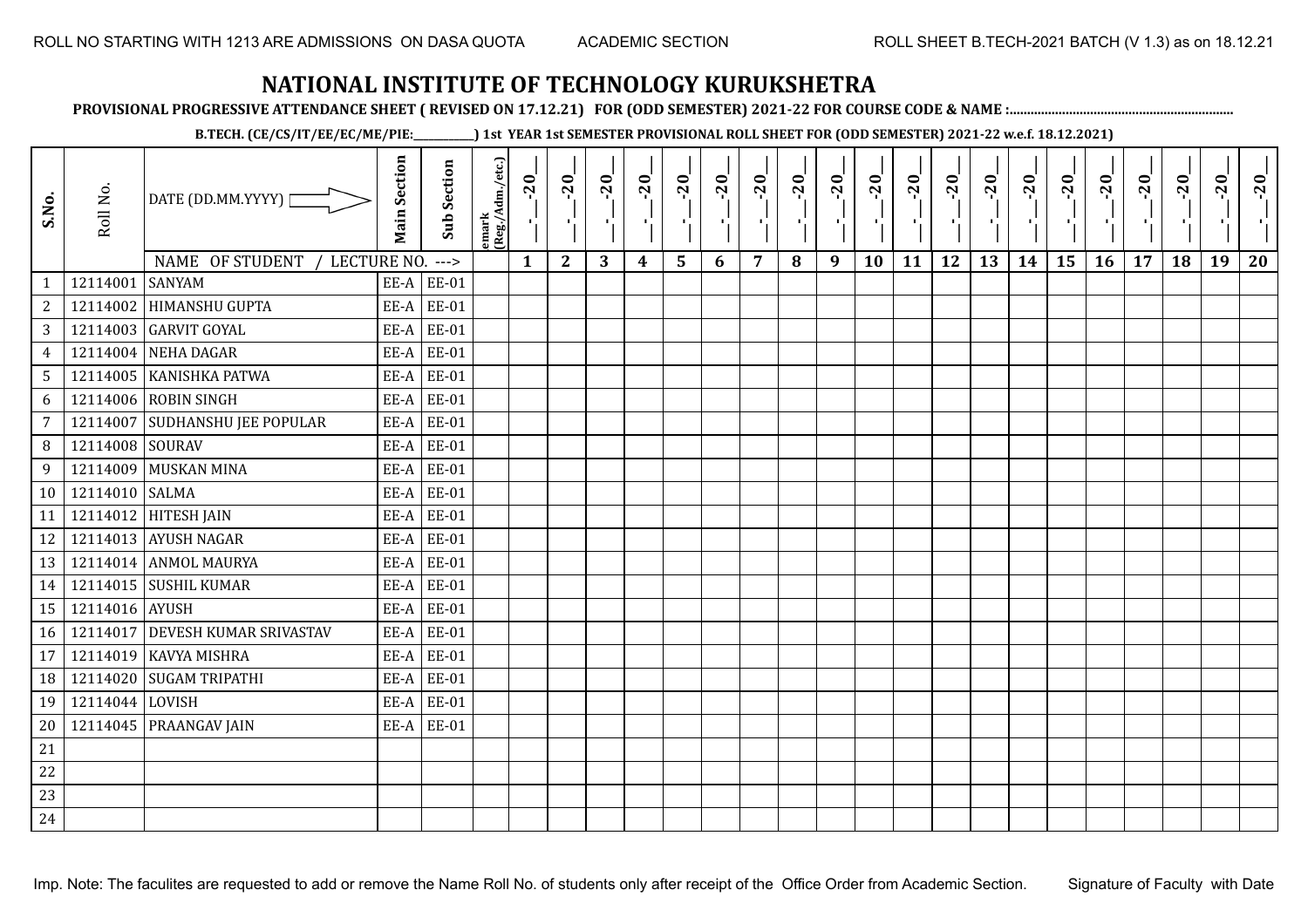ROLL NO STARTING WITH 1213 ARE ADMISSIONS ON DASA QUOTA    ACADEMIC SECTION    ROLL SHEET B.TECH-2021 BATCH (V 1.3) as on 18.12.21

# NATIONAL INSTITUTE OF TECHNOLOGY KURUKSHETRA

**PROVISIONAL PROGRESSIVE ATTENDANCE SHEET ( REVISED ON 17.12.21) FOR (ODD SEMESTER) 2021-22 FOR COURSE CODE & NAME :..............................................................**

**B.TECH. (CE/CS/IT/EE/EC/ME/PIE:__________) 1st YEAR 1st SEMESTER PROVISIONAL ROLL SHEET FOR (ODD SEMESTER) 2021-22 w.e.f. 18.12.2021)**

| S.No. | Roll No. | DATE (DD.MM.YYYY) | Main Section | Sub Section | emark (Reg./Adm./etc.) | _-_-20_ | _-_-20_ | _-_-20_ | _-_-20_ | _-_-20_ | _-_-20_ | _-_-20_ | _-_-20_ | _-_-20_ | _-_-20_ | _-_-20_ | _-_-20_ | _-_-20_ | _-_-20_ | _-_-20_ | _-_-20_ | _-_-20_ | _-_-20_ | _-_-20_ | _-_-20_ |
|---|---|---|---|---|---|---|---|---|---|---|---|---|---|---|---|---|---|---|---|---|---|---|---|---|---|
| | | NAME OF STUDENT / LECTURE NO. ---> | | | | 1 | 2 | 3 | 4 | 5 | 6 | 7 | 8 | 9 | 10 | 11 | 12 | 13 | 14 | 15 | 16 | 17 | 18 | 19 | 20 |
| 1 | 12114001 | SANYAM | EE-A | EE-01 | | | | | | | | | | | | | | | | | | | | | |
| 2 | 12114002 | HIMANSHU GUPTA | EE-A | EE-01 | | | | | | | | | | | | | | | | | | | | | |
| 3 | 12114003 | GARVIT GOYAL | EE-A | EE-01 | | | | | | | | | | | | | | | | | | | | | |
| 4 | 12114004 | NEHA DAGAR | EE-A | EE-01 | | | | | | | | | | | | | | | | | | | | | |
| 5 | 12114005 | KANISHKA PATWA | EE-A | EE-01 | | | | | | | | | | | | | | | | | | | | | |
| 6 | 12114006 | ROBIN SINGH | EE-A | EE-01 | | | | | | | | | | | | | | | | | | | | | |
| 7 | 12114007 | SUDHANSHU JEE POPULAR | EE-A | EE-01 | | | | | | | | | | | | | | | | | | | | | |
| 8 | 12114008 | SOURAV | EE-A | EE-01 | | | | | | | | | | | | | | | | | | | | | |
| 9 | 12114009 | MUSKAN MINA | EE-A | EE-01 | | | | | | | | | | | | | | | | | | | | | |
| 10 | 12114010 | SALMA | EE-A | EE-01 | | | | | | | | | | | | | | | | | | | | | |
| 11 | 12114012 | HITESH JAIN | EE-A | EE-01 | | | | | | | | | | | | | | | | | | | | | |
| 12 | 12114013 | AYUSH NAGAR | EE-A | EE-01 | | | | | | | | | | | | | | | | | | | | | |
| 13 | 12114014 | ANMOL MAURYA | EE-A | EE-01 | | | | | | | | | | | | | | | | | | | | | |
| 14 | 12114015 | SUSHIL KUMAR | EE-A | EE-01 | | | | | | | | | | | | | | | | | | | | | |
| 15 | 12114016 | AYUSH | EE-A | EE-01 | | | | | | | | | | | | | | | | | | | | | |
| 16 | 12114017 | DEVESH KUMAR SRIVASTAV | EE-A | EE-01 | | | | | | | | | | | | | | | | | | | | | |
| 17 | 12114019 | KAVYA MISHRA | EE-A | EE-01 | | | | | | | | | | | | | | | | | | | | | |
| 18 | 12114020 | SUGAM TRIPATHI | EE-A | EE-01 | | | | | | | | | | | | | | | | | | | | | |
| 19 | 12114044 | LOVISH | EE-A | EE-01 | | | | | | | | | | | | | | | | | | | | | |
| 20 | 12114045 | PRAANGAV JAIN | EE-A | EE-01 | | | | | | | | | | | | | | | | | | | | | |
| 21 | | | | | | | | | | | | | | | | | | | | | | | | | |
| 22 | | | | | | | | | | | | | | | | | | | | | | | | | |
| 23 | | | | | | | | | | | | | | | | | | | | | | | | | |
| 24 | | | | | | | | | | | | | | | | | | | | | | | | | |

Imp. Note: The faculites are requested to add or remove the Name Roll No. of students only after receipt of the Office Order from Academic Section.    Signature of Faculty with Date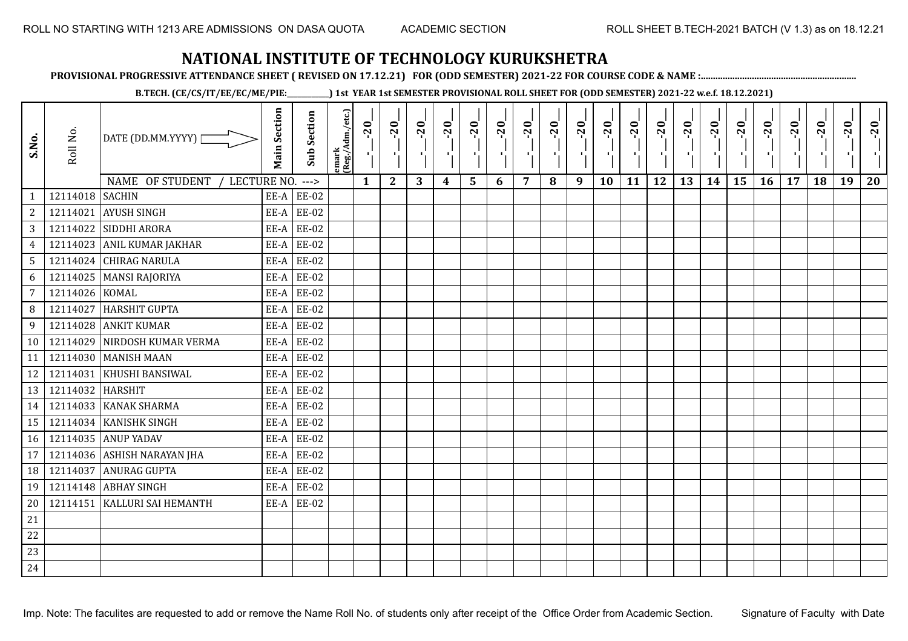ROLL NO STARTING WITH 1213 ARE ADMISSIONS ON DASA QUOTA    ACADEMIC SECTION    ROLL SHEET B.TECH-2021 BATCH (V 1.3) as on 18.12.21

# NATIONAL INSTITUTE OF TECHNOLOGY KURUKSHETRA

**PROVISIONAL PROGRESSIVE ATTENDANCE SHEET ( REVISED ON 17.12.21) FOR (ODD SEMESTER) 2021-22 FOR COURSE CODE & NAME :..............................................................**

**B.TECH. (CE/CS/IT/EE/EC/ME/PIE:__________) 1st YEAR 1st SEMESTER PROVISIONAL ROLL SHEET FOR (ODD SEMESTER) 2021-22 w.e.f. 18.12.2021)**

| S.No. | Roll No. | DATE (DD.MM.YYYY) | Main Section | Sub Section | emark (Reg./Adm./etc.) | __-__-20__ | __-__-20__ | __-__-20__ | __-__-20__ | __-__-20__ | __-__-20__ | __-__-20__ | __-__-20__ | __-__-20__ | __-__-20__ | __-__-20__ | __-__-20__ | __-__-20__ | __-__-20__ | __-__-20__ | __-__-20__ | __-__-20__ | __-__-20__ | __-__-20__ | __-__-20__ |
|---|---|---|---|---|---|---|---|---|---|---|---|---|---|---|---|---|---|---|---|---|---|---|---|---|---|
| | | NAME OF STUDENT / LECTURE NO. ---> | | | | 1 | 2 | 3 | 4 | 5 | 6 | 7 | 8 | 9 | 10 | 11 | 12 | 13 | 14 | 15 | 16 | 17 | 18 | 19 | 20 |
| 1 | 12114018 | SACHIN | EE-A | EE-02 | | | | | | | | | | | | | | | | | | | | | |
| 2 | 12114021 | AYUSH SINGH | EE-A | EE-02 | | | | | | | | | | | | | | | | | | | | | |
| 3 | 12114022 | SIDDHI ARORA | EE-A | EE-02 | | | | | | | | | | | | | | | | | | | | | |
| 4 | 12114023 | ANIL KUMAR JAKHAR | EE-A | EE-02 | | | | | | | | | | | | | | | | | | | | | |
| 5 | 12114024 | CHIRAG NARULA | EE-A | EE-02 | | | | | | | | | | | | | | | | | | | | | |
| 6 | 12114025 | MANSI RAJORIYA | EE-A | EE-02 | | | | | | | | | | | | | | | | | | | | | |
| 7 | 12114026 | KOMAL | EE-A | EE-02 | | | | | | | | | | | | | | | | | | | | | |
| 8 | 12114027 | HARSHIT GUPTA | EE-A | EE-02 | | | | | | | | | | | | | | | | | | | | | |
| 9 | 12114028 | ANKIT KUMAR | EE-A | EE-02 | | | | | | | | | | | | | | | | | | | | | |
| 10 | 12114029 | NIRDOSH KUMAR VERMA | EE-A | EE-02 | | | | | | | | | | | | | | | | | | | | | |
| 11 | 12114030 | MANISH MAAN | EE-A | EE-02 | | | | | | | | | | | | | | | | | | | | | |
| 12 | 12114031 | KHUSHI BANSIWAL | EE-A | EE-02 | | | | | | | | | | | | | | | | | | | | | |
| 13 | 12114032 | HARSHIT | EE-A | EE-02 | | | | | | | | | | | | | | | | | | | | | |
| 14 | 12114033 | KANAK SHARMA | EE-A | EE-02 | | | | | | | | | | | | | | | | | | | | | |
| 15 | 12114034 | KANISHK SINGH | EE-A | EE-02 | | | | | | | | | | | | | | | | | | | | | |
| 16 | 12114035 | ANUP YADAV | EE-A | EE-02 | | | | | | | | | | | | | | | | | | | | | |
| 17 | 12114036 | ASHISH NARAYAN JHA | EE-A | EE-02 | | | | | | | | | | | | | | | | | | | | | |
| 18 | 12114037 | ANURAG GUPTA | EE-A | EE-02 | | | | | | | | | | | | | | | | | | | | | |
| 19 | 12114148 | ABHAY SINGH | EE-A | EE-02 | | | | | | | | | | | | | | | | | | | | | |
| 20 | 12114151 | KALLURI SAI HEMANTH | EE-A | EE-02 | | | | | | | | | | | | | | | | | | | | | |
| 21 | | | | | | | | | | | | | | | | | | | | | | | | | |
| 22 | | | | | | | | | | | | | | | | | | | | | | | | | |
| 23 | | | | | | | | | | | | | | | | | | | | | | | | | |
| 24 | | | | | | | | | | | | | | | | | | | | | | | | | |

Imp. Note: The faculites are requested to add or remove the Name Roll No. of students only after receipt of the Office Order from Academic Section.    Signature of Faculty with Date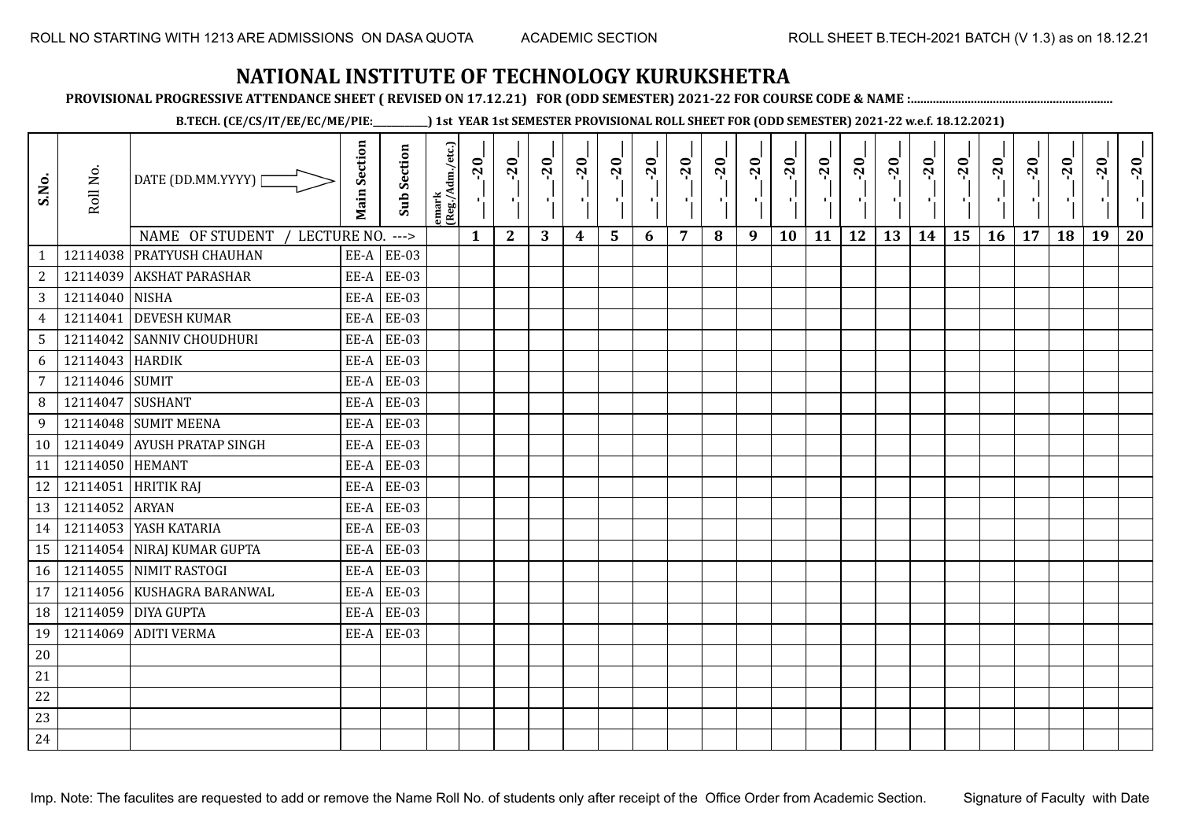ROLL NO STARTING WITH 1213 ARE ADMISSIONS ON DASA QUOTA    ACADEMIC SECTION    ROLL SHEET B.TECH-2021 BATCH (V 1.3) as on 18.12.21

# NATIONAL INSTITUTE OF TECHNOLOGY KURUKSHETRA

**PROVISIONAL PROGRESSIVE ATTENDANCE SHEET ( REVISED ON 17.12.21) FOR (ODD SEMESTER) 2021-22 FOR COURSE CODE & NAME :...............................................................**

**B.TECH. (CE/CS/IT/EE/EC/ME/PIE:__________) 1st YEAR 1st SEMESTER PROVISIONAL ROLL SHEET FOR (ODD SEMESTER) 2021-22 w.e.f. 18.12.2021)**

| S.No. | Roll No. | DATE (DD.MM.YYYY) | Main Section | Sub Section | emark (Reg./Adm./etc.) | __-__-20__ | __-__-20__ | __-__-20__ | __-__-20__ | __-__-20__ | __-__-20__ | __-__-20__ | __-__-20__ | __-__-20__ | __-__-20__ | __-__-20__ | __-__-20__ | __-__-20__ | __-__-20__ | __-__-20__ | __-__-20__ | __-__-20__ | __-__-20__ | __-__-20__ | __-__-20__ |
|---|---|---|---|---|---|---|---|---|---|---|---|---|---|---|---|---|---|---|---|---|---|---|---|---|---|
| | | NAME OF STUDENT / LECTURE NO. ---> | | | | 1 | 2 | 3 | 4 | 5 | 6 | 7 | 8 | 9 | 10 | 11 | 12 | 13 | 14 | 15 | 16 | 17 | 18 | 19 | 20 |
| 1 | 12114038 | PRATYUSH CHAUHAN | EE-A | EE-03 | | | | | | | | | | | | | | | | | | | | | |
| 2 | 12114039 | AKSHAT PARASHAR | EE-A | EE-03 | | | | | | | | | | | | | | | | | | | | | |
| 3 | 12114040 | NISHA | EE-A | EE-03 | | | | | | | | | | | | | | | | | | | | | |
| 4 | 12114041 | DEVESH KUMAR | EE-A | EE-03 | | | | | | | | | | | | | | | | | | | | | |
| 5 | 12114042 | SANNIV CHOUDHURI | EE-A | EE-03 | | | | | | | | | | | | | | | | | | | | | |
| 6 | 12114043 | HARDIK | EE-A | EE-03 | | | | | | | | | | | | | | | | | | | | | |
| 7 | 12114046 | SUMIT | EE-A | EE-03 | | | | | | | | | | | | | | | | | | | | | |
| 8 | 12114047 | SUSHANT | EE-A | EE-03 | | | | | | | | | | | | | | | | | | | | | |
| 9 | 12114048 | SUMIT MEENA | EE-A | EE-03 | | | | | | | | | | | | | | | | | | | | | |
| 10 | 12114049 | AYUSH PRATAP SINGH | EE-A | EE-03 | | | | | | | | | | | | | | | | | | | | | |
| 11 | 12114050 | HEMANT | EE-A | EE-03 | | | | | | | | | | | | | | | | | | | | | |
| 12 | 12114051 | HRITIK RAJ | EE-A | EE-03 | | | | | | | | | | | | | | | | | | | | | |
| 13 | 12114052 | ARYAN | EE-A | EE-03 | | | | | | | | | | | | | | | | | | | | | |
| 14 | 12114053 | YASH KATARIA | EE-A | EE-03 | | | | | | | | | | | | | | | | | | | | | |
| 15 | 12114054 | NIRAJ KUMAR GUPTA | EE-A | EE-03 | | | | | | | | | | | | | | | | | | | | | |
| 16 | 12114055 | NIMIT RASTOGI | EE-A | EE-03 | | | | | | | | | | | | | | | | | | | | | |
| 17 | 12114056 | KUSHAGRA BARANWAL | EE-A | EE-03 | | | | | | | | | | | | | | | | | | | | | |
| 18 | 12114059 | DIYA GUPTA | EE-A | EE-03 | | | | | | | | | | | | | | | | | | | | | |
| 19 | 12114069 | ADITI VERMA | EE-A | EE-03 | | | | | | | | | | | | | | | | | | | | | |
| 20 | | | | | | | | | | | | | | | | | | | | | | | | | |
| 21 | | | | | | | | | | | | | | | | | | | | | | | | | |
| 22 | | | | | | | | | | | | | | | | | | | | | | | | | |
| 23 | | | | | | | | | | | | | | | | | | | | | | | | | |
| 24 | | | | | | | | | | | | | | | | | | | | | | | | | |

Imp. Note: The faculites are requested to add or remove the Name Roll No. of students only after receipt of the Office Order from Academic Section.    Signature of Faculty with Date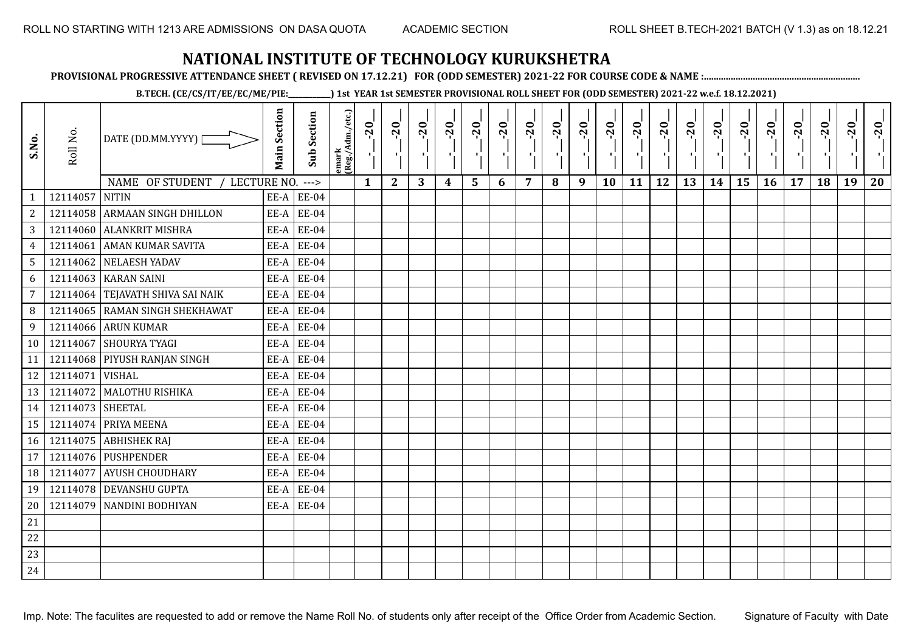ROLL NO STARTING WITH 1213 ARE ADMISSIONS ON DASA QUOTA    ACADEMIC SECTION    ROLL SHEET B.TECH-2021 BATCH (V 1.3) as on 18.12.21

# NATIONAL INSTITUTE OF TECHNOLOGY KURUKSHETRA

**PROVISIONAL PROGRESSIVE ATTENDANCE SHEET ( REVISED ON 17.12.21) FOR (ODD SEMESTER) 2021-22 FOR COURSE CODE & NAME :..............................................................**

**B.TECH. (CE/CS/IT/EE/EC/ME/PIE:__________) 1st YEAR 1st SEMESTER PROVISIONAL ROLL SHEET FOR (ODD SEMESTER) 2021-22 w.e.f. 18.12.2021)**

| S.No. | Roll No. | DATE (DD.MM.YYYY) | Main Section | Sub Section | emark (Reg./Adm./etc.) | _-_-20_ | _-_-20_ | _-_-20_ | _-_-20_ | _-_-20_ | _-_-20_ | _-_-20_ | _-_-20_ | _-_-20_ | _-_-20_ | _-_-20_ | _-_-20_ | _-_-20_ | _-_-20_ | _-_-20_ | _-_-20_ | _-_-20_ | _-_-20_ | _-_-20_ | _-_-20_ |
|---|---|---|---|---|---|---|---|---|---|---|---|---|---|---|---|---|---|---|---|---|---|---|---|---|---|
| | | NAME OF STUDENT / LECTURE NO. ---> | | | | 1 | 2 | 3 | 4 | 5 | 6 | 7 | 8 | 9 | 10 | 11 | 12 | 13 | 14 | 15 | 16 | 17 | 18 | 19 | 20 |
| 1 | 12114057 | NITIN | EE-A | EE-04 | | | | | | | | | | | | | | | | | | | | | |
| 2 | 12114058 | ARMAAN SINGH DHILLON | EE-A | EE-04 | | | | | | | | | | | | | | | | | | | | | |
| 3 | 12114060 | ALANKRIT MISHRA | EE-A | EE-04 | | | | | | | | | | | | | | | | | | | | | |
| 4 | 12114061 | AMAN KUMAR SAVITA | EE-A | EE-04 | | | | | | | | | | | | | | | | | | | | | |
| 5 | 12114062 | NELAESH YADAV | EE-A | EE-04 | | | | | | | | | | | | | | | | | | | | | |
| 6 | 12114063 | KARAN SAINI | EE-A | EE-04 | | | | | | | | | | | | | | | | | | | | | |
| 7 | 12114064 | TEJAVATH SHIVA SAI NAIK | EE-A | EE-04 | | | | | | | | | | | | | | | | | | | | | |
| 8 | 12114065 | RAMAN SINGH SHEKHAWAT | EE-A | EE-04 | | | | | | | | | | | | | | | | | | | | | |
| 9 | 12114066 | ARUN KUMAR | EE-A | EE-04 | | | | | | | | | | | | | | | | | | | | | |
| 10 | 12114067 | SHOURYA TYAGI | EE-A | EE-04 | | | | | | | | | | | | | | | | | | | | | |
| 11 | 12114068 | PIYUSH RANJAN SINGH | EE-A | EE-04 | | | | | | | | | | | | | | | | | | | | | |
| 12 | 12114071 | VISHAL | EE-A | EE-04 | | | | | | | | | | | | | | | | | | | | | |
| 13 | 12114072 | MALOTHU RISHIKA | EE-A | EE-04 | | | | | | | | | | | | | | | | | | | | | |
| 14 | 12114073 | SHEETAL | EE-A | EE-04 | | | | | | | | | | | | | | | | | | | | | |
| 15 | 12114074 | PRIYA MEENA | EE-A | EE-04 | | | | | | | | | | | | | | | | | | | | | |
| 16 | 12114075 | ABHISHEK RAJ | EE-A | EE-04 | | | | | | | | | | | | | | | | | | | | | |
| 17 | 12114076 | PUSHPENDER | EE-A | EE-04 | | | | | | | | | | | | | | | | | | | | | |
| 18 | 12114077 | AYUSH CHOUDHARY | EE-A | EE-04 | | | | | | | | | | | | | | | | | | | | | |
| 19 | 12114078 | DEVANSHU GUPTA | EE-A | EE-04 | | | | | | | | | | | | | | | | | | | | | |
| 20 | 12114079 | NANDINI BODHIYAN | EE-A | EE-04 | | | | | | | | | | | | | | | | | | | | | |
| 21 | | | | | | | | | | | | | | | | | | | | | | | | | |
| 22 | | | | | | | | | | | | | | | | | | | | | | | | | |
| 23 | | | | | | | | | | | | | | | | | | | | | | | | | |
| 24 | | | | | | | | | | | | | | | | | | | | | | | | | |

Imp. Note: The faculites are requested to add or remove the Name Roll No. of students only after receipt of the Office Order from Academic Section.    Signature of Faculty with Date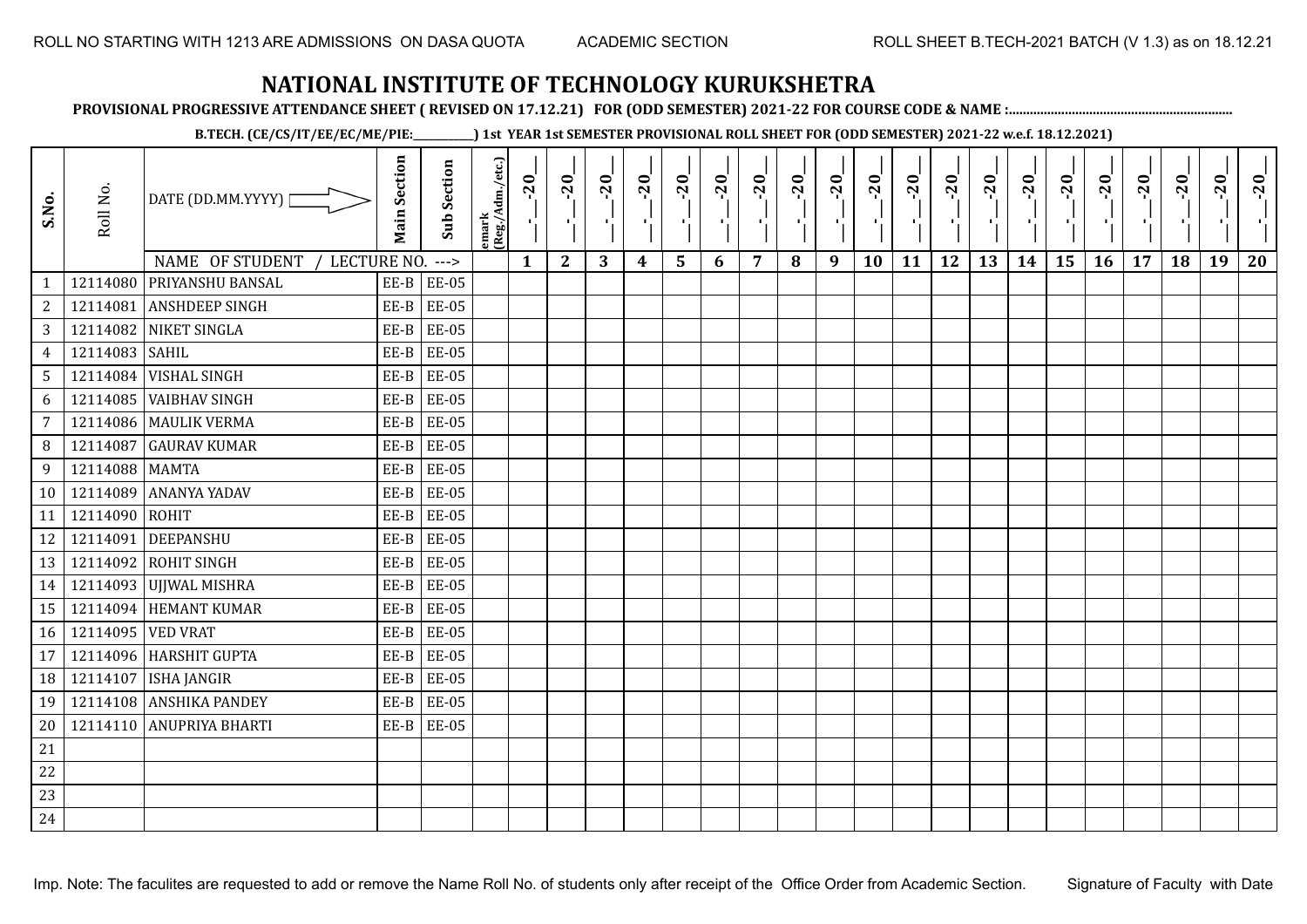ROLL NO STARTING WITH 1213 ARE ADMISSIONS ON DASA QUOTA ACADEMIC SECTION ROLL SHEET B.TECH-2021 BATCH (V 1.3) as on 18.12.21

# NATIONAL INSTITUTE OF TECHNOLOGY KURUKSHETRA

**PROVISIONAL PROGRESSIVE ATTENDANCE SHEET ( REVISED ON 17.12.21) FOR (ODD SEMESTER) 2021-22 FOR COURSE CODE & NAME :..............................................................**

**B.TECH. (CE/CS/IT/EE/EC/ME/PIE:__________) 1st YEAR 1st SEMESTER PROVISIONAL ROLL SHEET FOR (ODD SEMESTER) 2021-22 w.e.f. 18.12.2021)**

| S.No. | Roll No. | DATE (DD.MM.YYYY) | Main Section | Sub Section | emark (Reg./Adm./etc.) | __-__-20__ | __-__-20__ | __-__-20__ | __-__-20__ | __-__-20__ | __-__-20__ | __-__-20__ | __-__-20__ | __-__-20__ | __-__-20__ | __-__-20__ | __-__-20__ | __-__-20__ | __-__-20__ | __-__-20__ | __-__-20__ | __-__-20__ | __-__-20__ | __-__-20__ | __-__-20__ |
|---|---|---|---|---|---|---|---|---|---|---|---|---|---|---|---|---|---|---|---|---|---|---|---|---|---|
| | | NAME OF STUDENT / LECTURE NO. ---> | | | | 1 | 2 | 3 | 4 | 5 | 6 | 7 | 8 | 9 | 10 | 11 | 12 | 13 | 14 | 15 | 16 | 17 | 18 | 19 | 20 |
| 1 | 12114080 | PRIYANSHU BANSAL | EE-B | EE-05 | | | | | | | | | | | | | | | | | | | | | |
| 2 | 12114081 | ANSHDEEP SINGH | EE-B | EE-05 | | | | | | | | | | | | | | | | | | | | | |
| 3 | 12114082 | NIKET SINGLA | EE-B | EE-05 | | | | | | | | | | | | | | | | | | | | | |
| 4 | 12114083 | SAHIL | EE-B | EE-05 | | | | | | | | | | | | | | | | | | | | | |
| 5 | 12114084 | VISHAL SINGH | EE-B | EE-05 | | | | | | | | | | | | | | | | | | | | | |
| 6 | 12114085 | VAIBHAV SINGH | EE-B | EE-05 | | | | | | | | | | | | | | | | | | | | | |
| 7 | 12114086 | MAULIK VERMA | EE-B | EE-05 | | | | | | | | | | | | | | | | | | | | | |
| 8 | 12114087 | GAURAV KUMAR | EE-B | EE-05 | | | | | | | | | | | | | | | | | | | | | |
| 9 | 12114088 | MAMTA | EE-B | EE-05 | | | | | | | | | | | | | | | | | | | | | |
| 10 | 12114089 | ANANYA YADAV | EE-B | EE-05 | | | | | | | | | | | | | | | | | | | | | |
| 11 | 12114090 | ROHIT | EE-B | EE-05 | | | | | | | | | | | | | | | | | | | | | |
| 12 | 12114091 | DEEPANSHU | EE-B | EE-05 | | | | | | | | | | | | | | | | | | | | | |
| 13 | 12114092 | ROHIT SINGH | EE-B | EE-05 | | | | | | | | | | | | | | | | | | | | | |
| 14 | 12114093 | UJJWAL MISHRA | EE-B | EE-05 | | | | | | | | | | | | | | | | | | | | | |
| 15 | 12114094 | HEMANT KUMAR | EE-B | EE-05 | | | | | | | | | | | | | | | | | | | | | |
| 16 | 12114095 | VED VRAT | EE-B | EE-05 | | | | | | | | | | | | | | | | | | | | | |
| 17 | 12114096 | HARSHIT GUPTA | EE-B | EE-05 | | | | | | | | | | | | | | | | | | | | | |
| 18 | 12114107 | ISHA JANGIR | EE-B | EE-05 | | | | | | | | | | | | | | | | | | | | | |
| 19 | 12114108 | ANSHIKA PANDEY | EE-B | EE-05 | | | | | | | | | | | | | | | | | | | | | |
| 20 | 12114110 | ANUPRIYA BHARTI | EE-B | EE-05 | | | | | | | | | | | | | | | | | | | | | |
| 21 | | | | | | | | | | | | | | | | | | | | | | | | | |
| 22 | | | | | | | | | | | | | | | | | | | | | | | | | |
| 23 | | | | | | | | | | | | | | | | | | | | | | | | | |
| 24 | | | | | | | | | | | | | | | | | | | | | | | | | |

Imp. Note: The faculites are requested to add or remove the Name Roll No. of students only after receipt of the Office Order from Academic Section. Signature of Faculty with Date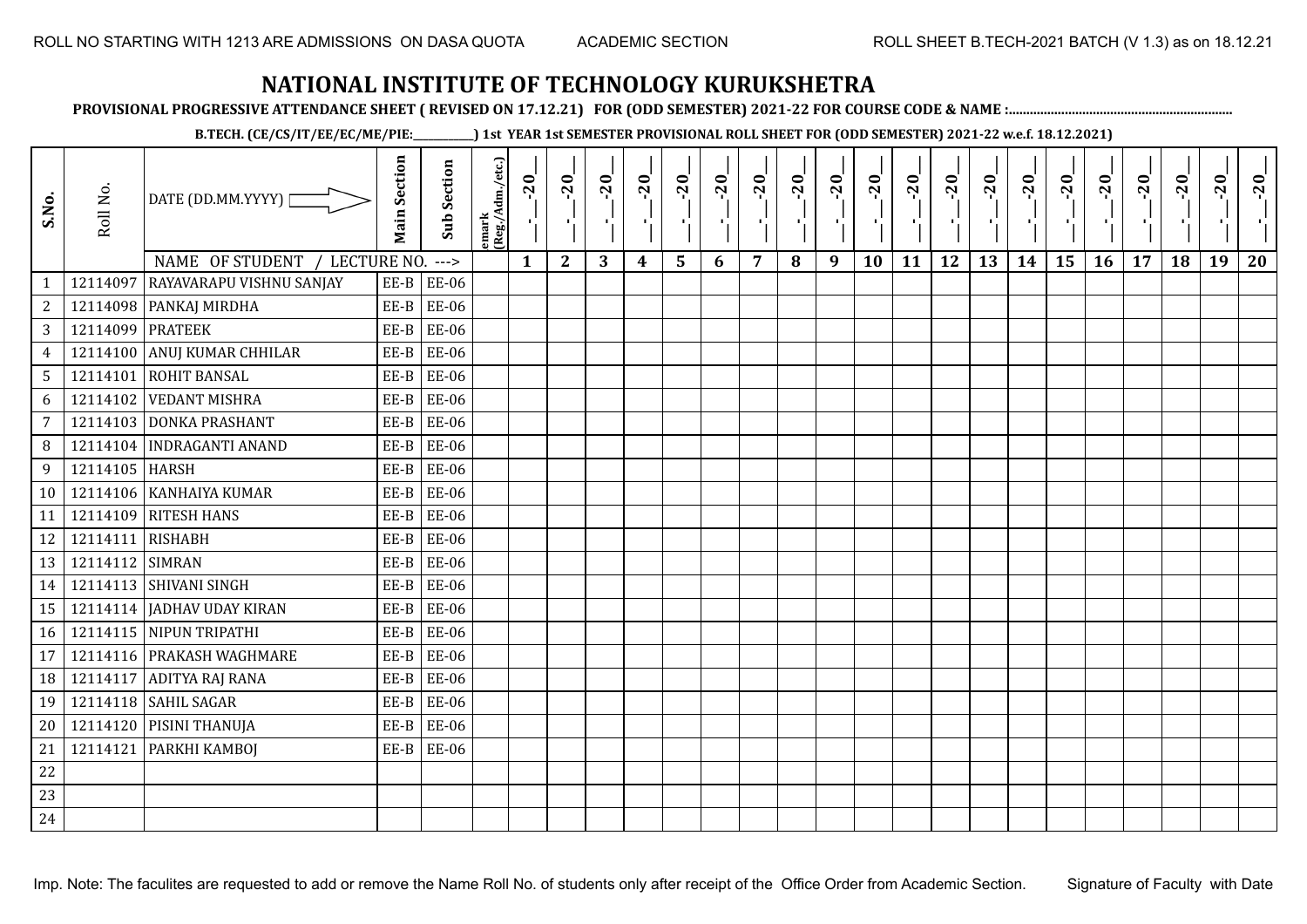ROLL NO STARTING WITH 1213 ARE ADMISSIONS ON DASA QUOTA        ACADEMIC SECTION        ROLL SHEET B.TECH-2021 BATCH (V 1.3) as on 18.12.21

# NATIONAL INSTITUTE OF TECHNOLOGY KURUKSHETRA

**PROVISIONAL PROGRESSIVE ATTENDANCE SHEET ( REVISED ON 17.12.21) FOR (ODD SEMESTER) 2021-22 FOR COURSE CODE & NAME :..............................................................**

**B.TECH. (CE/CS/IT/EE/EC/ME/PIE:__________) 1st YEAR 1st SEMESTER PROVISIONAL ROLL SHEET FOR (ODD SEMESTER) 2021-22 w.e.f. 18.12.2021)**

| S.No. | Roll No. | DATE (DD.MM.YYYY) / NAME OF STUDENT / LECTURE NO. ---> | Main Section | Sub Section | emark (Reg./Adm./etc.) | __-__-20__ 1 | __-__-20__ 2 | __-__-20__ 3 | __-__-20__ 4 | __-__-20__ 5 | __-__-20__ 6 | __-__-20__ 7 | __-__-20__ 8 | __-__-20__ 9 | __-__-20__ 10 | __-__-20__ 11 | __-__-20__ 12 | __-__-20__ 13 | __-__-20__ 14 | __-__-20__ 15 | __-__-20__ 16 | __-__-20__ 17 | __-__-20__ 18 | __-__-20__ 19 | __-__-20__ 20 |
|---|---|---|---|---|---|---|---|---|---|---|---|---|---|---|---|---|---|---|---|---|---|---|---|---|---|
| 1 | 12114097 | RAYAVARAPU VISHNU SANJAY | EE-B | EE-06 | | | | | | | | | | | | | | | | | | | | | |
| 2 | 12114098 | PANKAJ MIRDHA | EE-B | EE-06 | | | | | | | | | | | | | | | | | | | | | |
| 3 | 12114099 | PRATEEK | EE-B | EE-06 | | | | | | | | | | | | | | | | | | | | | |
| 4 | 12114100 | ANUJ KUMAR CHHILAR | EE-B | EE-06 | | | | | | | | | | | | | | | | | | | | | |
| 5 | 12114101 | ROHIT BANSAL | EE-B | EE-06 | | | | | | | | | | | | | | | | | | | | | |
| 6 | 12114102 | VEDANT MISHRA | EE-B | EE-06 | | | | | | | | | | | | | | | | | | | | | |
| 7 | 12114103 | DONKA PRASHANT | EE-B | EE-06 | | | | | | | | | | | | | | | | | | | | | |
| 8 | 12114104 | INDRAGANTI ANAND | EE-B | EE-06 | | | | | | | | | | | | | | | | | | | | | |
| 9 | 12114105 | HARSH | EE-B | EE-06 | | | | | | | | | | | | | | | | | | | | | |
| 10 | 12114106 | KANHAIYA KUMAR | EE-B | EE-06 | | | | | | | | | | | | | | | | | | | | | |
| 11 | 12114109 | RITESH HANS | EE-B | EE-06 | | | | | | | | | | | | | | | | | | | | | |
| 12 | 12114111 | RISHABH | EE-B | EE-06 | | | | | | | | | | | | | | | | | | | | | |
| 13 | 12114112 | SIMRAN | EE-B | EE-06 | | | | | | | | | | | | | | | | | | | | | |
| 14 | 12114113 | SHIVANI SINGH | EE-B | EE-06 | | | | | | | | | | | | | | | | | | | | | |
| 15 | 12114114 | JADHAV UDAY KIRAN | EE-B | EE-06 | | | | | | | | | | | | | | | | | | | | | |
| 16 | 12114115 | NIPUN TRIPATHI | EE-B | EE-06 | | | | | | | | | | | | | | | | | | | | | |
| 17 | 12114116 | PRAKASH WAGHMARE | EE-B | EE-06 | | | | | | | | | | | | | | | | | | | | | |
| 18 | 12114117 | ADITYA RAJ RANA | EE-B | EE-06 | | | | | | | | | | | | | | | | | | | | | |
| 19 | 12114118 | SAHIL SAGAR | EE-B | EE-06 | | | | | | | | | | | | | | | | | | | | | |
| 20 | 12114120 | PISINI THANUJA | EE-B | EE-06 | | | | | | | | | | | | | | | | | | | | | |
| 21 | 12114121 | PARKHI KAMBOJ | EE-B | EE-06 | | | | | | | | | | | | | | | | | | | | | |
| 22 | | | | | | | | | | | | | | | | | | | | | | | | | |
| 23 | | | | | | | | | | | | | | | | | | | | | | | | | |
| 24 | | | | | | | | | | | | | | | | | | | | | | | | | |

Imp. Note: The faculites are requested to add or remove the Name Roll No. of students only after receipt of the Office Order from Academic Section.        Signature of Faculty with Date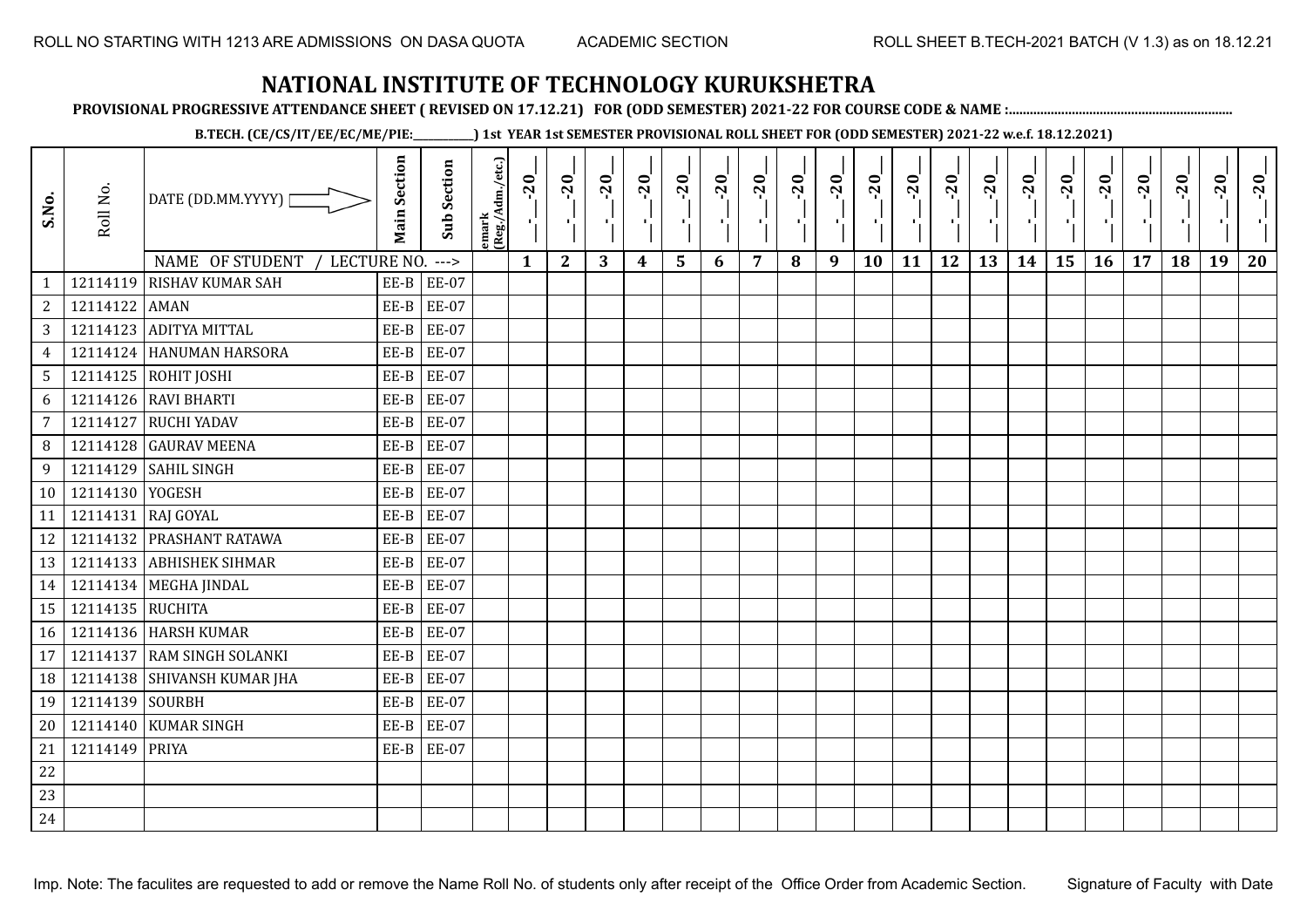ROLL NO STARTING WITH 1213 ARE ADMISSIONS ON DASA QUOTA    ACADEMIC SECTION    ROLL SHEET B.TECH-2021 BATCH (V 1.3) as on 18.12.21

# NATIONAL INSTITUTE OF TECHNOLOGY KURUKSHETRA

**PROVISIONAL PROGRESSIVE ATTENDANCE SHEET ( REVISED ON 17.12.21) FOR (ODD SEMESTER) 2021-22 FOR COURSE CODE & NAME :..............................................................**

**B.TECH. (CE/CS/IT/EE/EC/ME/PIE:__________) 1st YEAR 1st SEMESTER PROVISIONAL ROLL SHEET FOR (ODD SEMESTER) 2021-22 w.e.f. 18.12.2021)**

| S.No. | Roll No. | DATE (DD.MM.YYYY) | Main Section | Sub Section | emark (Reg./Adm./etc.) | _-_-20_ | _-_-20_ | _-_-20_ | _-_-20_ | _-_-20_ | _-_-20_ | _-_-20_ | _-_-20_ | _-_-20_ | _-_-20_ | _-_-20_ | _-_-20_ | _-_-20_ | _-_-20_ | _-_-20_ | _-_-20_ | _-_-20_ | _-_-20_ | _-_-20_ | _-_-20_ |
|---|---|---|---|---|---|---|---|---|---|---|---|---|---|---|---|---|---|---|---|---|---|---|---|---|---|
| | | NAME OF STUDENT / LECTURE NO. ---> | | | | 1 | 2 | 3 | 4 | 5 | 6 | 7 | 8 | 9 | 10 | 11 | 12 | 13 | 14 | 15 | 16 | 17 | 18 | 19 | 20 |
| 1 | 12114119 | RISHAV KUMAR SAH | EE-B | EE-07 | | | | | | | | | | | | | | | | | | | | | |
| 2 | 12114122 | AMAN | EE-B | EE-07 | | | | | | | | | | | | | | | | | | | | | |
| 3 | 12114123 | ADITYA MITTAL | EE-B | EE-07 | | | | | | | | | | | | | | | | | | | | | |
| 4 | 12114124 | HANUMAN HARSORA | EE-B | EE-07 | | | | | | | | | | | | | | | | | | | | | |
| 5 | 12114125 | ROHIT JOSHI | EE-B | EE-07 | | | | | | | | | | | | | | | | | | | | | |
| 6 | 12114126 | RAVI BHARTI | EE-B | EE-07 | | | | | | | | | | | | | | | | | | | | | |
| 7 | 12114127 | RUCHI YADAV | EE-B | EE-07 | | | | | | | | | | | | | | | | | | | | | |
| 8 | 12114128 | GAURAV MEENA | EE-B | EE-07 | | | | | | | | | | | | | | | | | | | | | |
| 9 | 12114129 | SAHIL SINGH | EE-B | EE-07 | | | | | | | | | | | | | | | | | | | | | |
| 10 | 12114130 | YOGESH | EE-B | EE-07 | | | | | | | | | | | | | | | | | | | | | |
| 11 | 12114131 | RAJ GOYAL | EE-B | EE-07 | | | | | | | | | | | | | | | | | | | | | |
| 12 | 12114132 | PRASHANT RATAWA | EE-B | EE-07 | | | | | | | | | | | | | | | | | | | | | |
| 13 | 12114133 | ABHISHEK SIHMAR | EE-B | EE-07 | | | | | | | | | | | | | | | | | | | | | |
| 14 | 12114134 | MEGHA JINDAL | EE-B | EE-07 | | | | | | | | | | | | | | | | | | | | | |
| 15 | 12114135 | RUCHITA | EE-B | EE-07 | | | | | | | | | | | | | | | | | | | | | |
| 16 | 12114136 | HARSH KUMAR | EE-B | EE-07 | | | | | | | | | | | | | | | | | | | | | |
| 17 | 12114137 | RAM SINGH SOLANKI | EE-B | EE-07 | | | | | | | | | | | | | | | | | | | | | |
| 18 | 12114138 | SHIVANSH KUMAR JHA | EE-B | EE-07 | | | | | | | | | | | | | | | | | | | | | |
| 19 | 12114139 | SOURBH | EE-B | EE-07 | | | | | | | | | | | | | | | | | | | | | |
| 20 | 12114140 | KUMAR SINGH | EE-B | EE-07 | | | | | | | | | | | | | | | | | | | | | |
| 21 | 12114149 | PRIYA | EE-B | EE-07 | | | | | | | | | | | | | | | | | | | | | |
| 22 | | | | | | | | | | | | | | | | | | | | | | | | | |
| 23 | | | | | | | | | | | | | | | | | | | | | | | | | |
| 24 | | | | | | | | | | | | | | | | | | | | | | | | | |

Imp. Note: The faculites are requested to add or remove the Name Roll No. of students only after receipt of the Office Order from Academic Section.    Signature of Faculty with Date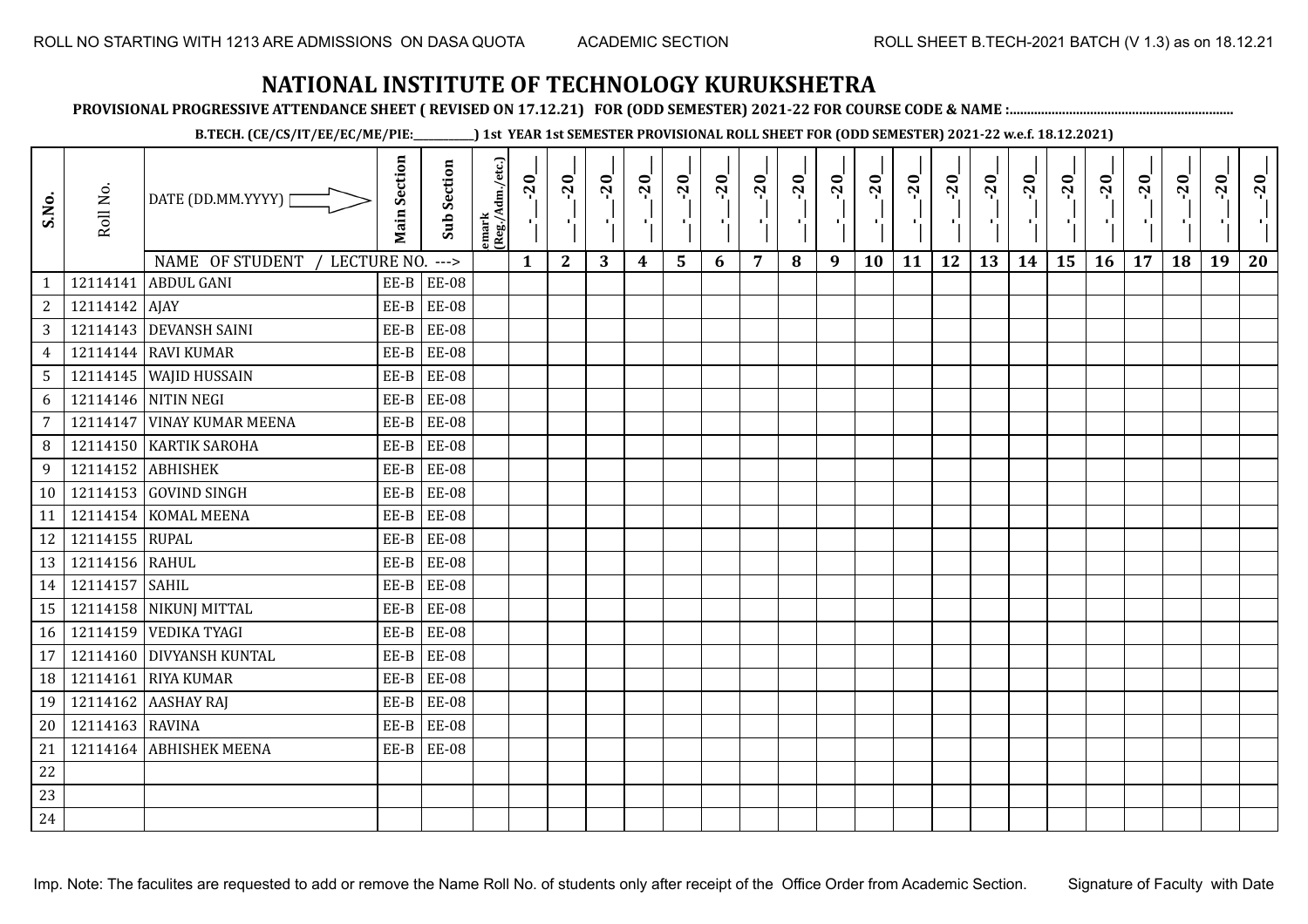ROLL NO STARTING WITH 1213 ARE ADMISSIONS ON DASA QUOTA | ACADEMIC SECTION | ROLL SHEET B.TECH-2021 BATCH (V 1.3) as on 18.12.21

# NATIONAL INSTITUTE OF TECHNOLOGY KURUKSHETRA

**PROVISIONAL PROGRESSIVE ATTENDANCE SHEET ( REVISED ON 17.12.21) FOR (ODD SEMESTER) 2021-22 FOR COURSE CODE & NAME :..............................................................**

**B.TECH. (CE/CS/IT/EE/EC/ME/PIE:__________) 1st YEAR 1st SEMESTER PROVISIONAL ROLL SHEET FOR (ODD SEMESTER) 2021-22 w.e.f. 18.12.2021)**

| S.No. | Roll No. | DATE (DD.MM.YYYY) | Main Section | Sub Section | emark (Reg./Adm./etc.) | __-__-20__ | __-__-20__ | __-__-20__ | __-__-20__ | __-__-20__ | __-__-20__ | __-__-20__ | __-__-20__ | __-__-20__ | __-__-20__ | __-__-20__ | __-__-20__ | __-__-20__ | __-__-20__ | __-__-20__ | __-__-20__ | __-__-20__ | __-__-20__ | __-__-20__ | __-__-20__ |
|---|---|---|---|---|---|---|---|---|---|---|---|---|---|---|---|---|---|---|---|---|---|---|---|---|---|
| | | NAME OF STUDENT / LECTURE NO. ---> | | | | 1 | 2 | 3 | 4 | 5 | 6 | 7 | 8 | 9 | 10 | 11 | 12 | 13 | 14 | 15 | 16 | 17 | 18 | 19 | 20 |
| 1 | 12114141 | ABDUL GANI | EE-B | EE-08 | | | | | | | | | | | | | | | | | | | | | |
| 2 | 12114142 | AJAY | EE-B | EE-08 | | | | | | | | | | | | | | | | | | | | | |
| 3 | 12114143 | DEVANSH SAINI | EE-B | EE-08 | | | | | | | | | | | | | | | | | | | | | |
| 4 | 12114144 | RAVI KUMAR | EE-B | EE-08 | | | | | | | | | | | | | | | | | | | | | |
| 5 | 12114145 | WAJID HUSSAIN | EE-B | EE-08 | | | | | | | | | | | | | | | | | | | | | |
| 6 | 12114146 | NITIN NEGI | EE-B | EE-08 | | | | | | | | | | | | | | | | | | | | | |
| 7 | 12114147 | VINAY KUMAR MEENA | EE-B | EE-08 | | | | | | | | | | | | | | | | | | | | | |
| 8 | 12114150 | KARTIK SAROHA | EE-B | EE-08 | | | | | | | | | | | | | | | | | | | | | |
| 9 | 12114152 | ABHISHEK | EE-B | EE-08 | | | | | | | | | | | | | | | | | | | | | |
| 10 | 12114153 | GOVIND SINGH | EE-B | EE-08 | | | | | | | | | | | | | | | | | | | | | |
| 11 | 12114154 | KOMAL MEENA | EE-B | EE-08 | | | | | | | | | | | | | | | | | | | | | |
| 12 | 12114155 | RUPAL | EE-B | EE-08 | | | | | | | | | | | | | | | | | | | | | |
| 13 | 12114156 | RAHUL | EE-B | EE-08 | | | | | | | | | | | | | | | | | | | | | |
| 14 | 12114157 | SAHIL | EE-B | EE-08 | | | | | | | | | | | | | | | | | | | | | |
| 15 | 12114158 | NIKUNJ MITTAL | EE-B | EE-08 | | | | | | | | | | | | | | | | | | | | | |
| 16 | 12114159 | VEDIKA TYAGI | EE-B | EE-08 | | | | | | | | | | | | | | | | | | | | | |
| 17 | 12114160 | DIVYANSH KUNTAL | EE-B | EE-08 | | | | | | | | | | | | | | | | | | | | | |
| 18 | 12114161 | RIYA KUMAR | EE-B | EE-08 | | | | | | | | | | | | | | | | | | | | | |
| 19 | 12114162 | AASHAY RAJ | EE-B | EE-08 | | | | | | | | | | | | | | | | | | | | | |
| 20 | 12114163 | RAVINA | EE-B | EE-08 | | | | | | | | | | | | | | | | | | | | | |
| 21 | 12114164 | ABHISHEK MEENA | EE-B | EE-08 | | | | | | | | | | | | | | | | | | | | | |
| 22 | | | | | | | | | | | | | | | | | | | | | | | | | |
| 23 | | | | | | | | | | | | | | | | | | | | | | | | | |
| 24 | | | | | | | | | | | | | | | | | | | | | | | | | |

Imp. Note: The faculites are requested to add or remove the Name Roll No. of students only after receipt of the Office Order from Academic Section. | Signature of Faculty with Date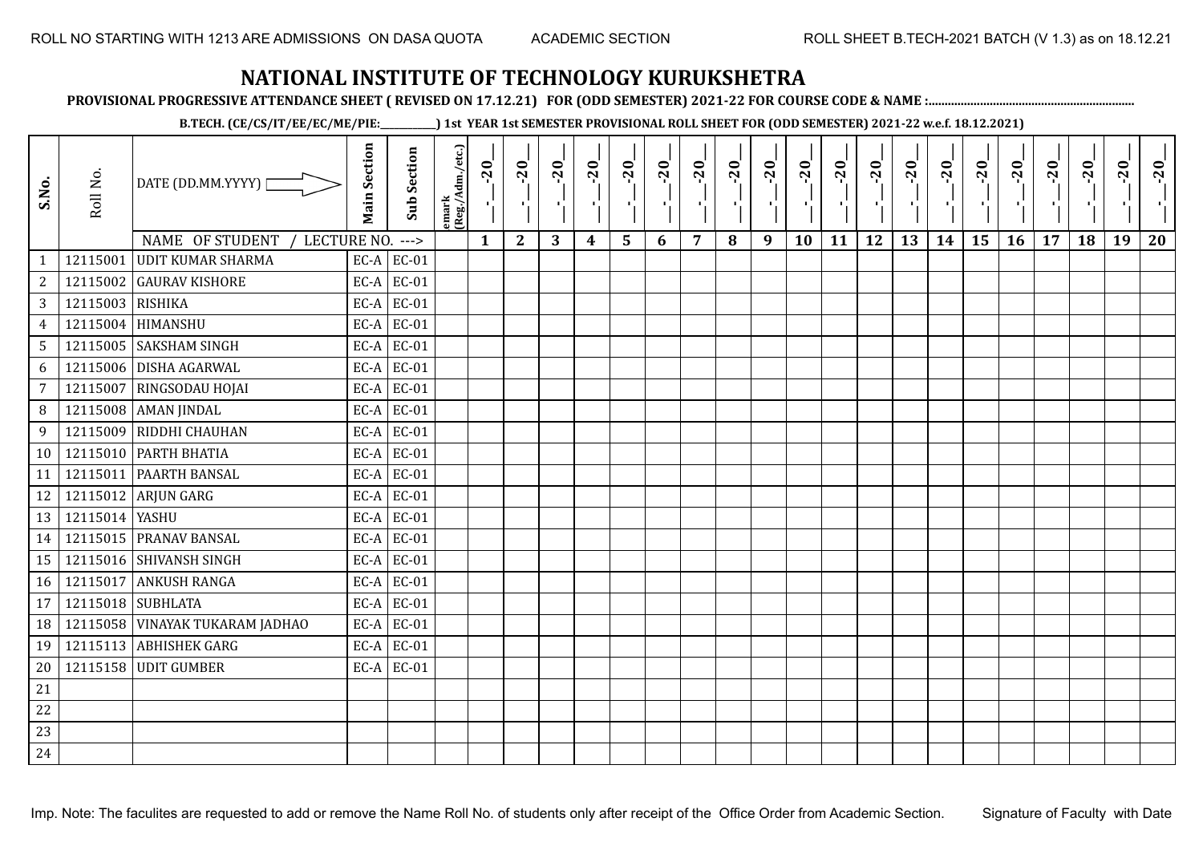# NATIONAL INSTITUTE OF TECHNOLOGY KURUKSHETRA

**PROVISIONAL PROGRESSIVE ATTENDANCE SHEET ( REVISED ON 17.12.21) FOR (ODD SEMESTER) 2021-22 FOR COURSE CODE & NAME :..............................................................**

**B.TECH. (CE/CS/IT/EE/EC/ME/PIE:\_\_\_\_\_\_\_\_\_\_\_) 1st YEAR 1st SEMESTER PROVISIONAL ROLL SHEET FOR (ODD SEMESTER) 2021-22 w.e.f. 18.12.2021)**

| S.No. | Roll No. | DATE (DD.MM.YYYY) | Main Section | Sub Section | emark (Reg./Adm./etc.) | -20 | -20 | -20 | -20 | -20 | -20 | -20 | -20 | -20 | -20 | -20 | -20 | -20 | -20 | -20 | -20 | -20 | -20 | -20 | -20 |
|---|---|---|---|---|---|---|---|---|---|---|---|---|---|---|---|---|---|---|---|---|---|---|---|---|---|
| | | NAME OF STUDENT / LECTURE NO. ---> | | | | 1 | 2 | 3 | 4 | 5 | 6 | 7 | 8 | 9 | 10 | 11 | 12 | 13 | 14 | 15 | 16 | 17 | 18 | 19 | 20 |
| 1 | 12115001 | UDIT KUMAR SHARMA | EC-A | EC-01 | | | | | | | | | | | | | | | | | | | | | |
| 2 | 12115002 | GAURAV KISHORE | EC-A | EC-01 | | | | | | | | | | | | | | | | | | | | | |
| 3 | 12115003 | RISHIKA | EC-A | EC-01 | | | | | | | | | | | | | | | | | | | | | |
| 4 | 12115004 | HIMANSHU | EC-A | EC-01 | | | | | | | | | | | | | | | | | | | | | |
| 5 | 12115005 | SAKSHAM SINGH | EC-A | EC-01 | | | | | | | | | | | | | | | | | | | | | |
| 6 | 12115006 | DISHA AGARWAL | EC-A | EC-01 | | | | | | | | | | | | | | | | | | | | | |
| 7 | 12115007 | RINGSODAU HOJAI | EC-A | EC-01 | | | | | | | | | | | | | | | | | | | | | |
| 8 | 12115008 | AMAN JINDAL | EC-A | EC-01 | | | | | | | | | | | | | | | | | | | | | |
| 9 | 12115009 | RIDDHI CHAUHAN | EC-A | EC-01 | | | | | | | | | | | | | | | | | | | | | |
| 10 | 12115010 | PARTH BHATIA | EC-A | EC-01 | | | | | | | | | | | | | | | | | | | | | |
| 11 | 12115011 | PAARTH BANSAL | EC-A | EC-01 | | | | | | | | | | | | | | | | | | | | | |
| 12 | 12115012 | ARJUN GARG | EC-A | EC-01 | | | | | | | | | | | | | | | | | | | | | |
| 13 | 12115014 | YASHU | EC-A | EC-01 | | | | | | | | | | | | | | | | | | | | | |
| 14 | 12115015 | PRANAV BANSAL | EC-A | EC-01 | | | | | | | | | | | | | | | | | | | | | |
| 15 | 12115016 | SHIVANSH SINGH | EC-A | EC-01 | | | | | | | | | | | | | | | | | | | | | |
| 16 | 12115017 | ANKUSH RANGA | EC-A | EC-01 | | | | | | | | | | | | | | | | | | | | | |
| 17 | 12115018 | SUBHLATA | EC-A | EC-01 | | | | | | | | | | | | | | | | | | | | | |
| 18 | 12115058 | VINAYAK TUKARAM JADHAO | EC-A | EC-01 | | | | | | | | | | | | | | | | | | | | | |
| 19 | 12115113 | ABHISHEK GARG | EC-A | EC-01 | | | | | | | | | | | | | | | | | | | | | |
| 20 | 12115158 | UDIT GUMBER | EC-A | EC-01 | | | | | | | | | | | | | | | | | | | | | |
| 21 | | | | | | | | | | | | | | | | | | | | | | | | | |
| 22 | | | | | | | | | | | | | | | | | | | | | | | | | |
| 23 | | | | | | | | | | | | | | | | | | | | | | | | | |
| 24 | | | | | | | | | | | | | | | | | | | | | | | | | |

Imp. Note: The faculites are requested to add or remove the Name Roll No. of students only after receipt of the Office Order from Academic Section. Signature of Faculty with Date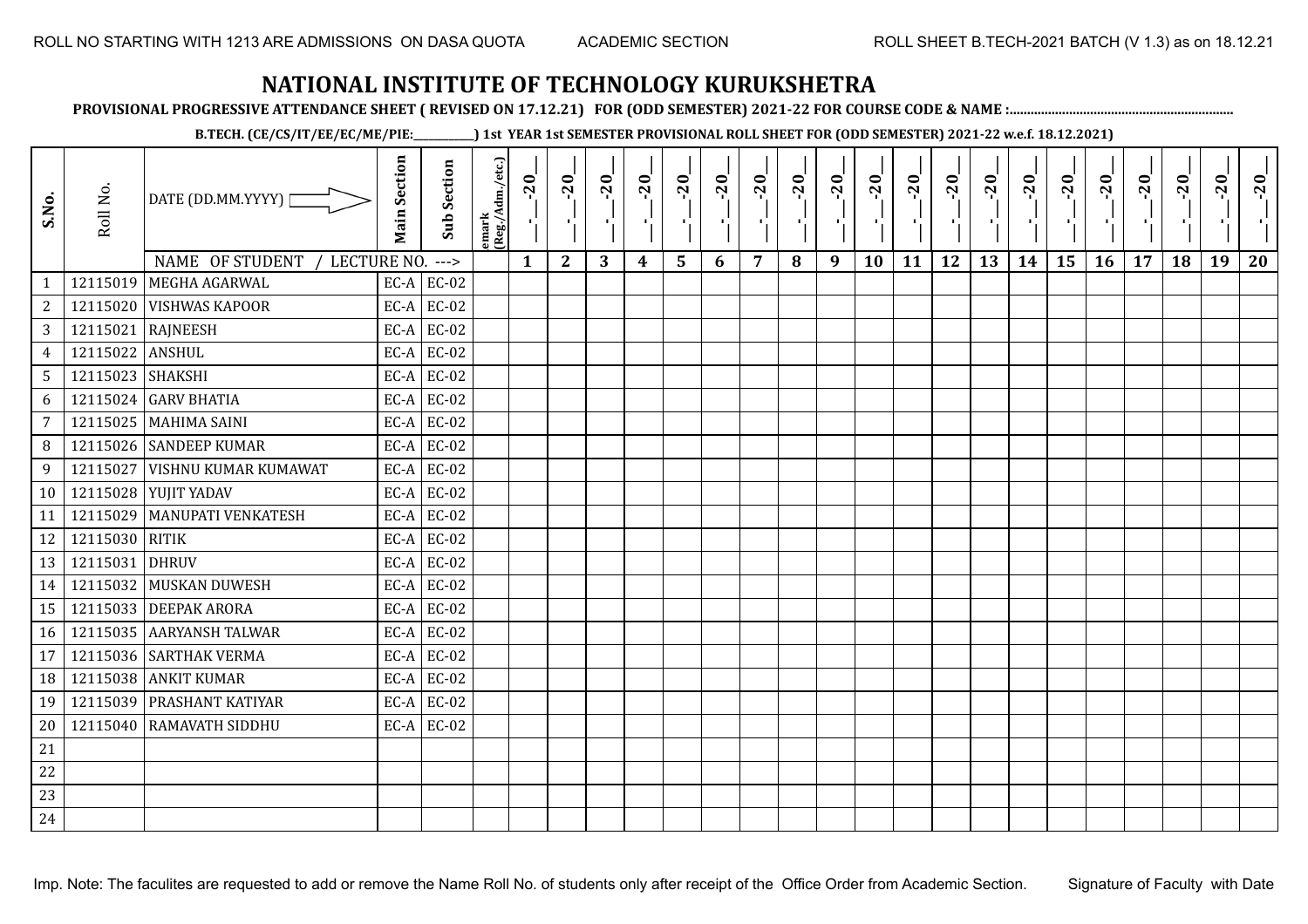ROLL NO STARTING WITH 1213 ARE ADMISSIONS ON DASA QUOTA    ACADEMIC SECTION    ROLL SHEET B.TECH-2021 BATCH (V 1.3) as on 18.12.21

# NATIONAL INSTITUTE OF TECHNOLOGY KURUKSHETRA

**PROVISIONAL PROGRESSIVE ATTENDANCE SHEET ( REVISED ON 17.12.21) FOR (ODD SEMESTER) 2021-22 FOR COURSE CODE & NAME :...............................................................**

**B.TECH. (CE/CS/IT/EE/EC/ME/PIE:___________) 1st YEAR 1st SEMESTER PROVISIONAL ROLL SHEET FOR (ODD SEMESTER) 2021-22 w.e.f. 18.12.2021)**

| S.No. | Roll No. | DATE (DD.MM.YYYY) | Main Section | Sub Section | emark (Reg./Adm./etc.) | __-__-20__ | __-__-20__ | __-__-20__ | __-__-20__ | __-__-20__ | __-__-20__ | __-__-20__ | __-__-20__ | __-__-20__ | __-__-20__ | __-__-20__ | __-__-20__ | __-__-20__ | __-__-20__ | __-__-20__ | __-__-20__ | __-__-20__ | __-__-20__ | __-__-20__ | __-__-20__ |
|---|---|---|---|---|---|---|---|---|---|---|---|---|---|---|---|---|---|---|---|---|---|---|---|---|---|
| | | NAME OF STUDENT / LECTURE NO. ---> | | | | 1 | 2 | 3 | 4 | 5 | 6 | 7 | 8 | 9 | 10 | 11 | 12 | 13 | 14 | 15 | 16 | 17 | 18 | 19 | 20 |
| 1 | 12115019 | MEGHA AGARWAL | EC-A | EC-02 | | | | | | | | | | | | | | | | | | | | | |
| 2 | 12115020 | VISHWAS KAPOOR | EC-A | EC-02 | | | | | | | | | | | | | | | | | | | | | |
| 3 | 12115021 | RAJNEESH | EC-A | EC-02 | | | | | | | | | | | | | | | | | | | | | |
| 4 | 12115022 | ANSHUL | EC-A | EC-02 | | | | | | | | | | | | | | | | | | | | | |
| 5 | 12115023 | SHAKSHI | EC-A | EC-02 | | | | | | | | | | | | | | | | | | | | | |
| 6 | 12115024 | GARV BHATIA | EC-A | EC-02 | | | | | | | | | | | | | | | | | | | | | |
| 7 | 12115025 | MAHIMA SAINI | EC-A | EC-02 | | | | | | | | | | | | | | | | | | | | | |
| 8 | 12115026 | SANDEEP KUMAR | EC-A | EC-02 | | | | | | | | | | | | | | | | | | | | | |
| 9 | 12115027 | VISHNU KUMAR KUMAWAT | EC-A | EC-02 | | | | | | | | | | | | | | | | | | | | | |
| 10 | 12115028 | YUJIT YADAV | EC-A | EC-02 | | | | | | | | | | | | | | | | | | | | | |
| 11 | 12115029 | MANUPATI VENKATESH | EC-A | EC-02 | | | | | | | | | | | | | | | | | | | | | |
| 12 | 12115030 | RITIK | EC-A | EC-02 | | | | | | | | | | | | | | | | | | | | | |
| 13 | 12115031 | DHRUV | EC-A | EC-02 | | | | | | | | | | | | | | | | | | | | | |
| 14 | 12115032 | MUSKAN DUWESH | EC-A | EC-02 | | | | | | | | | | | | | | | | | | | | | |
| 15 | 12115033 | DEEPAK ARORA | EC-A | EC-02 | | | | | | | | | | | | | | | | | | | | | |
| 16 | 12115035 | AARYANSH TALWAR | EC-A | EC-02 | | | | | | | | | | | | | | | | | | | | | |
| 17 | 12115036 | SARTHAK VERMA | EC-A | EC-02 | | | | | | | | | | | | | | | | | | | | | |
| 18 | 12115038 | ANKIT KUMAR | EC-A | EC-02 | | | | | | | | | | | | | | | | | | | | | |
| 19 | 12115039 | PRASHANT KATIYAR | EC-A | EC-02 | | | | | | | | | | | | | | | | | | | | | |
| 20 | 12115040 | RAMAVATH SIDDHU | EC-A | EC-02 | | | | | | | | | | | | | | | | | | | | | |
| 21 | | | | | | | | | | | | | | | | | | | | | | | | | |
| 22 | | | | | | | | | | | | | | | | | | | | | | | | | |
| 23 | | | | | | | | | | | | | | | | | | | | | | | | | |
| 24 | | | | | | | | | | | | | | | | | | | | | | | | | |

Imp. Note: The faculites are requested to add or remove the Name Roll No. of students only after receipt of the Office Order from Academic Section.    Signature of Faculty with Date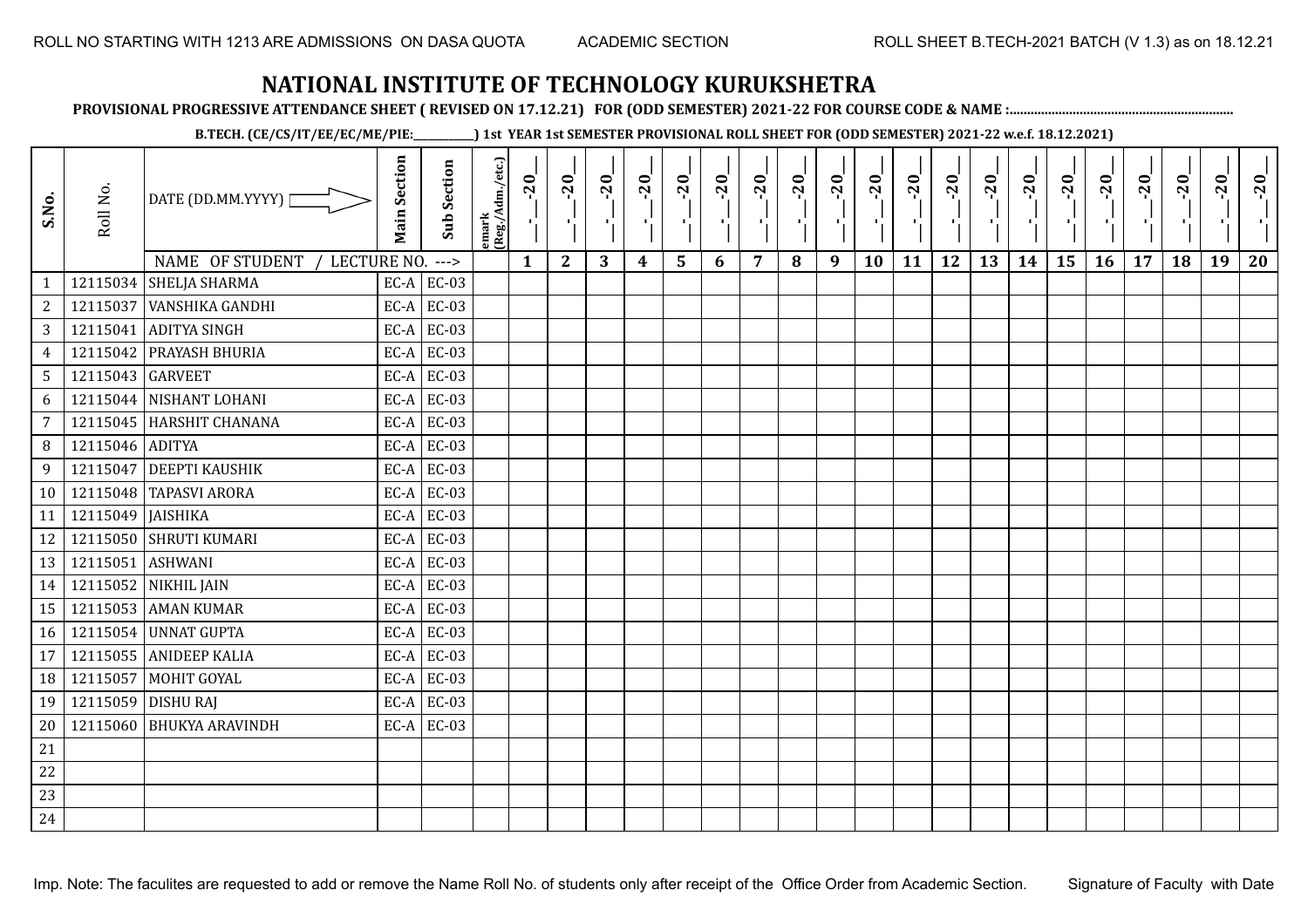ROLL NO STARTING WITH 1213 ARE ADMISSIONS ON DASA QUOTA ACADEMIC SECTION ROLL SHEET B.TECH-2021 BATCH (V 1.3) as on 18.12.21

# NATIONAL INSTITUTE OF TECHNOLOGY KURUKSHETRA

**PROVISIONAL PROGRESSIVE ATTENDANCE SHEET ( REVISED ON 17.12.21) FOR (ODD SEMESTER) 2021-22 FOR COURSE CODE & NAME :..............................................................**

**B.TECH. (CE/CS/IT/EE/EC/ME/PIE:___________) 1st YEAR 1st SEMESTER PROVISIONAL ROLL SHEET FOR (ODD SEMESTER) 2021-22 w.e.f. 18.12.2021)**

| S.No. | Roll No. | DATE (DD.MM.YYYY) / NAME OF STUDENT / LECTURE NO. ---> | Main Section | Sub Section | emark (Reg./Adm./etc.) | __-__-20__ 1 | __-__-20__ 2 | __-__-20__ 3 | __-__-20__ 4 | __-__-20__ 5 | __-__-20__ 6 | __-__-20__ 7 | __-__-20__ 8 | __-__-20__ 9 | __-__-20__ 10 | __-__-20__ 11 | __-__-20__ 12 | __-__-20__ 13 | __-__-20__ 14 | __-__-20__ 15 | __-__-20__ 16 | __-__-20__ 17 | __-__-20__ 18 | __-__-20__ 19 | __-__-20__ 20 |
|---|---|---|---|---|---|---|---|---|---|---|---|---|---|---|---|---|---|---|---|---|---|---|---|---|---|
| 1 | 12115034 | SHELJA SHARMA | EC-A | EC-03 | | | | | | | | | | | | | | | | | | | | | |
| 2 | 12115037 | VANSHIKA GANDHI | EC-A | EC-03 | | | | | | | | | | | | | | | | | | | | | |
| 3 | 12115041 | ADITYA SINGH | EC-A | EC-03 | | | | | | | | | | | | | | | | | | | | | |
| 4 | 12115042 | PRAYASH BHURIA | EC-A | EC-03 | | | | | | | | | | | | | | | | | | | | | |
| 5 | 12115043 | GARVEET | EC-A | EC-03 | | | | | | | | | | | | | | | | | | | | | |
| 6 | 12115044 | NISHANT LOHANI | EC-A | EC-03 | | | | | | | | | | | | | | | | | | | | | |
| 7 | 12115045 | HARSHIT CHANANA | EC-A | EC-03 | | | | | | | | | | | | | | | | | | | | | |
| 8 | 12115046 | ADITYA | EC-A | EC-03 | | | | | | | | | | | | | | | | | | | | | |
| 9 | 12115047 | DEEPTI KAUSHIK | EC-A | EC-03 | | | | | | | | | | | | | | | | | | | | | |
| 10 | 12115048 | TAPASVI ARORA | EC-A | EC-03 | | | | | | | | | | | | | | | | | | | | | |
| 11 | 12115049 | JAISHIKA | EC-A | EC-03 | | | | | | | | | | | | | | | | | | | | | |
| 12 | 12115050 | SHRUTI KUMARI | EC-A | EC-03 | | | | | | | | | | | | | | | | | | | | | |
| 13 | 12115051 | ASHWANI | EC-A | EC-03 | | | | | | | | | | | | | | | | | | | | | |
| 14 | 12115052 | NIKHIL JAIN | EC-A | EC-03 | | | | | | | | | | | | | | | | | | | | | |
| 15 | 12115053 | AMAN KUMAR | EC-A | EC-03 | | | | | | | | | | | | | | | | | | | | | |
| 16 | 12115054 | UNNAT GUPTA | EC-A | EC-03 | | | | | | | | | | | | | | | | | | | | | |
| 17 | 12115055 | ANIDEEP KALIA | EC-A | EC-03 | | | | | | | | | | | | | | | | | | | | | |
| 18 | 12115057 | MOHIT GOYAL | EC-A | EC-03 | | | | | | | | | | | | | | | | | | | | | |
| 19 | 12115059 | DISHU RAJ | EC-A | EC-03 | | | | | | | | | | | | | | | | | | | | | |
| 20 | 12115060 | BHUKYA ARAVINDH | EC-A | EC-03 | | | | | | | | | | | | | | | | | | | | | |
| 21 | | | | | | | | | | | | | | | | | | | | | | | | | |
| 22 | | | | | | | | | | | | | | | | | | | | | | | | | |
| 23 | | | | | | | | | | | | | | | | | | | | | | | | | |
| 24 | | | | | | | | | | | | | | | | | | | | | | | | | |

Imp. Note: The faculites are requested to add or remove the Name Roll No. of students only after receipt of the Office Order from Academic Section. Signature of Faculty with Date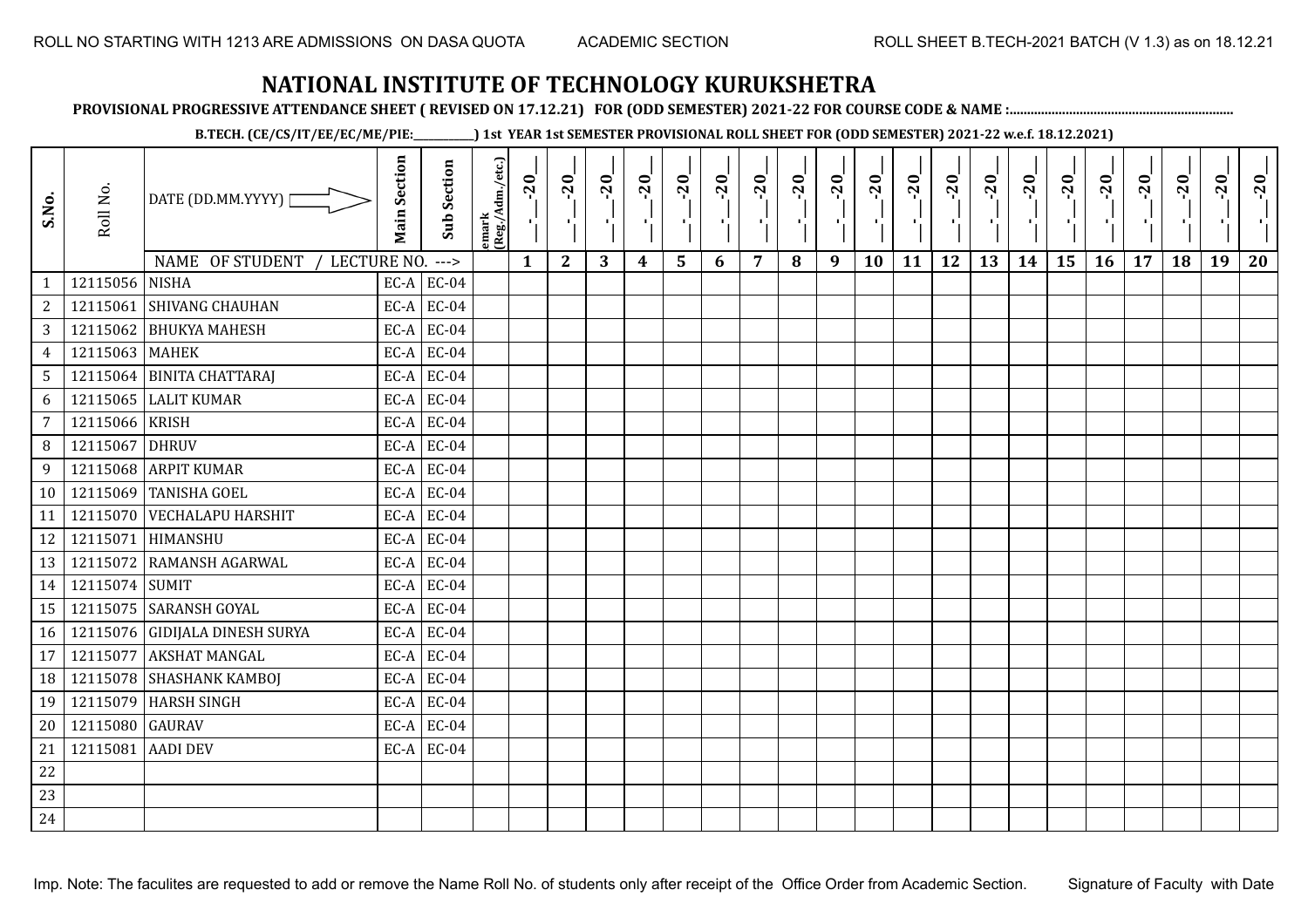ROLL NO STARTING WITH 1213 ARE ADMISSIONS ON DASA QUOTA    ACADEMIC SECTION    ROLL SHEET B.TECH-2021 BATCH (V 1.3) as on 18.12.21

# NATIONAL INSTITUTE OF TECHNOLOGY KURUKSHETRA

**PROVISIONAL PROGRESSIVE ATTENDANCE SHEET ( REVISED ON 17.12.21) FOR (ODD SEMESTER) 2021-22 FOR COURSE CODE & NAME :..............................................................**

**B.TECH. (CE/CS/IT/EE/EC/ME/PIE:__________) 1st YEAR 1st SEMESTER PROVISIONAL ROLL SHEET FOR (ODD SEMESTER) 2021-22 w.e.f. 18.12.2021)**

| S.No. | Roll No. | DATE (DD.MM.YYYY) | Main Section | Sub Section | emark (Reg./Adm./etc.) | _-_-20_ | _-_-20_ | _-_-20_ | _-_-20_ | _-_-20_ | _-_-20_ | _-_-20_ | _-_-20_ | _-_-20_ | _-_-20_ | _-_-20_ | _-_-20_ | _-_-20_ | _-_-20_ | _-_-20_ | _-_-20_ | _-_-20_ | _-_-20_ | _-_-20_ | _-_-20_ |
|---|---|---|---|---|---|---|---|---|---|---|---|---|---|---|---|---|---|---|---|---|---|---|---|---|---|
| | | NAME OF STUDENT / LECTURE NO. ---> | | | | 1 | 2 | 3 | 4 | 5 | 6 | 7 | 8 | 9 | 10 | 11 | 12 | 13 | 14 | 15 | 16 | 17 | 18 | 19 | 20 |
| 1 | 12115056 | NISHA | EC-A | EC-04 | | | | | | | | | | | | | | | | | | | | | |
| 2 | 12115061 | SHIVANG CHAUHAN | EC-A | EC-04 | | | | | | | | | | | | | | | | | | | | | |
| 3 | 12115062 | BHUKYA MAHESH | EC-A | EC-04 | | | | | | | | | | | | | | | | | | | | | |
| 4 | 12115063 | MAHEK | EC-A | EC-04 | | | | | | | | | | | | | | | | | | | | | |
| 5 | 12115064 | BINITA CHATTARAJ | EC-A | EC-04 | | | | | | | | | | | | | | | | | | | | | |
| 6 | 12115065 | LALIT KUMAR | EC-A | EC-04 | | | | | | | | | | | | | | | | | | | | | |
| 7 | 12115066 | KRISH | EC-A | EC-04 | | | | | | | | | | | | | | | | | | | | | |
| 8 | 12115067 | DHRUV | EC-A | EC-04 | | | | | | | | | | | | | | | | | | | | | |
| 9 | 12115068 | ARPIT KUMAR | EC-A | EC-04 | | | | | | | | | | | | | | | | | | | | | |
| 10 | 12115069 | TANISHA GOEL | EC-A | EC-04 | | | | | | | | | | | | | | | | | | | | | |
| 11 | 12115070 | VECHALAPU HARSHIT | EC-A | EC-04 | | | | | | | | | | | | | | | | | | | | | |
| 12 | 12115071 | HIMANSHU | EC-A | EC-04 | | | | | | | | | | | | | | | | | | | | | |
| 13 | 12115072 | RAMANSH AGARWAL | EC-A | EC-04 | | | | | | | | | | | | | | | | | | | | | |
| 14 | 12115074 | SUMIT | EC-A | EC-04 | | | | | | | | | | | | | | | | | | | | | |
| 15 | 12115075 | SARANSH GOYAL | EC-A | EC-04 | | | | | | | | | | | | | | | | | | | | | |
| 16 | 12115076 | GIDIJALA DINESH SURYA | EC-A | EC-04 | | | | | | | | | | | | | | | | | | | | | |
| 17 | 12115077 | AKSHAT MANGAL | EC-A | EC-04 | | | | | | | | | | | | | | | | | | | | | |
| 18 | 12115078 | SHASHANK KAMBOJ | EC-A | EC-04 | | | | | | | | | | | | | | | | | | | | | |
| 19 | 12115079 | HARSH SINGH | EC-A | EC-04 | | | | | | | | | | | | | | | | | | | | | |
| 20 | 12115080 | GAURAV | EC-A | EC-04 | | | | | | | | | | | | | | | | | | | | | |
| 21 | 12115081 | AADI DEV | EC-A | EC-04 | | | | | | | | | | | | | | | | | | | | | |
| 22 | | | | | | | | | | | | | | | | | | | | | | | | | |
| 23 | | | | | | | | | | | | | | | | | | | | | | | | | |
| 24 | | | | | | | | | | | | | | | | | | | | | | | | | |

Imp. Note: The faculites are requested to add or remove the Name Roll No. of students only after receipt of the Office Order from Academic Section.    Signature of Faculty with Date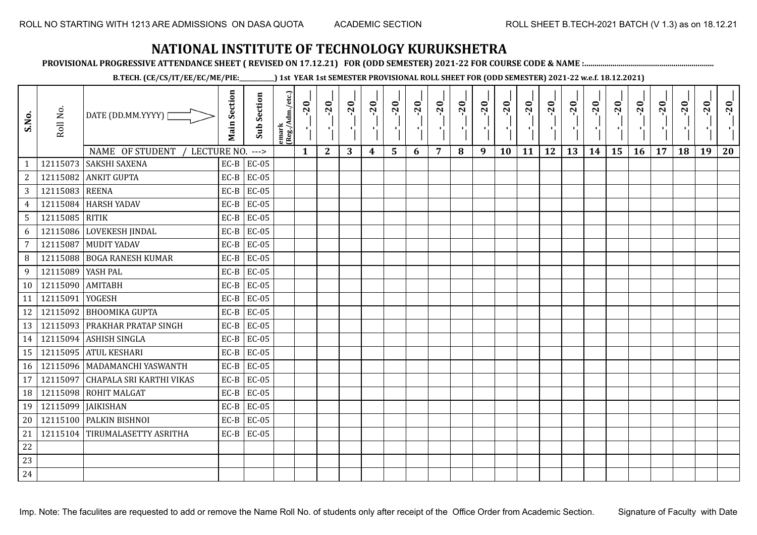ROLL NO STARTING WITH 1213 ARE ADMISSIONS ON DASA QUOTA ACADEMIC SECTION ROLL SHEET B.TECH-2021 BATCH (V 1.3) as on 18.12.21

# NATIONAL INSTITUTE OF TECHNOLOGY KURUKSHETRA

**PROVISIONAL PROGRESSIVE ATTENDANCE SHEET ( REVISED ON 17.12.21) FOR (ODD SEMESTER) 2021-22 FOR COURSE CODE & NAME :..............................................................**

**B.TECH. (CE/CS/IT/EE/EC/ME/PIE:__________) 1st YEAR 1st SEMESTER PROVISIONAL ROLL SHEET FOR (ODD SEMESTER) 2021-22 w.e.f. 18.12.2021)**

| S.No. | Roll No. | DATE (DD.MM.YYYY) | Main Section | Sub Section | Remark (Reg./Adm./etc.) | _-_-20_ | _-_-20_ | _-_-20_ | _-_-20_ | _-_-20_ | _-_-20_ | _-_-20_ | _-_-20_ | _-_-20_ | _-_-20_ | _-_-20_ | _-_-20_ | _-_-20_ | _-_-20_ | _-_-20_ | _-_-20_ | _-_-20_ | _-_-20_ | _-_-20_ | _-_-20_ |
|---|---|---|---|---|---|---|---|---|---|---|---|---|---|---|---|---|---|---|---|---|---|---|---|---|---|
| | | NAME OF STUDENT / LECTURE NO. ---> | | | | 1 | 2 | 3 | 4 | 5 | 6 | 7 | 8 | 9 | 10 | 11 | 12 | 13 | 14 | 15 | 16 | 17 | 18 | 19 | 20 |
| 1 | 12115073 | SAKSHI SAXENA | EC-B | EC-05 | | | | | | | | | | | | | | | | | | | | | |
| 2 | 12115082 | ANKIT GUPTA | EC-B | EC-05 | | | | | | | | | | | | | | | | | | | | | |
| 3 | 12115083 | REENA | EC-B | EC-05 | | | | | | | | | | | | | | | | | | | | | |
| 4 | 12115084 | HARSH YADAV | EC-B | EC-05 | | | | | | | | | | | | | | | | | | | | | |
| 5 | 12115085 | RITIK | EC-B | EC-05 | | | | | | | | | | | | | | | | | | | | | |
| 6 | 12115086 | LOVEKESH JINDAL | EC-B | EC-05 | | | | | | | | | | | | | | | | | | | | | |
| 7 | 12115087 | MUDIT YADAV | EC-B | EC-05 | | | | | | | | | | | | | | | | | | | | | |
| 8 | 12115088 | BOGA RANESH KUMAR | EC-B | EC-05 | | | | | | | | | | | | | | | | | | | | | |
| 9 | 12115089 | YASH PAL | EC-B | EC-05 | | | | | | | | | | | | | | | | | | | | | |
| 10 | 12115090 | AMITABH | EC-B | EC-05 | | | | | | | | | | | | | | | | | | | | | |
| 11 | 12115091 | YOGESH | EC-B | EC-05 | | | | | | | | | | | | | | | | | | | | | |
| 12 | 12115092 | BHOOMIKA GUPTA | EC-B | EC-05 | | | | | | | | | | | | | | | | | | | | | |
| 13 | 12115093 | PRAKHAR PRATAP SINGH | EC-B | EC-05 | | | | | | | | | | | | | | | | | | | | | |
| 14 | 12115094 | ASHISH SINGLA | EC-B | EC-05 | | | | | | | | | | | | | | | | | | | | | |
| 15 | 12115095 | ATUL KESHARI | EC-B | EC-05 | | | | | | | | | | | | | | | | | | | | | |
| 16 | 12115096 | MADAMANCHI YASWANTH | EC-B | EC-05 | | | | | | | | | | | | | | | | | | | | | |
| 17 | 12115097 | CHAPALA SRI KARTHI VIKAS | EC-B | EC-05 | | | | | | | | | | | | | | | | | | | | | |
| 18 | 12115098 | ROHIT MALGAT | EC-B | EC-05 | | | | | | | | | | | | | | | | | | | | | |
| 19 | 12115099 | JAIKISHAN | EC-B | EC-05 | | | | | | | | | | | | | | | | | | | | | |
| 20 | 12115100 | PALKIN BISHNOI | EC-B | EC-05 | | | | | | | | | | | | | | | | | | | | | |
| 21 | 12115104 | TIRUMALASETTY ASRITHA | EC-B | EC-05 | | | | | | | | | | | | | | | | | | | | | |
| 22 | | | | | | | | | | | | | | | | | | | | | | | | | |
| 23 | | | | | | | | | | | | | | | | | | | | | | | | | |
| 24 | | | | | | | | | | | | | | | | | | | | | | | | | |

Imp. Note: The faculites are requested to add or remove the Name Roll No. of students only after receipt of the Office Order from Academic Section. Signature of Faculty with Date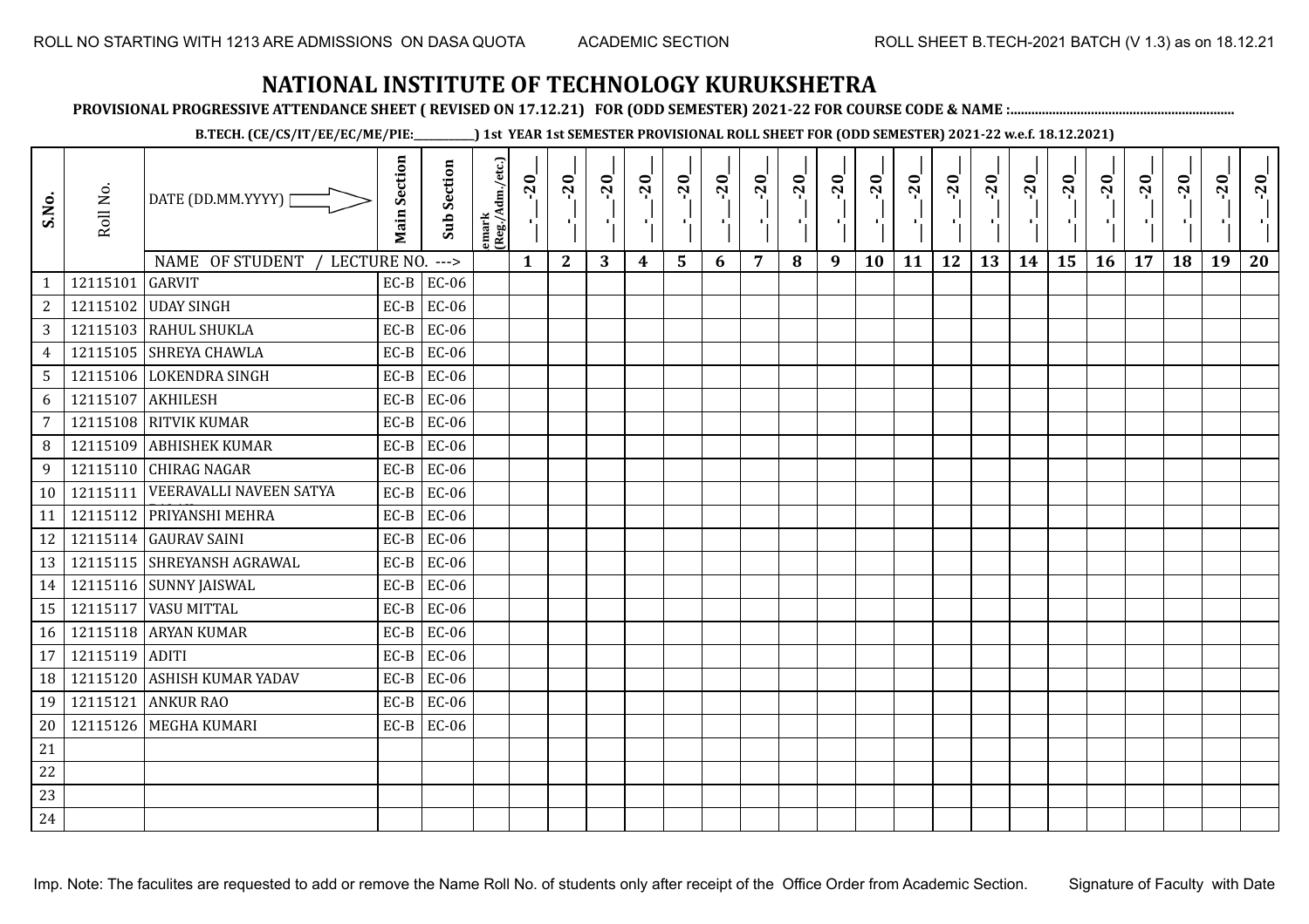ROLL NO STARTING WITH 1213 ARE ADMISSIONS ON DASA QUOTA ACADEMIC SECTION ROLL SHEET B.TECH-2021 BATCH (V 1.3) as on 18.12.21

# NATIONAL INSTITUTE OF TECHNOLOGY KURUKSHETRA

**PROVISIONAL PROGRESSIVE ATTENDANCE SHEET ( REVISED ON 17.12.21) FOR (ODD SEMESTER) 2021-22 FOR COURSE CODE & NAME :...............................................................**

**B.TECH. (CE/CS/IT/EE/EC/ME/PIE:__________) 1st YEAR 1st SEMESTER PROVISIONAL ROLL SHEET FOR (ODD SEMESTER) 2021-22 w.e.f. 18.12.2021)**

| S.No. | Roll No. | DATE (DD.MM.YYYY) | Main Section | Sub Section | emark (Reg./Adm./etc.) | _-_-20_ | _-_-20_ | _-_-20_ | _-_-20_ | _-_-20_ | _-_-20_ | _-_-20_ | _-_-20_ | _-_-20_ | _-_-20_ | _-_-20_ | _-_-20_ | _-_-20_ | _-_-20_ | _-_-20_ | _-_-20_ | _-_-20_ | _-_-20_ | _-_-20_ | _-_-20_ |
|---|---|---|---|---|---|---|---|---|---|---|---|---|---|---|---|---|---|---|---|---|---|---|---|---|---|
| | | NAME OF STUDENT / LECTURE NO. ---> | | | | 1 | 2 | 3 | 4 | 5 | 6 | 7 | 8 | 9 | 10 | 11 | 12 | 13 | 14 | 15 | 16 | 17 | 18 | 19 | 20 |
| 1 | 12115101 | GARVIT | EC-B | EC-06 | | | | | | | | | | | | | | | | | | | | | |
| 2 | 12115102 | UDAY SINGH | EC-B | EC-06 | | | | | | | | | | | | | | | | | | | | | |
| 3 | 12115103 | RAHUL SHUKLA | EC-B | EC-06 | | | | | | | | | | | | | | | | | | | | | |
| 4 | 12115105 | SHREYA CHAWLA | EC-B | EC-06 | | | | | | | | | | | | | | | | | | | | | |
| 5 | 12115106 | LOKENDRA SINGH | EC-B | EC-06 | | | | | | | | | | | | | | | | | | | | | |
| 6 | 12115107 | AKHILESH | EC-B | EC-06 | | | | | | | | | | | | | | | | | | | | | |
| 7 | 12115108 | RITVIK KUMAR | EC-B | EC-06 | | | | | | | | | | | | | | | | | | | | | |
| 8 | 12115109 | ABHISHEK KUMAR | EC-B | EC-06 | | | | | | | | | | | | | | | | | | | | | |
| 9 | 12115110 | CHIRAG NAGAR | EC-B | EC-06 | | | | | | | | | | | | | | | | | | | | | |
| 10 | 12115111 | VEERAVALLI NAVEEN SATYA | EC-B | EC-06 | | | | | | | | | | | | | | | | | | | | | |
| 11 | 12115112 | PRIYANSHI MEHRA | EC-B | EC-06 | | | | | | | | | | | | | | | | | | | | | |
| 12 | 12115114 | GAURAV SAINI | EC-B | EC-06 | | | | | | | | | | | | | | | | | | | | | |
| 13 | 12115115 | SHREYANSH AGRAWAL | EC-B | EC-06 | | | | | | | | | | | | | | | | | | | | | |
| 14 | 12115116 | SUNNY JAISWAL | EC-B | EC-06 | | | | | | | | | | | | | | | | | | | | | |
| 15 | 12115117 | VASU MITTAL | EC-B | EC-06 | | | | | | | | | | | | | | | | | | | | | |
| 16 | 12115118 | ARYAN KUMAR | EC-B | EC-06 | | | | | | | | | | | | | | | | | | | | | |
| 17 | 12115119 | ADITI | EC-B | EC-06 | | | | | | | | | | | | | | | | | | | | | |
| 18 | 12115120 | ASHISH KUMAR YADAV | EC-B | EC-06 | | | | | | | | | | | | | | | | | | | | | |
| 19 | 12115121 | ANKUR RAO | EC-B | EC-06 | | | | | | | | | | | | | | | | | | | | | |
| 20 | 12115126 | MEGHA KUMARI | EC-B | EC-06 | | | | | | | | | | | | | | | | | | | | | |
| 21 | | | | | | | | | | | | | | | | | | | | | | | | | |
| 22 | | | | | | | | | | | | | | | | | | | | | | | | | |
| 23 | | | | | | | | | | | | | | | | | | | | | | | | | |
| 24 | | | | | | | | | | | | | | | | | | | | | | | | | |

Imp. Note: The faculites are requested to add or remove the Name Roll No. of students only after receipt of the Office Order from Academic Section. Signature of Faculty with Date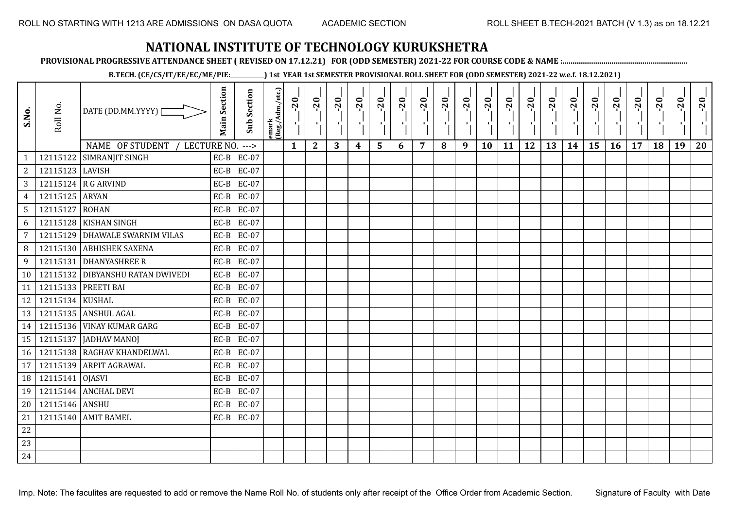ROLL NO STARTING WITH 1213 ARE ADMISSIONS ON DASA QUOTA ACADEMIC SECTION ROLL SHEET B.TECH-2021 BATCH (V 1.3) as on 18.12.21

# NATIONAL INSTITUTE OF TECHNOLOGY KURUKSHETRA

**PROVISIONAL PROGRESSIVE ATTENDANCE SHEET ( REVISED ON 17.12.21) FOR (ODD SEMESTER) 2021-22 FOR COURSE CODE & NAME :..............................................................**

**B.TECH. (CE/CS/IT/EE/EC/ME/PIE:__________) 1st YEAR 1st SEMESTER PROVISIONAL ROLL SHEET FOR (ODD SEMESTER) 2021-22 w.e.f. 18.12.2021)**

| S.No. | Roll No. | DATE (DD.MM.YYYY) | Main Section | Sub Section | Remark (Reg./Adm./etc.) | _-_-20_ | _-_-20_ | _-_-20_ | _-_-20_ | _-_-20_ | _-_-20_ | _-_-20_ | _-_-20_ | _-_-20_ | _-_-20_ | _-_-20_ | _-_-20_ | _-_-20_ | _-_-20_ | _-_-20_ | _-_-20_ | _-_-20_ | _-_-20_ | _-_-20_ | _-_-20_ |
|---|---|---|---|---|---|---|---|---|---|---|---|---|---|---|---|---|---|---|---|---|---|---|---|---|---|
| | | NAME OF STUDENT / LECTURE NO. ---> | | | | 1 | 2 | 3 | 4 | 5 | 6 | 7 | 8 | 9 | 10 | 11 | 12 | 13 | 14 | 15 | 16 | 17 | 18 | 19 | 20 |
| 1 | 12115122 | SIMRANJIT SINGH | EC-B | EC-07 | | | | | | | | | | | | | | | | | | | | | |
| 2 | 12115123 | LAVISH | EC-B | EC-07 | | | | | | | | | | | | | | | | | | | | | |
| 3 | 12115124 | R G ARVIND | EC-B | EC-07 | | | | | | | | | | | | | | | | | | | | | |
| 4 | 12115125 | ARYAN | EC-B | EC-07 | | | | | | | | | | | | | | | | | | | | | |
| 5 | 12115127 | ROHAN | EC-B | EC-07 | | | | | | | | | | | | | | | | | | | | | |
| 6 | 12115128 | KISHAN SINGH | EC-B | EC-07 | | | | | | | | | | | | | | | | | | | | | |
| 7 | 12115129 | DHAWALE SWARNIM VILAS | EC-B | EC-07 | | | | | | | | | | | | | | | | | | | | | |
| 8 | 12115130 | ABHISHEK SAXENA | EC-B | EC-07 | | | | | | | | | | | | | | | | | | | | | |
| 9 | 12115131 | DHANYASHREE R | EC-B | EC-07 | | | | | | | | | | | | | | | | | | | | | |
| 10 | 12115132 | DIBYANSHU RATAN DWIVEDI | EC-B | EC-07 | | | | | | | | | | | | | | | | | | | | | |
| 11 | 12115133 | PREETI BAI | EC-B | EC-07 | | | | | | | | | | | | | | | | | | | | | |
| 12 | 12115134 | KUSHAL | EC-B | EC-07 | | | | | | | | | | | | | | | | | | | | | |
| 13 | 12115135 | ANSHUL AGAL | EC-B | EC-07 | | | | | | | | | | | | | | | | | | | | | |
| 14 | 12115136 | VINAY KUMAR GARG | EC-B | EC-07 | | | | | | | | | | | | | | | | | | | | | |
| 15 | 12115137 | JADHAV MANOJ | EC-B | EC-07 | | | | | | | | | | | | | | | | | | | | | |
| 16 | 12115138 | RAGHAV KHANDELWAL | EC-B | EC-07 | | | | | | | | | | | | | | | | | | | | | |
| 17 | 12115139 | ARPIT AGRAWAL | EC-B | EC-07 | | | | | | | | | | | | | | | | | | | | | |
| 18 | 12115141 | OJASVI | EC-B | EC-07 | | | | | | | | | | | | | | | | | | | | | |
| 19 | 12115144 | ANCHAL DEVI | EC-B | EC-07 | | | | | | | | | | | | | | | | | | | | | |
| 20 | 12115146 | ANSHU | EC-B | EC-07 | | | | | | | | | | | | | | | | | | | | | |
| 21 | 12115140 | AMIT BAMEL | EC-B | EC-07 | | | | | | | | | | | | | | | | | | | | | |
| 22 | | | | | | | | | | | | | | | | | | | | | | | | | |
| 23 | | | | | | | | | | | | | | | | | | | | | | | | | |
| 24 | | | | | | | | | | | | | | | | | | | | | | | | | |

Imp. Note: The faculites are requested to add or remove the Name Roll No. of students only after receipt of the Office Order from Academic Section. Signature of Faculty with Date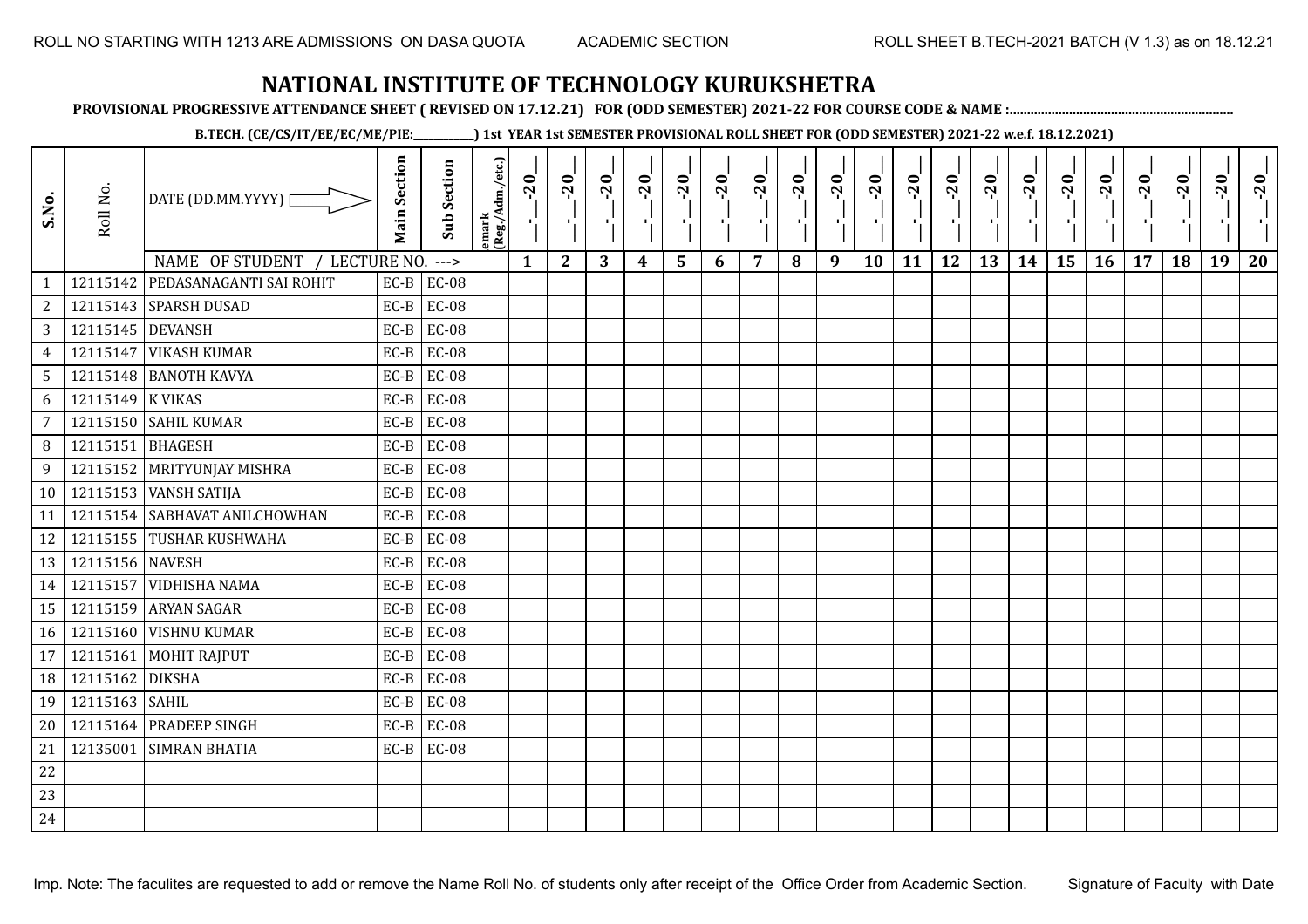ROLL NO STARTING WITH 1213 ARE ADMISSIONS ON DASA QUOTA ACADEMIC SECTION ROLL SHEET B.TECH-2021 BATCH (V 1.3) as on 18.12.21

# NATIONAL INSTITUTE OF TECHNOLOGY KURUKSHETRA

**PROVISIONAL PROGRESSIVE ATTENDANCE SHEET ( REVISED ON 17.12.21) FOR (ODD SEMESTER) 2021-22 FOR COURSE CODE & NAME :..............................................................**

**B.TECH. (CE/CS/IT/EE/EC/ME/PIE:___________) 1st YEAR 1st SEMESTER PROVISIONAL ROLL SHEET FOR (ODD SEMESTER) 2021-22 w.e.f. 18.12.2021)**

| S.No. | Roll No. | DATE (DD.MM.YYYY) | Main Section | Sub Section | emark (Reg./Adm./etc.) | __-__-20__ | __-__-20__ | __-__-20__ | __-__-20__ | __-__-20__ | __-__-20__ | __-__-20__ | __-__-20__ | __-__-20__ | __-__-20__ | __-__-20__ | __-__-20__ | __-__-20__ | __-__-20__ | __-__-20__ | __-__-20__ | __-__-20__ | __-__-20__ | __-__-20__ | __-__-20__ |
|---|---|---|---|---|---|---|---|---|---|---|---|---|---|---|---|---|---|---|---|---|---|---|---|---|---|
| | | NAME OF STUDENT / LECTURE NO. ---> | | | | 1 | 2 | 3 | 4 | 5 | 6 | 7 | 8 | 9 | 10 | 11 | 12 | 13 | 14 | 15 | 16 | 17 | 18 | 19 | 20 |
| 1 | 12115142 | PEDASANAGANTI SAI ROHIT | EC-B | EC-08 | | | | | | | | | | | | | | | | | | | | | |
| 2 | 12115143 | SPARSH DUSAD | EC-B | EC-08 | | | | | | | | | | | | | | | | | | | | | |
| 3 | 12115145 | DEVANSH | EC-B | EC-08 | | | | | | | | | | | | | | | | | | | | | |
| 4 | 12115147 | VIKASH KUMAR | EC-B | EC-08 | | | | | | | | | | | | | | | | | | | | | |
| 5 | 12115148 | BANOTH KAVYA | EC-B | EC-08 | | | | | | | | | | | | | | | | | | | | | |
| 6 | 12115149 | K VIKAS | EC-B | EC-08 | | | | | | | | | | | | | | | | | | | | | |
| 7 | 12115150 | SAHIL KUMAR | EC-B | EC-08 | | | | | | | | | | | | | | | | | | | | | |
| 8 | 12115151 | BHAGESH | EC-B | EC-08 | | | | | | | | | | | | | | | | | | | | | |
| 9 | 12115152 | MRITYUNJAY MISHRA | EC-B | EC-08 | | | | | | | | | | | | | | | | | | | | | |
| 10 | 12115153 | VANSH SATIJA | EC-B | EC-08 | | | | | | | | | | | | | | | | | | | | | |
| 11 | 12115154 | SABHAVAT ANILCHOWHAN | EC-B | EC-08 | | | | | | | | | | | | | | | | | | | | | |
| 12 | 12115155 | TUSHAR KUSHWAHA | EC-B | EC-08 | | | | | | | | | | | | | | | | | | | | | |
| 13 | 12115156 | NAVESH | EC-B | EC-08 | | | | | | | | | | | | | | | | | | | | | |
| 14 | 12115157 | VIDHISHA NAMA | EC-B | EC-08 | | | | | | | | | | | | | | | | | | | | | |
| 15 | 12115159 | ARYAN SAGAR | EC-B | EC-08 | | | | | | | | | | | | | | | | | | | | | |
| 16 | 12115160 | VISHNU KUMAR | EC-B | EC-08 | | | | | | | | | | | | | | | | | | | | | |
| 17 | 12115161 | MOHIT RAJPUT | EC-B | EC-08 | | | | | | | | | | | | | | | | | | | | | |
| 18 | 12115162 | DIKSHA | EC-B | EC-08 | | | | | | | | | | | | | | | | | | | | | |
| 19 | 12115163 | SAHIL | EC-B | EC-08 | | | | | | | | | | | | | | | | | | | | | |
| 20 | 12115164 | PRADEEP SINGH | EC-B | EC-08 | | | | | | | | | | | | | | | | | | | | | |
| 21 | 12135001 | SIMRAN BHATIA | EC-B | EC-08 | | | | | | | | | | | | | | | | | | | | | |
| 22 | | | | | | | | | | | | | | | | | | | | | | | | | |
| 23 | | | | | | | | | | | | | | | | | | | | | | | | | |
| 24 | | | | | | | | | | | | | | | | | | | | | | | | | |

Imp. Note: The faculites are requested to add or remove the Name Roll No. of students only after receipt of the Office Order from Academic Section. Signature of Faculty with Date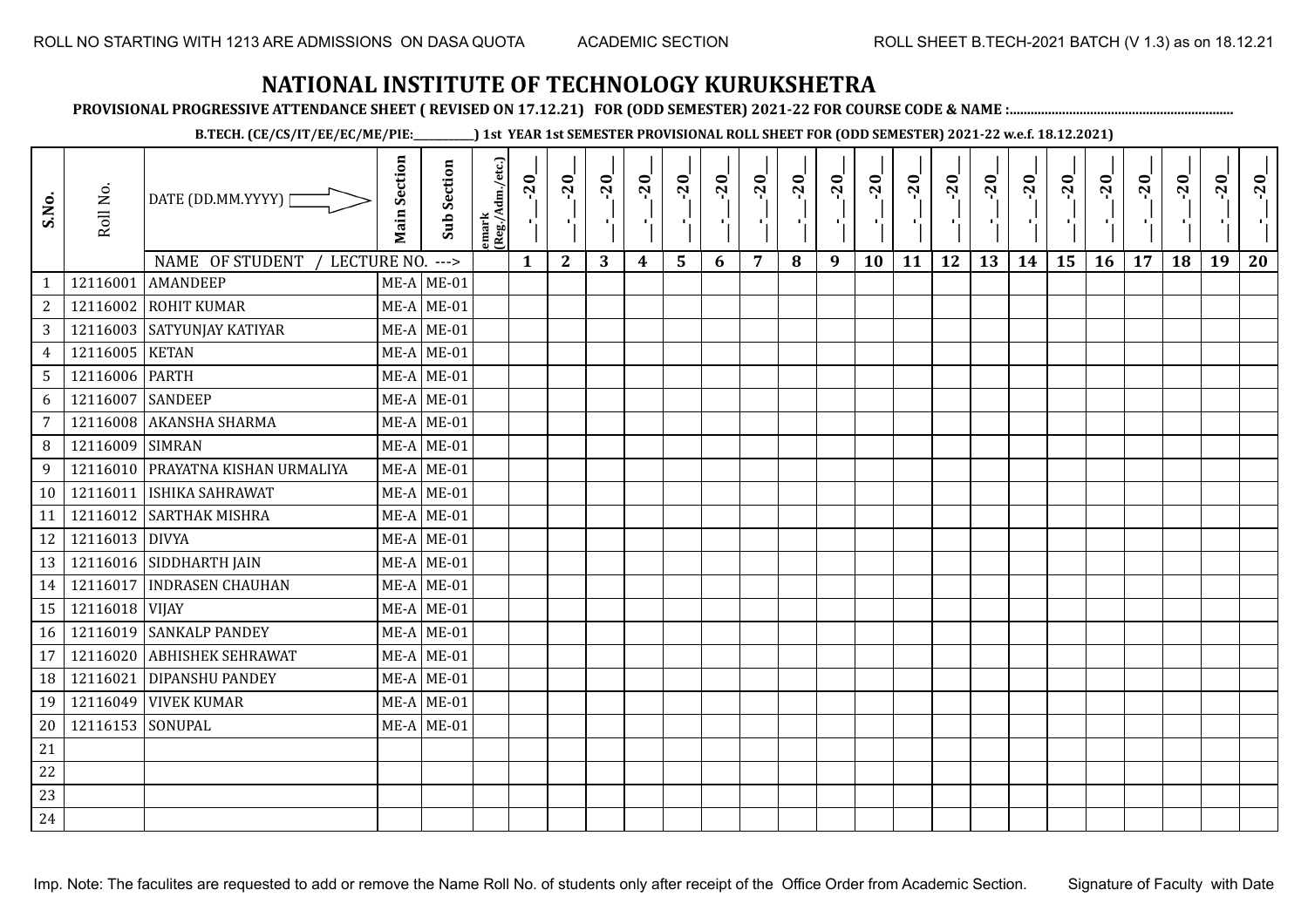ROLL NO STARTING WITH 1213 ARE ADMISSIONS ON DASA QUOTA ACADEMIC SECTION ROLL SHEET B.TECH-2021 BATCH (V 1.3) as on 18.12.21

# NATIONAL INSTITUTE OF TECHNOLOGY KURUKSHETRA

**PROVISIONAL PROGRESSIVE ATTENDANCE SHEET ( REVISED ON 17.12.21) FOR (ODD SEMESTER) 2021-22 FOR COURSE CODE & NAME :..............................................................**

**B.TECH. (CE/CS/IT/EE/EC/ME/PIE:__________) 1st YEAR 1st SEMESTER PROVISIONAL ROLL SHEET FOR (ODD SEMESTER) 2021-22 w.e.f. 18.12.2021)**

| S.No. | Roll No. | DATE (DD.MM.YYYY) | Main Section | Sub Section | emark (Reg./Adm./etc.) | _-_-20_ | _-_-20_ | _-_-20_ | _-_-20_ | _-_-20_ | _-_-20_ | _-_-20_ | _-_-20_ | _-_-20_ | _-_-20_ | _-_-20_ | _-_-20_ | _-_-20_ | _-_-20_ | _-_-20_ | _-_-20_ | _-_-20_ | _-_-20_ | _-_-20_ | _-_-20_ |
|---|---|---|---|---|---|---|---|---|---|---|---|---|---|---|---|---|---|---|---|---|---|---|---|---|---|
| | | NAME OF STUDENT / LECTURE NO. ---> | | | | 1 | 2 | 3 | 4 | 5 | 6 | 7 | 8 | 9 | 10 | 11 | 12 | 13 | 14 | 15 | 16 | 17 | 18 | 19 | 20 |
| 1 | 12116001 | AMANDEEP | ME-A | ME-01 | | | | | | | | | | | | | | | | | | | | | |
| 2 | 12116002 | ROHIT KUMAR | ME-A | ME-01 | | | | | | | | | | | | | | | | | | | | | |
| 3 | 12116003 | SATYUNJAY KATIYAR | ME-A | ME-01 | | | | | | | | | | | | | | | | | | | | | |
| 4 | 12116005 | KETAN | ME-A | ME-01 | | | | | | | | | | | | | | | | | | | | | |
| 5 | 12116006 | PARTH | ME-A | ME-01 | | | | | | | | | | | | | | | | | | | | | |
| 6 | 12116007 | SANDEEP | ME-A | ME-01 | | | | | | | | | | | | | | | | | | | | | |
| 7 | 12116008 | AKANSHA SHARMA | ME-A | ME-01 | | | | | | | | | | | | | | | | | | | | | |
| 8 | 12116009 | SIMRAN | ME-A | ME-01 | | | | | | | | | | | | | | | | | | | | | |
| 9 | 12116010 | PRAYATNA KISHAN URMALIYA | ME-A | ME-01 | | | | | | | | | | | | | | | | | | | | | |
| 10 | 12116011 | ISHIKA SAHRAWAT | ME-A | ME-01 | | | | | | | | | | | | | | | | | | | | | |
| 11 | 12116012 | SARTHAK MISHRA | ME-A | ME-01 | | | | | | | | | | | | | | | | | | | | | |
| 12 | 12116013 | DIVYA | ME-A | ME-01 | | | | | | | | | | | | | | | | | | | | | |
| 13 | 12116016 | SIDDHARTH JAIN | ME-A | ME-01 | | | | | | | | | | | | | | | | | | | | | |
| 14 | 12116017 | INDRASEN CHAUHAN | ME-A | ME-01 | | | | | | | | | | | | | | | | | | | | | |
| 15 | 12116018 | VIJAY | ME-A | ME-01 | | | | | | | | | | | | | | | | | | | | | |
| 16 | 12116019 | SANKALP PANDEY | ME-A | ME-01 | | | | | | | | | | | | | | | | | | | | | |
| 17 | 12116020 | ABHISHEK SEHRAWAT | ME-A | ME-01 | | | | | | | | | | | | | | | | | | | | | |
| 18 | 12116021 | DIPANSHU PANDEY | ME-A | ME-01 | | | | | | | | | | | | | | | | | | | | | |
| 19 | 12116049 | VIVEK KUMAR | ME-A | ME-01 | | | | | | | | | | | | | | | | | | | | | |
| 20 | 12116153 | SONUPAL | ME-A | ME-01 | | | | | | | | | | | | | | | | | | | | | |
| 21 | | | | | | | | | | | | | | | | | | | | | | | | | |
| 22 | | | | | | | | | | | | | | | | | | | | | | | | | |
| 23 | | | | | | | | | | | | | | | | | | | | | | | | | |
| 24 | | | | | | | | | | | | | | | | | | | | | | | | | |

Imp. Note: The faculites are requested to add or remove the Name Roll No. of students only after receipt of the Office Order from Academic Section. Signature of Faculty with Date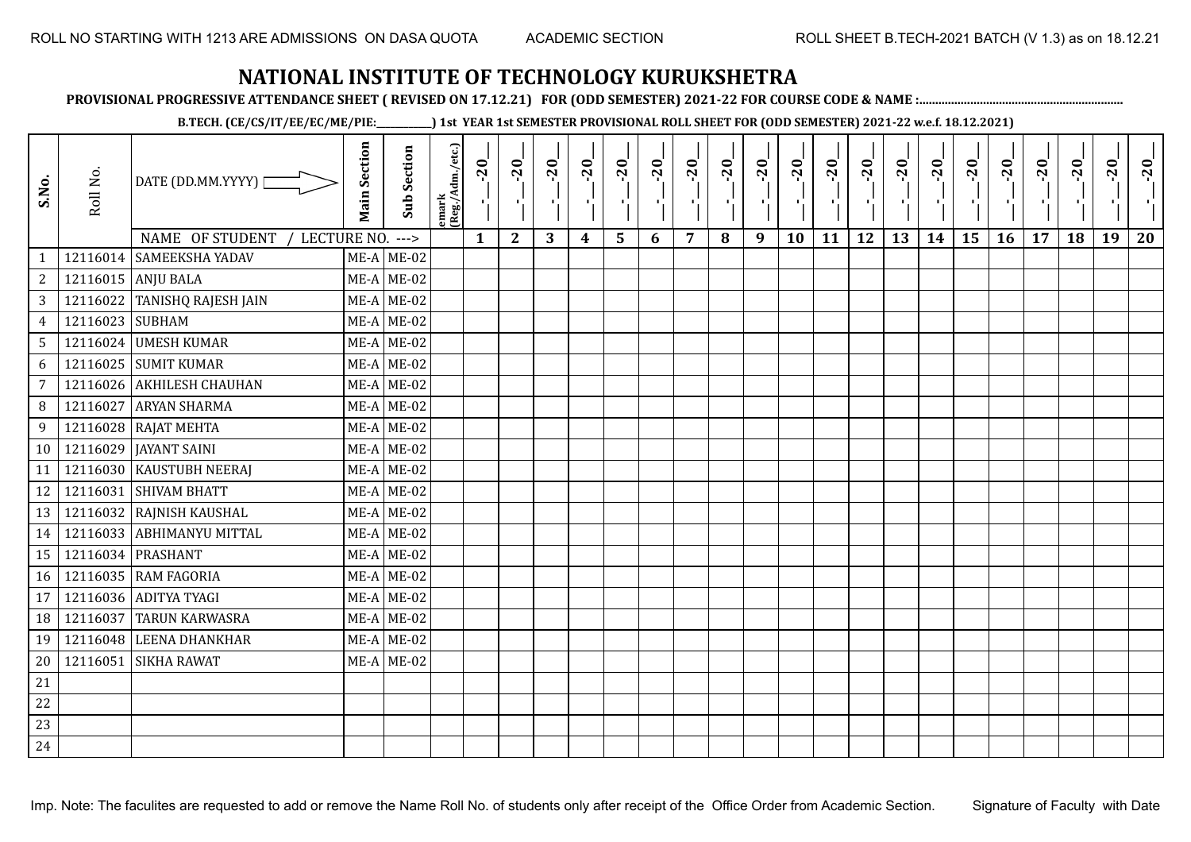ROLL NO STARTING WITH 1213 ARE ADMISSIONS ON DASA QUOTA        ACADEMIC SECTION        ROLL SHEET B.TECH-2021 BATCH (V 1.3) as on 18.12.21

# NATIONAL INSTITUTE OF TECHNOLOGY KURUKSHETRA

**PROVISIONAL PROGRESSIVE ATTENDANCE SHEET ( REVISED ON 17.12.21) FOR (ODD SEMESTER) 2021-22 FOR COURSE CODE & NAME :..............................................................**

**B.TECH. (CE/CS/IT/EE/EC/ME/PIE:__________) 1st YEAR 1st SEMESTER PROVISIONAL ROLL SHEET FOR (ODD SEMESTER) 2021-22 w.e.f. 18.12.2021)**

| S.No. | Roll No. | DATE (DD.MM.YYYY) | Main Section | Sub Section | emark (Reg./Adm./etc.) | __-__-20__ | __-__-20__ | __-__-20__ | __-__-20__ | __-__-20__ | __-__-20__ | __-__-20__ | __-__-20__ | __-__-20__ | __-__-20__ | __-__-20__ | __-__-20__ | __-__-20__ | __-__-20__ | __-__-20__ | __-__-20__ | __-__-20__ | __-__-20__ | __-__-20__ | __-__-20__ |
|---|---|---|---|---|---|---|---|---|---|---|---|---|---|---|---|---|---|---|---|---|---|---|---|---|---|
| | | NAME OF STUDENT / LECTURE NO. ---> | | | | 1 | 2 | 3 | 4 | 5 | 6 | 7 | 8 | 9 | 10 | 11 | 12 | 13 | 14 | 15 | 16 | 17 | 18 | 19 | 20 |
| 1 | 12116014 | SAMEEKSHA YADAV | ME-A | ME-02 | | | | | | | | | | | | | | | | | | | | | |
| 2 | 12116015 | ANJU BALA | ME-A | ME-02 | | | | | | | | | | | | | | | | | | | | | |
| 3 | 12116022 | TANISHQ RAJESH JAIN | ME-A | ME-02 | | | | | | | | | | | | | | | | | | | | | |
| 4 | 12116023 | SUBHAM | ME-A | ME-02 | | | | | | | | | | | | | | | | | | | | | |
| 5 | 12116024 | UMESH KUMAR | ME-A | ME-02 | | | | | | | | | | | | | | | | | | | | | |
| 6 | 12116025 | SUMIT KUMAR | ME-A | ME-02 | | | | | | | | | | | | | | | | | | | | | |
| 7 | 12116026 | AKHILESH CHAUHAN | ME-A | ME-02 | | | | | | | | | | | | | | | | | | | | | |
| 8 | 12116027 | ARYAN SHARMA | ME-A | ME-02 | | | | | | | | | | | | | | | | | | | | | |
| 9 | 12116028 | RAJAT MEHTA | ME-A | ME-02 | | | | | | | | | | | | | | | | | | | | | |
| 10 | 12116029 | JAYANT SAINI | ME-A | ME-02 | | | | | | | | | | | | | | | | | | | | | |
| 11 | 12116030 | KAUSTUBH NEERAJ | ME-A | ME-02 | | | | | | | | | | | | | | | | | | | | | |
| 12 | 12116031 | SHIVAM BHATT | ME-A | ME-02 | | | | | | | | | | | | | | | | | | | | | |
| 13 | 12116032 | RAJNISH KAUSHAL | ME-A | ME-02 | | | | | | | | | | | | | | | | | | | | | |
| 14 | 12116033 | ABHIMANYU MITTAL | ME-A | ME-02 | | | | | | | | | | | | | | | | | | | | | |
| 15 | 12116034 | PRASHANT | ME-A | ME-02 | | | | | | | | | | | | | | | | | | | | | |
| 16 | 12116035 | RAM FAGORIA | ME-A | ME-02 | | | | | | | | | | | | | | | | | | | | | |
| 17 | 12116036 | ADITYA TYAGI | ME-A | ME-02 | | | | | | | | | | | | | | | | | | | | | |
| 18 | 12116037 | TARUN KARWASRA | ME-A | ME-02 | | | | | | | | | | | | | | | | | | | | | |
| 19 | 12116048 | LEENA DHANKHAR | ME-A | ME-02 | | | | | | | | | | | | | | | | | | | | | |
| 20 | 12116051 | SIKHA RAWAT | ME-A | ME-02 | | | | | | | | | | | | | | | | | | | | | |
| 21 | | | | | | | | | | | | | | | | | | | | | | | | | |
| 22 | | | | | | | | | | | | | | | | | | | | | | | | | |
| 23 | | | | | | | | | | | | | | | | | | | | | | | | | |
| 24 | | | | | | | | | | | | | | | | | | | | | | | | | |

Imp. Note: The faculites are requested to add or remove the Name Roll No. of students only after receipt of the Office Order from Academic Section.        Signature of Faculty with Date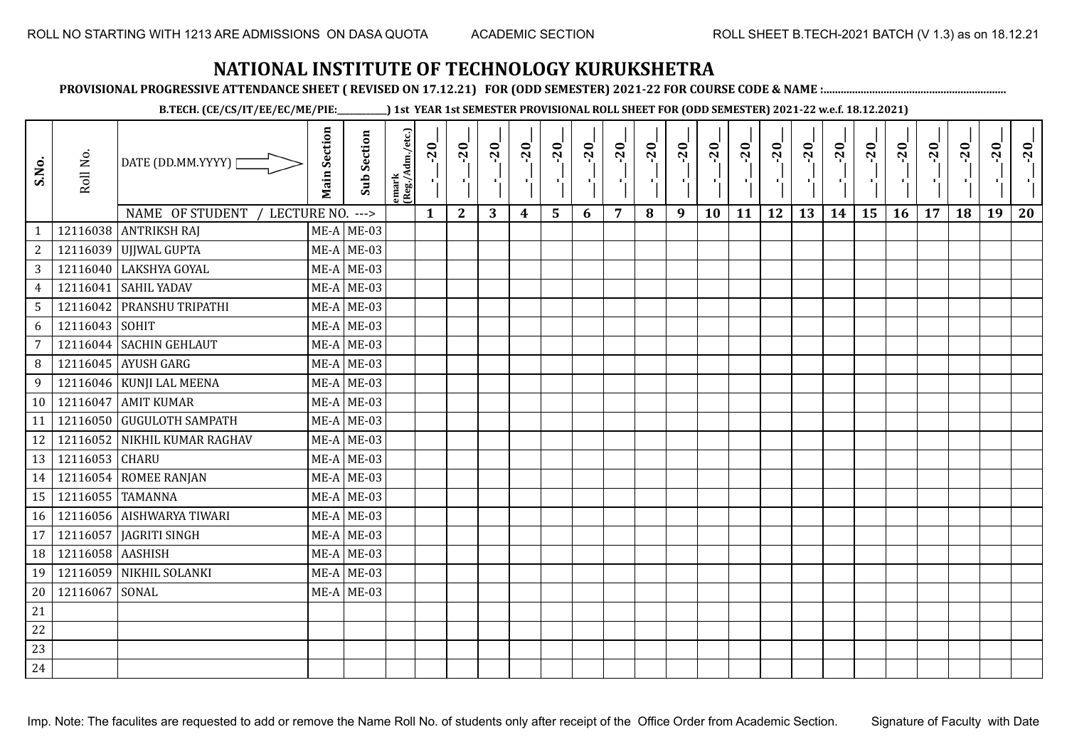ROLL NO STARTING WITH 1213 ARE ADMISSIONS ON DASA QUOTA — ACADEMIC SECTION — ROLL SHEET B.TECH-2021 BATCH (V 1.3) as on 18.12.21

# NATIONAL INSTITUTE OF TECHNOLOGY KURUKSHETRA

**PROVISIONAL PROGRESSIVE ATTENDANCE SHEET ( REVISED ON 17.12.21) FOR (ODD SEMESTER) 2021-22 FOR COURSE CODE & NAME :..............................................................**

**B.TECH. (CE/CS/IT/EE/EC/ME/PIE:__________) 1st YEAR 1st SEMESTER PROVISIONAL ROLL SHEET FOR (ODD SEMESTER) 2021-22 w.e.f. 18.12.2021)**

| S.No. | Roll No. | DATE (DD.MM.YYYY) | Main Section | Sub Section | emark (Reg./Adm./etc.) | _-_-20_ | _-_-20_ | _-_-20_ | _-_-20_ | _-_-20_ | _-_-20_ | _-_-20_ | _-_-20_ | _-_-20_ | _-_-20_ | _-_-20_ | _-_-20_ | _-_-20_ | _-_-20_ | _-_-20_ | _-_-20_ | _-_-20_ | _-_-20_ | _-_-20_ | _-_-20_ |
|---|---|---|---|---|---|---|---|---|---|---|---|---|---|---|---|---|---|---|---|---|---|---|---|---|---|
| | | NAME OF STUDENT / LECTURE NO. ---> | | | | 1 | 2 | 3 | 4 | 5 | 6 | 7 | 8 | 9 | 10 | 11 | 12 | 13 | 14 | 15 | 16 | 17 | 18 | 19 | 20 |
| 1 | 12116038 | ANTRIKSH RAJ | ME-A | ME-03 | | | | | | | | | | | | | | | | | | | | | |
| 2 | 12116039 | UJJWAL GUPTA | ME-A | ME-03 | | | | | | | | | | | | | | | | | | | | | |
| 3 | 12116040 | LAKSHYA GOYAL | ME-A | ME-03 | | | | | | | | | | | | | | | | | | | | | |
| 4 | 12116041 | SAHIL YADAV | ME-A | ME-03 | | | | | | | | | | | | | | | | | | | | | |
| 5 | 12116042 | PRANSHU TRIPATHI | ME-A | ME-03 | | | | | | | | | | | | | | | | | | | | | |
| 6 | 12116043 | SOHIT | ME-A | ME-03 | | | | | | | | | | | | | | | | | | | | | |
| 7 | 12116044 | SACHIN GEHLAUT | ME-A | ME-03 | | | | | | | | | | | | | | | | | | | | | |
| 8 | 12116045 | AYUSH GARG | ME-A | ME-03 | | | | | | | | | | | | | | | | | | | | | |
| 9 | 12116046 | KUNJI LAL MEENA | ME-A | ME-03 | | | | | | | | | | | | | | | | | | | | | |
| 10 | 12116047 | AMIT KUMAR | ME-A | ME-03 | | | | | | | | | | | | | | | | | | | | | |
| 11 | 12116050 | GUGULOTH SAMPATH | ME-A | ME-03 | | | | | | | | | | | | | | | | | | | | | |
| 12 | 12116052 | NIKHIL KUMAR RAGHAV | ME-A | ME-03 | | | | | | | | | | | | | | | | | | | | | |
| 13 | 12116053 | CHARU | ME-A | ME-03 | | | | | | | | | | | | | | | | | | | | | |
| 14 | 12116054 | ROMEE RANJAN | ME-A | ME-03 | | | | | | | | | | | | | | | | | | | | | |
| 15 | 12116055 | TAMANNA | ME-A | ME-03 | | | | | | | | | | | | | | | | | | | | | |
| 16 | 12116056 | AISHWARYA TIWARI | ME-A | ME-03 | | | | | | | | | | | | | | | | | | | | | |
| 17 | 12116057 | JAGRITI SINGH | ME-A | ME-03 | | | | | | | | | | | | | | | | | | | | | |
| 18 | 12116058 | AASHISH | ME-A | ME-03 | | | | | | | | | | | | | | | | | | | | | |
| 19 | 12116059 | NIKHIL SOLANKI | ME-A | ME-03 | | | | | | | | | | | | | | | | | | | | | |
| 20 | 12116067 | SONAL | ME-A | ME-03 | | | | | | | | | | | | | | | | | | | | | |
| 21 | | | | | | | | | | | | | | | | | | | | | | | | | |
| 22 | | | | | | | | | | | | | | | | | | | | | | | | | |
| 23 | | | | | | | | | | | | | | | | | | | | | | | | | |
| 24 | | | | | | | | | | | | | | | | | | | | | | | | | |

Imp. Note: The faculites are requested to add or remove the Name Roll No. of students only after receipt of the Office Order from Academic Section. Signature of Faculty with Date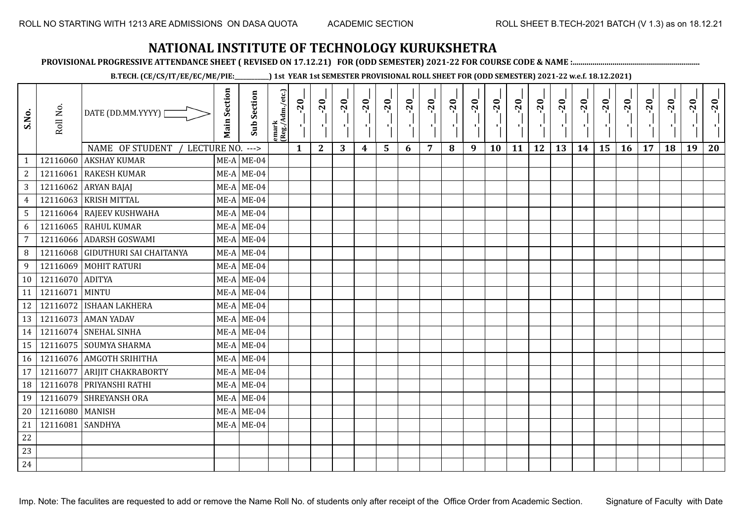ROLL NO STARTING WITH 1213 ARE ADMISSIONS ON DASA QUOTA　　ACADEMIC SECTION　　ROLL SHEET B.TECH-2021 BATCH (V 1.3) as on 18.12.21

# NATIONAL INSTITUTE OF TECHNOLOGY KURUKSHETRA

**PROVISIONAL PROGRESSIVE ATTENDANCE SHEET ( REVISED ON 17.12.21) FOR (ODD SEMESTER) 2021-22 FOR COURSE CODE & NAME :..............................................................**

**B.TECH. (CE/CS/IT/EE/EC/ME/PIE:__________) 1st YEAR 1st SEMESTER PROVISIONAL ROLL SHEET FOR (ODD SEMESTER) 2021-22 w.e.f. 18.12.2021)**

| S.No. | Roll No. | DATE (DD.MM.YYYY) | Main Section | Sub Section | emark (Reg./Adm./etc.) | __-__-20__ | __-__-20__ | __-__-20__ | __-__-20__ | __-__-20__ | __-__-20__ | __-__-20__ | __-__-20__ | __-__-20__ | __-__-20__ | __-__-20__ | __-__-20__ | __-__-20__ | __-__-20__ | __-__-20__ | __-__-20__ | __-__-20__ | __-__-20__ | __-__-20__ | __-__-20__ |
|---|---|---|---|---|---|---|---|---|---|---|---|---|---|---|---|---|---|---|---|---|---|---|---|---|---|
| | | NAME OF STUDENT / LECTURE NO. ---> | | | | 1 | 2 | 3 | 4 | 5 | 6 | 7 | 8 | 9 | 10 | 11 | 12 | 13 | 14 | 15 | 16 | 17 | 18 | 19 | 20 |
| 1 | 12116060 | AKSHAY KUMAR | ME-A | ME-04 | | | | | | | | | | | | | | | | | | | | | |
| 2 | 12116061 | RAKESH KUMAR | ME-A | ME-04 | | | | | | | | | | | | | | | | | | | | | |
| 3 | 12116062 | ARYAN BAJAJ | ME-A | ME-04 | | | | | | | | | | | | | | | | | | | | | |
| 4 | 12116063 | KRISH MITTAL | ME-A | ME-04 | | | | | | | | | | | | | | | | | | | | | |
| 5 | 12116064 | RAJEEV KUSHWAHA | ME-A | ME-04 | | | | | | | | | | | | | | | | | | | | | |
| 6 | 12116065 | RAHUL KUMAR | ME-A | ME-04 | | | | | | | | | | | | | | | | | | | | | |
| 7 | 12116066 | ADARSH GOSWAMI | ME-A | ME-04 | | | | | | | | | | | | | | | | | | | | | |
| 8 | 12116068 | GIDUTHURI SAI CHAITANYA | ME-A | ME-04 | | | | | | | | | | | | | | | | | | | | | |
| 9 | 12116069 | MOHIT RATURI | ME-A | ME-04 | | | | | | | | | | | | | | | | | | | | | |
| 10 | 12116070 | ADITYA | ME-A | ME-04 | | | | | | | | | | | | | | | | | | | | | |
| 11 | 12116071 | MINTU | ME-A | ME-04 | | | | | | | | | | | | | | | | | | | | | |
| 12 | 12116072 | ISHAAN LAKHERA | ME-A | ME-04 | | | | | | | | | | | | | | | | | | | | | |
| 13 | 12116073 | AMAN YADAV | ME-A | ME-04 | | | | | | | | | | | | | | | | | | | | | |
| 14 | 12116074 | SNEHAL SINHA | ME-A | ME-04 | | | | | | | | | | | | | | | | | | | | | |
| 15 | 12116075 | SOUMYA SHARMA | ME-A | ME-04 | | | | | | | | | | | | | | | | | | | | | |
| 16 | 12116076 | AMGOTH SRIHITHA | ME-A | ME-04 | | | | | | | | | | | | | | | | | | | | | |
| 17 | 12116077 | ARIJIT CHAKRABORTY | ME-A | ME-04 | | | | | | | | | | | | | | | | | | | | | |
| 18 | 12116078 | PRIYANSHI RATHI | ME-A | ME-04 | | | | | | | | | | | | | | | | | | | | | |
| 19 | 12116079 | SHREYANSH ORA | ME-A | ME-04 | | | | | | | | | | | | | | | | | | | | | |
| 20 | 12116080 | MANISH | ME-A | ME-04 | | | | | | | | | | | | | | | | | | | | | |
| 21 | 12116081 | SANDHYA | ME-A | ME-04 | | | | | | | | | | | | | | | | | | | | | |
| 22 | | | | | | | | | | | | | | | | | | | | | | | | | |
| 23 | | | | | | | | | | | | | | | | | | | | | | | | | |
| 24 | | | | | | | | | | | | | | | | | | | | | | | | | |

Imp. Note: The faculites are requested to add or remove the Name Roll No. of students only after receipt of the Office Order from Academic Section.　　Signature of Faculty with Date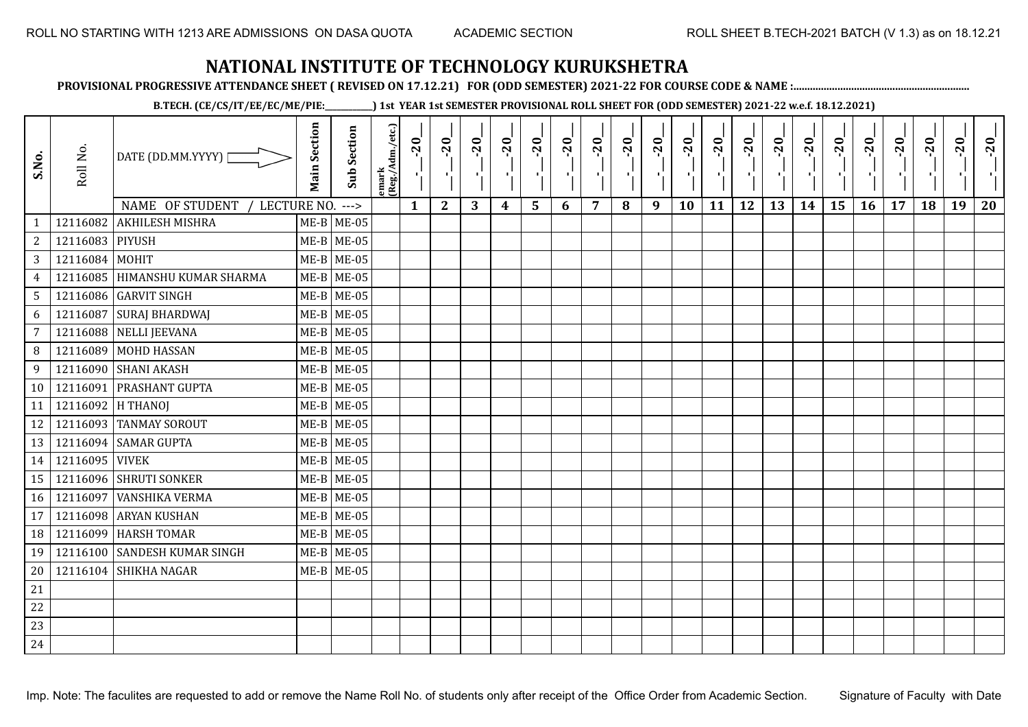ROLL NO STARTING WITH 1213 ARE ADMISSIONS ON DASA QUOTA    ACADEMIC SECTION    ROLL SHEET B.TECH-2021 BATCH (V 1.3) as on 18.12.21

# NATIONAL INSTITUTE OF TECHNOLOGY KURUKSHETRA

**PROVISIONAL PROGRESSIVE ATTENDANCE SHEET ( REVISED ON 17.12.21) FOR (ODD SEMESTER) 2021-22 FOR COURSE CODE & NAME :...............................................................**

**B.TECH. (CE/CS/IT/EE/EC/ME/PIE:\_\_\_\_\_\_\_\_\_\_\_) 1st YEAR 1st SEMESTER PROVISIONAL ROLL SHEET FOR (ODD SEMESTER) 2021-22 w.e.f. 18.12.2021)**

| S.No. | Roll No. | DATE (DD.MM.YYYY) | Main Section | Sub Section | emark (Reg./Adm./etc.) | __-__-20__ | __-__-20__ | __-__-20__ | __-__-20__ | __-__-20__ | __-__-20__ | __-__-20__ | __-__-20__ | __-__-20__ | __-__-20__ | __-__-20__ | __-__-20__ | __-__-20__ | __-__-20__ | __-__-20__ | __-__-20__ | __-__-20__ | __-__-20__ | __-__-20__ | __-__-20__ |
|---|---|---|---|---|---|---|---|---|---|---|---|---|---|---|---|---|---|---|---|---|---|---|---|---|---|
| | | NAME OF STUDENT / LECTURE NO. ---> | | | | 1 | 2 | 3 | 4 | 5 | 6 | 7 | 8 | 9 | 10 | 11 | 12 | 13 | 14 | 15 | 16 | 17 | 18 | 19 | 20 |
| 1 | 12116082 | AKHILESH MISHRA | ME-B | ME-05 | | | | | | | | | | | | | | | | | | | | | |
| 2 | 12116083 | PIYUSH | ME-B | ME-05 | | | | | | | | | | | | | | | | | | | | | |
| 3 | 12116084 | MOHIT | ME-B | ME-05 | | | | | | | | | | | | | | | | | | | | | |
| 4 | 12116085 | HIMANSHU KUMAR SHARMA | ME-B | ME-05 | | | | | | | | | | | | | | | | | | | | | |
| 5 | 12116086 | GARVIT SINGH | ME-B | ME-05 | | | | | | | | | | | | | | | | | | | | | |
| 6 | 12116087 | SURAJ BHARDWAJ | ME-B | ME-05 | | | | | | | | | | | | | | | | | | | | | |
| 7 | 12116088 | NELLI JEEVANA | ME-B | ME-05 | | | | | | | | | | | | | | | | | | | | | |
| 8 | 12116089 | MOHD HASSAN | ME-B | ME-05 | | | | | | | | | | | | | | | | | | | | | |
| 9 | 12116090 | SHANI AKASH | ME-B | ME-05 | | | | | | | | | | | | | | | | | | | | | |
| 10 | 12116091 | PRASHANT GUPTA | ME-B | ME-05 | | | | | | | | | | | | | | | | | | | | | |
| 11 | 12116092 | H THANOJ | ME-B | ME-05 | | | | | | | | | | | | | | | | | | | | | |
| 12 | 12116093 | TANMAY SOROUT | ME-B | ME-05 | | | | | | | | | | | | | | | | | | | | | |
| 13 | 12116094 | SAMAR GUPTA | ME-B | ME-05 | | | | | | | | | | | | | | | | | | | | | |
| 14 | 12116095 | VIVEK | ME-B | ME-05 | | | | | | | | | | | | | | | | | | | | | |
| 15 | 12116096 | SHRUTI SONKER | ME-B | ME-05 | | | | | | | | | | | | | | | | | | | | | |
| 16 | 12116097 | VANSHIKA VERMA | ME-B | ME-05 | | | | | | | | | | | | | | | | | | | | | |
| 17 | 12116098 | ARYAN KUSHAN | ME-B | ME-05 | | | | | | | | | | | | | | | | | | | | | |
| 18 | 12116099 | HARSH TOMAR | ME-B | ME-05 | | | | | | | | | | | | | | | | | | | | | |
| 19 | 12116100 | SANDESH KUMAR SINGH | ME-B | ME-05 | | | | | | | | | | | | | | | | | | | | | |
| 20 | 12116104 | SHIKHA NAGAR | ME-B | ME-05 | | | | | | | | | | | | | | | | | | | | | |
| 21 | | | | | | | | | | | | | | | | | | | | | | | | | |
| 22 | | | | | | | | | | | | | | | | | | | | | | | | | |
| 23 | | | | | | | | | | | | | | | | | | | | | | | | | |
| 24 | | | | | | | | | | | | | | | | | | | | | | | | | |

Imp. Note: The faculites are requested to add or remove the Name Roll No. of students only after receipt of the Office Order from Academic Section.    Signature of Faculty with Date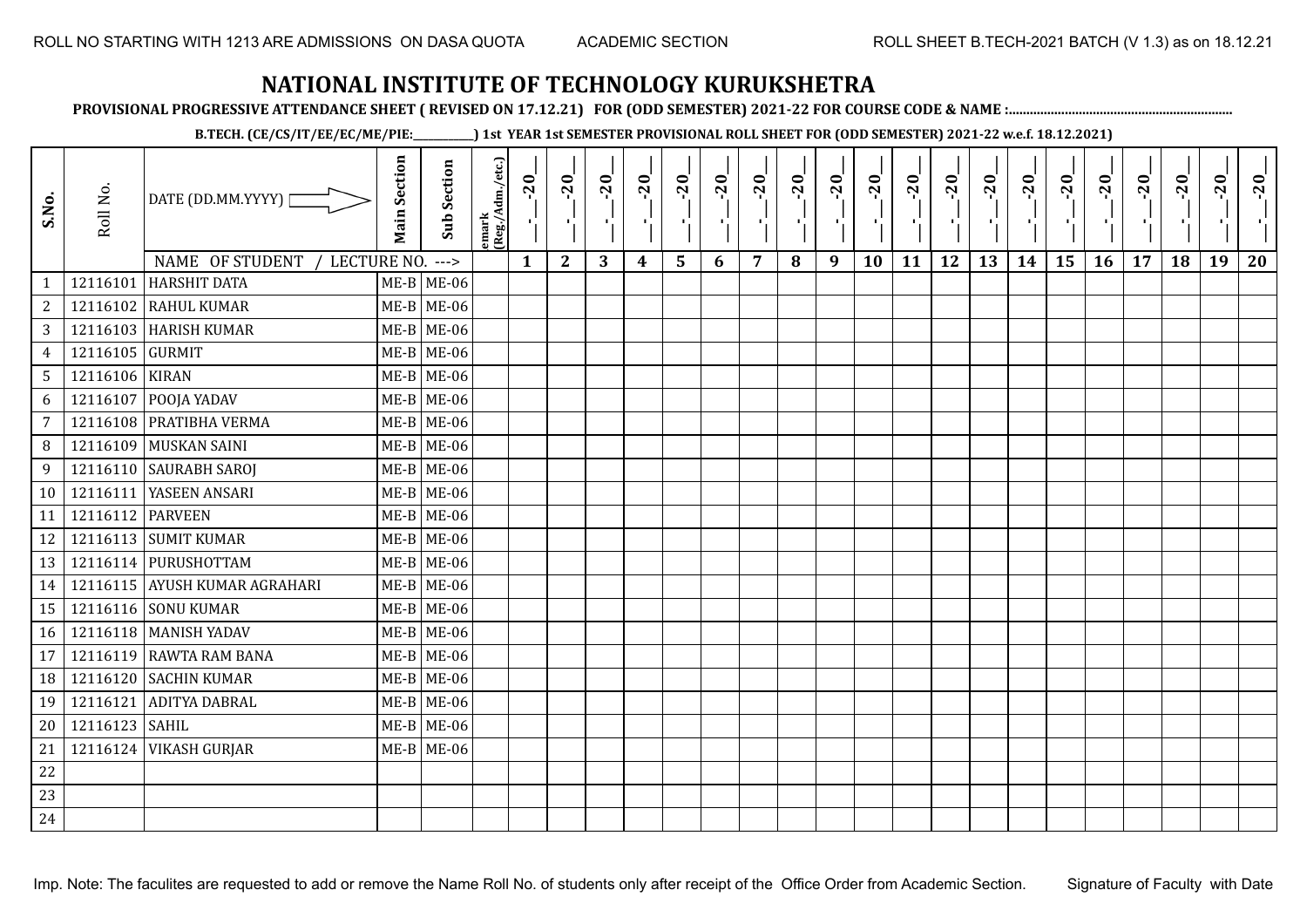ROLL NO STARTING WITH 1213 ARE ADMISSIONS ON DASA QUOTA    ACADEMIC SECTION    ROLL SHEET B.TECH-2021 BATCH (V 1.3) as on 18.12.21

# NATIONAL INSTITUTE OF TECHNOLOGY KURUKSHETRA

**PROVISIONAL PROGRESSIVE ATTENDANCE SHEET ( REVISED ON 17.12.21) FOR (ODD SEMESTER) 2021-22 FOR COURSE CODE & NAME :..............................................................**

**B.TECH. (CE/CS/IT/EE/EC/ME/PIE:__________) 1st YEAR 1st SEMESTER PROVISIONAL ROLL SHEET FOR (ODD SEMESTER) 2021-22 w.e.f. 18.12.2021)**

| S.No. | Roll No. | DATE (DD.MM.YYYY) | Main Section | Sub Section | emark (Reg./Adm./etc.) | _-_-20_ | _-_-20_ | _-_-20_ | _-_-20_ | _-_-20_ | _-_-20_ | _-_-20_ | _-_-20_ | _-_-20_ | _-_-20_ | _-_-20_ | _-_-20_ | _-_-20_ | _-_-20_ | _-_-20_ | _-_-20_ | _-_-20_ | _-_-20_ | _-_-20_ | _-_-20_ |
|---|---|---|---|---|---|---|---|---|---|---|---|---|---|---|---|---|---|---|---|---|---|---|---|---|---|
| | | NAME OF STUDENT / LECTURE NO. ---> | | | | 1 | 2 | 3 | 4 | 5 | 6 | 7 | 8 | 9 | 10 | 11 | 12 | 13 | 14 | 15 | 16 | 17 | 18 | 19 | 20 |
| 1 | 12116101 | HARSHIT DATA | ME-B | ME-06 | | | | | | | | | | | | | | | | | | | | | |
| 2 | 12116102 | RAHUL KUMAR | ME-B | ME-06 | | | | | | | | | | | | | | | | | | | | | |
| 3 | 12116103 | HARISH KUMAR | ME-B | ME-06 | | | | | | | | | | | | | | | | | | | | | |
| 4 | 12116105 | GURMIT | ME-B | ME-06 | | | | | | | | | | | | | | | | | | | | | |
| 5 | 12116106 | KIRAN | ME-B | ME-06 | | | | | | | | | | | | | | | | | | | | | |
| 6 | 12116107 | POOJA YADAV | ME-B | ME-06 | | | | | | | | | | | | | | | | | | | | | |
| 7 | 12116108 | PRATIBHA VERMA | ME-B | ME-06 | | | | | | | | | | | | | | | | | | | | | |
| 8 | 12116109 | MUSKAN SAINI | ME-B | ME-06 | | | | | | | | | | | | | | | | | | | | | |
| 9 | 12116110 | SAURABH SAROJ | ME-B | ME-06 | | | | | | | | | | | | | | | | | | | | | |
| 10 | 12116111 | YASEEN ANSARI | ME-B | ME-06 | | | | | | | | | | | | | | | | | | | | | |
| 11 | 12116112 | PARVEEN | ME-B | ME-06 | | | | | | | | | | | | | | | | | | | | | |
| 12 | 12116113 | SUMIT KUMAR | ME-B | ME-06 | | | | | | | | | | | | | | | | | | | | | |
| 13 | 12116114 | PURUSHOTTAM | ME-B | ME-06 | | | | | | | | | | | | | | | | | | | | | |
| 14 | 12116115 | AYUSH KUMAR AGRAHARI | ME-B | ME-06 | | | | | | | | | | | | | | | | | | | | | |
| 15 | 12116116 | SONU KUMAR | ME-B | ME-06 | | | | | | | | | | | | | | | | | | | | | |
| 16 | 12116118 | MANISH YADAV | ME-B | ME-06 | | | | | | | | | | | | | | | | | | | | | |
| 17 | 12116119 | RAWTA RAM BANA | ME-B | ME-06 | | | | | | | | | | | | | | | | | | | | | |
| 18 | 12116120 | SACHIN KUMAR | ME-B | ME-06 | | | | | | | | | | | | | | | | | | | | | |
| 19 | 12116121 | ADITYA DABRAL | ME-B | ME-06 | | | | | | | | | | | | | | | | | | | | | |
| 20 | 12116123 | SAHIL | ME-B | ME-06 | | | | | | | | | | | | | | | | | | | | | |
| 21 | 12116124 | VIKASH GURJAR | ME-B | ME-06 | | | | | | | | | | | | | | | | | | | | | |
| 22 | | | | | | | | | | | | | | | | | | | | | | | | | |
| 23 | | | | | | | | | | | | | | | | | | | | | | | | | |
| 24 | | | | | | | | | | | | | | | | | | | | | | | | | |

Imp. Note: The faculites are requested to add or remove the Name Roll No. of students only after receipt of the Office Order from Academic Section.    Signature of Faculty with Date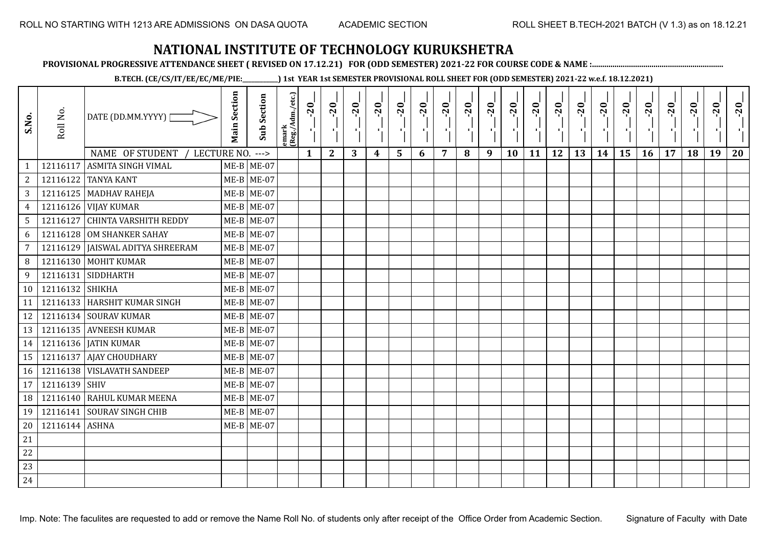# NATIONAL INSTITUTE OF TECHNOLOGY KURUKSHETRA

**PROVISIONAL PROGRESSIVE ATTENDANCE SHEET ( REVISED ON 17.12.21) FOR (ODD SEMESTER) 2021-22 FOR COURSE CODE & NAME :..............................................................**

**B.TECH. (CE/CS/IT/EE/EC/ME/PIE:__________) 1st YEAR 1st SEMESTER PROVISIONAL ROLL SHEET FOR (ODD SEMESTER) 2021-22 w.e.f. 18.12.2021)**

| S.No. | Roll No. | DATE (DD.MM.YYYY) | Main Section | Sub Section | emark (Reg./Adm./etc.) | __-__-20__ | __-__-20__ | __-__-20__ | __-__-20__ | __-__-20__ | __-__-20__ | __-__-20__ | __-__-20__ | __-__-20__ | __-__-20__ | __-__-20__ | __-__-20__ | __-__-20__ | __-__-20__ | __-__-20__ | __-__-20__ | __-__-20__ | __-__-20__ | __-__-20__ | __-__-20__ |
|---|---|---|---|---|---|---|---|---|---|---|---|---|---|---|---|---|---|---|---|---|---|---|---|---|---|
| | | NAME OF STUDENT / LECTURE NO. ---> | | | | 1 | 2 | 3 | 4 | 5 | 6 | 7 | 8 | 9 | 10 | 11 | 12 | 13 | 14 | 15 | 16 | 17 | 18 | 19 | 20 |
| 1 | 12116117 | ASMITA SINGH VIMAL | ME-B | ME-07 | | | | | | | | | | | | | | | | | | | | | |
| 2 | 12116122 | TANYA KANT | ME-B | ME-07 | | | | | | | | | | | | | | | | | | | | | |
| 3 | 12116125 | MADHAV RAHEJA | ME-B | ME-07 | | | | | | | | | | | | | | | | | | | | | |
| 4 | 12116126 | VIJAY KUMAR | ME-B | ME-07 | | | | | | | | | | | | | | | | | | | | | |
| 5 | 12116127 | CHINTA VARSHITH REDDY | ME-B | ME-07 | | | | | | | | | | | | | | | | | | | | | |
| 6 | 12116128 | OM SHANKER SAHAY | ME-B | ME-07 | | | | | | | | | | | | | | | | | | | | | |
| 7 | 12116129 | JAISWAL ADITYA SHREERAM | ME-B | ME-07 | | | | | | | | | | | | | | | | | | | | | |
| 8 | 12116130 | MOHIT KUMAR | ME-B | ME-07 | | | | | | | | | | | | | | | | | | | | | |
| 9 | 12116131 | SIDDHARTH | ME-B | ME-07 | | | | | | | | | | | | | | | | | | | | | |
| 10 | 12116132 | SHIKHA | ME-B | ME-07 | | | | | | | | | | | | | | | | | | | | | |
| 11 | 12116133 | HARSHIT KUMAR SINGH | ME-B | ME-07 | | | | | | | | | | | | | | | | | | | | | |
| 12 | 12116134 | SOURAV KUMAR | ME-B | ME-07 | | | | | | | | | | | | | | | | | | | | | |
| 13 | 12116135 | AVNEESH KUMAR | ME-B | ME-07 | | | | | | | | | | | | | | | | | | | | | |
| 14 | 12116136 | JATIN KUMAR | ME-B | ME-07 | | | | | | | | | | | | | | | | | | | | | |
| 15 | 12116137 | AJAY CHOUDHARY | ME-B | ME-07 | | | | | | | | | | | | | | | | | | | | | |
| 16 | 12116138 | VISLAVATH SANDEEP | ME-B | ME-07 | | | | | | | | | | | | | | | | | | | | | |
| 17 | 12116139 | SHIV | ME-B | ME-07 | | | | | | | | | | | | | | | | | | | | | |
| 18 | 12116140 | RAHUL KUMAR MEENA | ME-B | ME-07 | | | | | | | | | | | | | | | | | | | | | |
| 19 | 12116141 | SOURAV SINGH CHIB | ME-B | ME-07 | | | | | | | | | | | | | | | | | | | | | |
| 20 | 12116144 | ASHNA | ME-B | ME-07 | | | | | | | | | | | | | | | | | | | | | |
| 21 | | | | | | | | | | | | | | | | | | | | | | | | | |
| 22 | | | | | | | | | | | | | | | | | | | | | | | | | |
| 23 | | | | | | | | | | | | | | | | | | | | | | | | | |
| 24 | | | | | | | | | | | | | | | | | | | | | | | | | |

Imp. Note: The faculites are requested to add or remove the Name Roll No. of students only after receipt of the Office Order from Academic Section. Signature of Faculty with Date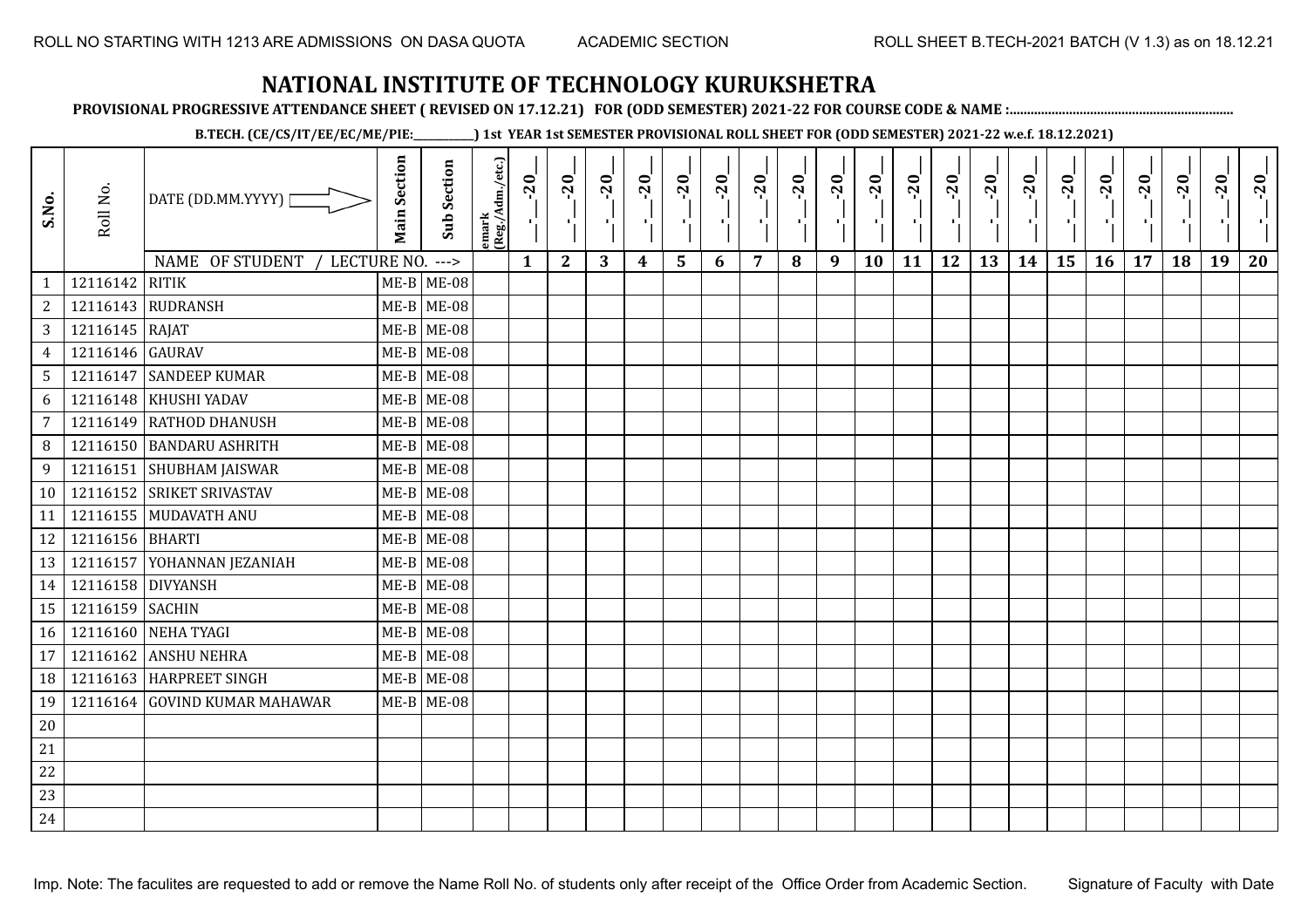ROLL NO STARTING WITH 1213 ARE ADMISSIONS ON DASA QUOTA　　ACADEMIC SECTION　　ROLL SHEET B.TECH-2021 BATCH (V 1.3) as on 18.12.21

# NATIONAL INSTITUTE OF TECHNOLOGY KURUKSHETRA

**PROVISIONAL PROGRESSIVE ATTENDANCE SHEET ( REVISED ON 17.12.21) FOR (ODD SEMESTER) 2021-22 FOR COURSE CODE & NAME :..............................................................**

**B.TECH. (CE/CS/IT/EE/EC/ME/PIE:__________) 1st YEAR 1st SEMESTER PROVISIONAL ROLL SHEET FOR (ODD SEMESTER) 2021-22 w.e.f. 18.12.2021)**

| S.No. | Roll No. | DATE (DD.MM.YYYY) | Main Section | Sub Section | emark (Reg./Adm./etc.) | _-_-20_ | _-_-20_ | _-_-20_ | _-_-20_ | _-_-20_ | _-_-20_ | _-_-20_ | _-_-20_ | _-_-20_ | _-_-20_ | _-_-20_ | _-_-20_ | _-_-20_ | _-_-20_ | _-_-20_ | _-_-20_ | _-_-20_ | _-_-20_ | _-_-20_ | _-_-20_ |
|---|---|---|---|---|---|---|---|---|---|---|---|---|---|---|---|---|---|---|---|---|---|---|---|---|---|
| | | NAME OF STUDENT / LECTURE NO. ---> | | | | 1 | 2 | 3 | 4 | 5 | 6 | 7 | 8 | 9 | 10 | 11 | 12 | 13 | 14 | 15 | 16 | 17 | 18 | 19 | 20 |
| 1 | 12116142 | RITIK | ME-B | ME-08 | | | | | | | | | | | | | | | | | | | | | |
| 2 | 12116143 | RUDRANSH | ME-B | ME-08 | | | | | | | | | | | | | | | | | | | | | |
| 3 | 12116145 | RAJAT | ME-B | ME-08 | | | | | | | | | | | | | | | | | | | | | |
| 4 | 12116146 | GAURAV | ME-B | ME-08 | | | | | | | | | | | | | | | | | | | | | |
| 5 | 12116147 | SANDEEP KUMAR | ME-B | ME-08 | | | | | | | | | | | | | | | | | | | | | |
| 6 | 12116148 | KHUSHI YADAV | ME-B | ME-08 | | | | | | | | | | | | | | | | | | | | | |
| 7 | 12116149 | RATHOD DHANUSH | ME-B | ME-08 | | | | | | | | | | | | | | | | | | | | | |
| 8 | 12116150 | BANDARU ASHRITH | ME-B | ME-08 | | | | | | | | | | | | | | | | | | | | | |
| 9 | 12116151 | SHUBHAM JAISWAR | ME-B | ME-08 | | | | | | | | | | | | | | | | | | | | | |
| 10 | 12116152 | SRIKET SRIVASTAV | ME-B | ME-08 | | | | | | | | | | | | | | | | | | | | | |
| 11 | 12116155 | MUDAVATH ANU | ME-B | ME-08 | | | | | | | | | | | | | | | | | | | | | |
| 12 | 12116156 | BHARTI | ME-B | ME-08 | | | | | | | | | | | | | | | | | | | | | |
| 13 | 12116157 | YOHANNAN JEZANIAH | ME-B | ME-08 | | | | | | | | | | | | | | | | | | | | | |
| 14 | 12116158 | DIVYANSH | ME-B | ME-08 | | | | | | | | | | | | | | | | | | | | | |
| 15 | 12116159 | SACHIN | ME-B | ME-08 | | | | | | | | | | | | | | | | | | | | | |
| 16 | 12116160 | NEHA TYAGI | ME-B | ME-08 | | | | | | | | | | | | | | | | | | | | | |
| 17 | 12116162 | ANSHU NEHRA | ME-B | ME-08 | | | | | | | | | | | | | | | | | | | | | |
| 18 | 12116163 | HARPREET SINGH | ME-B | ME-08 | | | | | | | | | | | | | | | | | | | | | |
| 19 | 12116164 | GOVIND KUMAR MAHAWAR | ME-B | ME-08 | | | | | | | | | | | | | | | | | | | | | |
| 20 | | | | | | | | | | | | | | | | | | | | | | | | | |
| 21 | | | | | | | | | | | | | | | | | | | | | | | | | |
| 22 | | | | | | | | | | | | | | | | | | | | | | | | | |
| 23 | | | | | | | | | | | | | | | | | | | | | | | | | |
| 24 | | | | | | | | | | | | | | | | | | | | | | | | | |

Imp. Note: The faculites are requested to add or remove the Name Roll No. of students only after receipt of the Office Order from Academic Section.　　Signature of Faculty with Date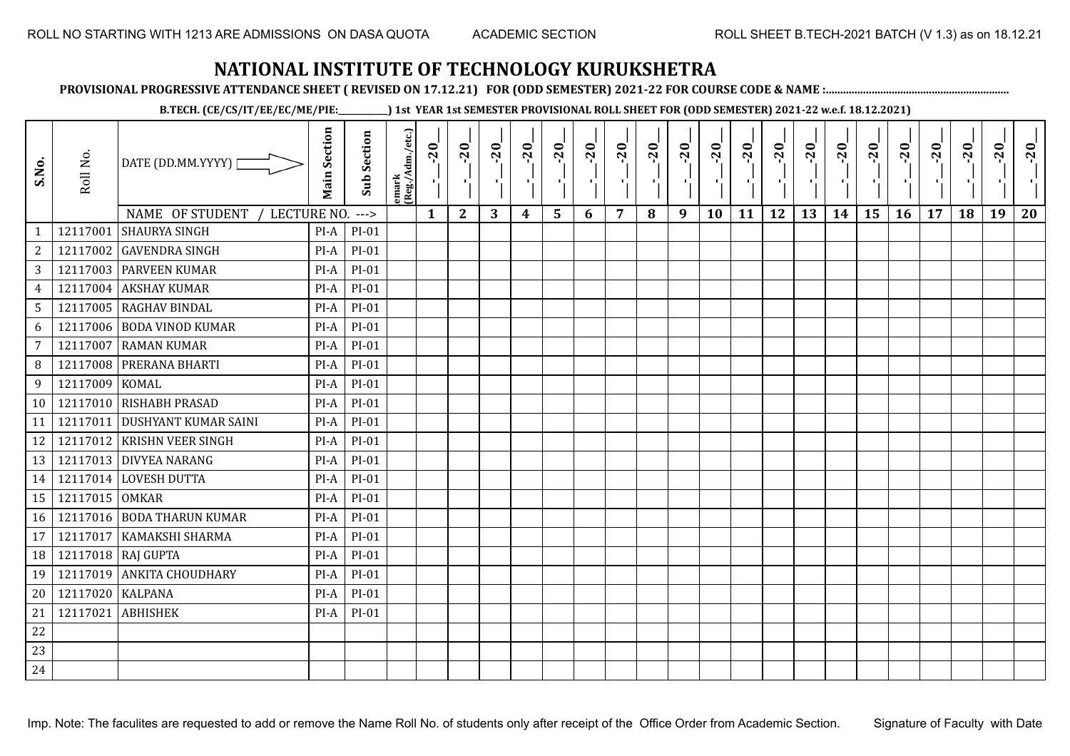ROLL NO STARTING WITH 1213 ARE ADMISSIONS ON DASA QUOTA ACADEMIC SECTION ROLL SHEET B.TECH-2021 BATCH (V 1.3) as on 18.12.21

# NATIONAL INSTITUTE OF TECHNOLOGY KURUKSHETRA

**PROVISIONAL PROGRESSIVE ATTENDANCE SHEET ( REVISED ON 17.12.21) FOR (ODD SEMESTER) 2021-22 FOR COURSE CODE & NAME :..............................................................**

**B.TECH. (CE/CS/IT/EE/EC/ME/PIE:___________) 1st YEAR 1st SEMESTER PROVISIONAL ROLL SHEET FOR (ODD SEMESTER) 2021-22 w.e.f. 18.12.2021)**

| S.No. | Roll No. | DATE (DD.MM.YYYY) | Main Section | Sub Section | emark (Reg./Adm./etc.) | __-__-20__ | __-__-20__ | __-__-20__ | __-__-20__ | __-__-20__ | __-__-20__ | __-__-20__ | __-__-20__ | __-__-20__ | __-__-20__ | __-__-20__ | __-__-20__ | __-__-20__ | __-__-20__ | __-__-20__ | __-__-20__ | __-__-20__ | __-__-20__ | __-__-20__ | __-__-20__ |
|---|---|---|---|---|---|---|---|---|---|---|---|---|---|---|---|---|---|---|---|---|---|---|---|---|---|
| | | NAME OF STUDENT / LECTURE NO. ---> | | | | 1 | 2 | 3 | 4 | 5 | 6 | 7 | 8 | 9 | 10 | 11 | 12 | 13 | 14 | 15 | 16 | 17 | 18 | 19 | 20 |
| 1 | 12117001 | SHAURYA SINGH | PI-A | PI-01 | | | | | | | | | | | | | | | | | | | | | |
| 2 | 12117002 | GAVENDRA SINGH | PI-A | PI-01 | | | | | | | | | | | | | | | | | | | | | |
| 3 | 12117003 | PARVEEN KUMAR | PI-A | PI-01 | | | | | | | | | | | | | | | | | | | | | |
| 4 | 12117004 | AKSHAY KUMAR | PI-A | PI-01 | | | | | | | | | | | | | | | | | | | | | |
| 5 | 12117005 | RAGHAV BINDAL | PI-A | PI-01 | | | | | | | | | | | | | | | | | | | | | |
| 6 | 12117006 | BODA VINOD KUMAR | PI-A | PI-01 | | | | | | | | | | | | | | | | | | | | | |
| 7 | 12117007 | RAMAN KUMAR | PI-A | PI-01 | | | | | | | | | | | | | | | | | | | | | |
| 8 | 12117008 | PRERANA BHARTI | PI-A | PI-01 | | | | | | | | | | | | | | | | | | | | | |
| 9 | 12117009 | KOMAL | PI-A | PI-01 | | | | | | | | | | | | | | | | | | | | | |
| 10 | 12117010 | RISHABH PRASAD | PI-A | PI-01 | | | | | | | | | | | | | | | | | | | | | |
| 11 | 12117011 | DUSHYANT KUMAR SAINI | PI-A | PI-01 | | | | | | | | | | | | | | | | | | | | | |
| 12 | 12117012 | KRISHN VEER SINGH | PI-A | PI-01 | | | | | | | | | | | | | | | | | | | | | |
| 13 | 12117013 | DIVYEA NARANG | PI-A | PI-01 | | | | | | | | | | | | | | | | | | | | | |
| 14 | 12117014 | LOVESH DUTTA | PI-A | PI-01 | | | | | | | | | | | | | | | | | | | | | |
| 15 | 12117015 | OMKAR | PI-A | PI-01 | | | | | | | | | | | | | | | | | | | | | |
| 16 | 12117016 | BODA THARUN KUMAR | PI-A | PI-01 | | | | | | | | | | | | | | | | | | | | | |
| 17 | 12117017 | KAMAKSHI SHARMA | PI-A | PI-01 | | | | | | | | | | | | | | | | | | | | | |
| 18 | 12117018 | RAJ GUPTA | PI-A | PI-01 | | | | | | | | | | | | | | | | | | | | | |
| 19 | 12117019 | ANKITA CHOUDHARY | PI-A | PI-01 | | | | | | | | | | | | | | | | | | | | | |
| 20 | 12117020 | KALPANA | PI-A | PI-01 | | | | | | | | | | | | | | | | | | | | | |
| 21 | 12117021 | ABHISHEK | PI-A | PI-01 | | | | | | | | | | | | | | | | | | | | | |
| 22 | | | | | | | | | | | | | | | | | | | | | | | | | |
| 23 | | | | | | | | | | | | | | | | | | | | | | | | | |
| 24 | | | | | | | | | | | | | | | | | | | | | | | | | |

Imp. Note: The faculites are requested to add or remove the Name Roll No. of students only after receipt of the Office Order from Academic Section. Signature of Faculty with Date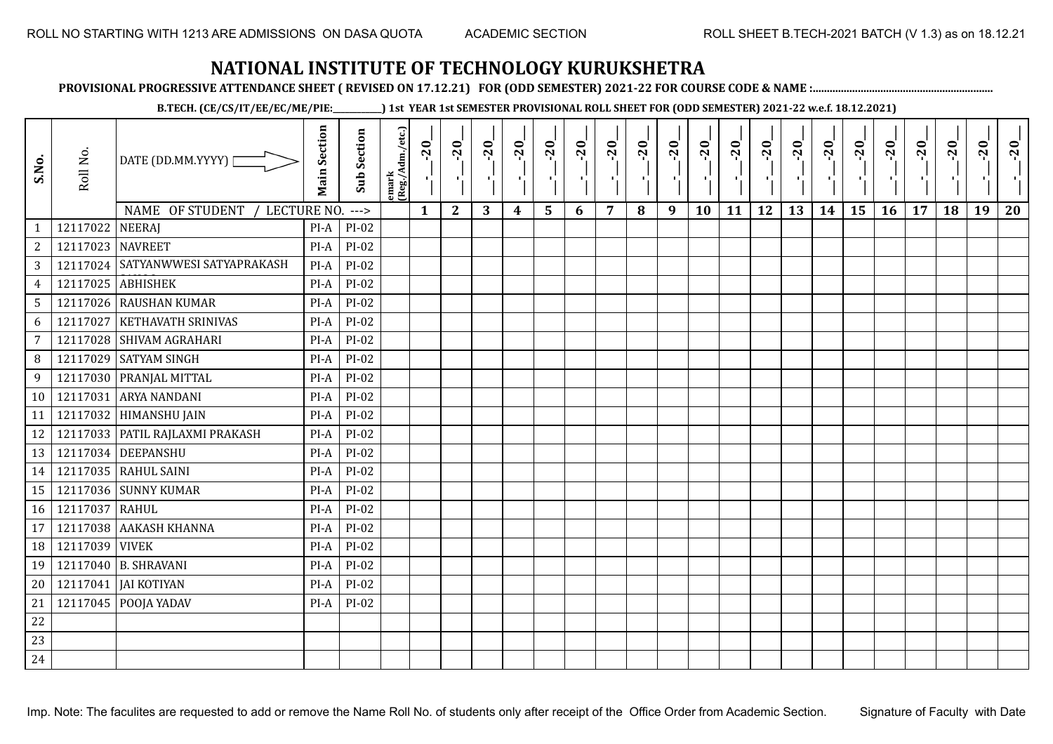ROLL NO STARTING WITH 1213 ARE ADMISSIONS ON DASA QUOTA    ACADEMIC SECTION    ROLL SHEET B.TECH-2021 BATCH (V 1.3) as on 18.12.21

# NATIONAL INSTITUTE OF TECHNOLOGY KURUKSHETRA

**PROVISIONAL PROGRESSIVE ATTENDANCE SHEET ( REVISED ON 17.12.21) FOR (ODD SEMESTER) 2021-22 FOR COURSE CODE & NAME :..............................................................**

**B.TECH. (CE/CS/IT/EE/EC/ME/PIE:__________) 1st YEAR 1st SEMESTER PROVISIONAL ROLL SHEET FOR (ODD SEMESTER) 2021-22 w.e.f. 18.12.2021)**

| S.No. | Roll No. | DATE (DD.MM.YYYY) | Main Section | Sub Section | emark (Reg./Adm./etc.) | _-_-20_ | _-_-20_ | _-_-20_ | _-_-20_ | _-_-20_ | _-_-20_ | _-_-20_ | _-_-20_ | _-_-20_ | _-_-20_ | _-_-20_ | _-_-20_ | _-_-20_ | _-_-20_ | _-_-20_ | _-_-20_ | _-_-20_ | _-_-20_ | _-_-20_ | _-_-20_ |
|---|---|---|---|---|---|---|---|---|---|---|---|---|---|---|---|---|---|---|---|---|---|---|---|---|---|
| | | NAME OF STUDENT / LECTURE NO. ---> | | | | 1 | 2 | 3 | 4 | 5 | 6 | 7 | 8 | 9 | 10 | 11 | 12 | 13 | 14 | 15 | 16 | 17 | 18 | 19 | 20 |
| 1 | 12117022 | NEERAJ | PI-A | PI-02 | | | | | | | | | | | | | | | | | | | | | |
| 2 | 12117023 | NAVREET | PI-A | PI-02 | | | | | | | | | | | | | | | | | | | | | |
| 3 | 12117024 | SATYANWWESI SATYAPRAKASH | PI-A | PI-02 | | | | | | | | | | | | | | | | | | | | | |
| 4 | 12117025 | ABHISHEK | PI-A | PI-02 | | | | | | | | | | | | | | | | | | | | | |
| 5 | 12117026 | RAUSHAN KUMAR | PI-A | PI-02 | | | | | | | | | | | | | | | | | | | | | |
| 6 | 12117027 | KETHAVATH SRINIVAS | PI-A | PI-02 | | | | | | | | | | | | | | | | | | | | | |
| 7 | 12117028 | SHIVAM AGRAHARI | PI-A | PI-02 | | | | | | | | | | | | | | | | | | | | | |
| 8 | 12117029 | SATYAM SINGH | PI-A | PI-02 | | | | | | | | | | | | | | | | | | | | | |
| 9 | 12117030 | PRANJAL MITTAL | PI-A | PI-02 | | | | | | | | | | | | | | | | | | | | | |
| 10 | 12117031 | ARYA NANDANI | PI-A | PI-02 | | | | | | | | | | | | | | | | | | | | | |
| 11 | 12117032 | HIMANSHU JAIN | PI-A | PI-02 | | | | | | | | | | | | | | | | | | | | | |
| 12 | 12117033 | PATIL RAJLAXMI PRAKASH | PI-A | PI-02 | | | | | | | | | | | | | | | | | | | | | |
| 13 | 12117034 | DEEPANSHU | PI-A | PI-02 | | | | | | | | | | | | | | | | | | | | | |
| 14 | 12117035 | RAHUL SAINI | PI-A | PI-02 | | | | | | | | | | | | | | | | | | | | | |
| 15 | 12117036 | SUNNY KUMAR | PI-A | PI-02 | | | | | | | | | | | | | | | | | | | | | |
| 16 | 12117037 | RAHUL | PI-A | PI-02 | | | | | | | | | | | | | | | | | | | | | |
| 17 | 12117038 | AAKASH KHANNA | PI-A | PI-02 | | | | | | | | | | | | | | | | | | | | | |
| 18 | 12117039 | VIVEK | PI-A | PI-02 | | | | | | | | | | | | | | | | | | | | | |
| 19 | 12117040 | B. SHRAVANI | PI-A | PI-02 | | | | | | | | | | | | | | | | | | | | | |
| 20 | 12117041 | JAI KOTIYAN | PI-A | PI-02 | | | | | | | | | | | | | | | | | | | | | |
| 21 | 12117045 | POOJA YADAV | PI-A | PI-02 | | | | | | | | | | | | | | | | | | | | | |
| 22 | | | | | | | | | | | | | | | | | | | | | | | | | |
| 23 | | | | | | | | | | | | | | | | | | | | | | | | | |
| 24 | | | | | | | | | | | | | | | | | | | | | | | | | |

Imp. Note: The faculites are requested to add or remove the Name Roll No. of students only after receipt of the Office Order from Academic Section.    Signature of Faculty with Date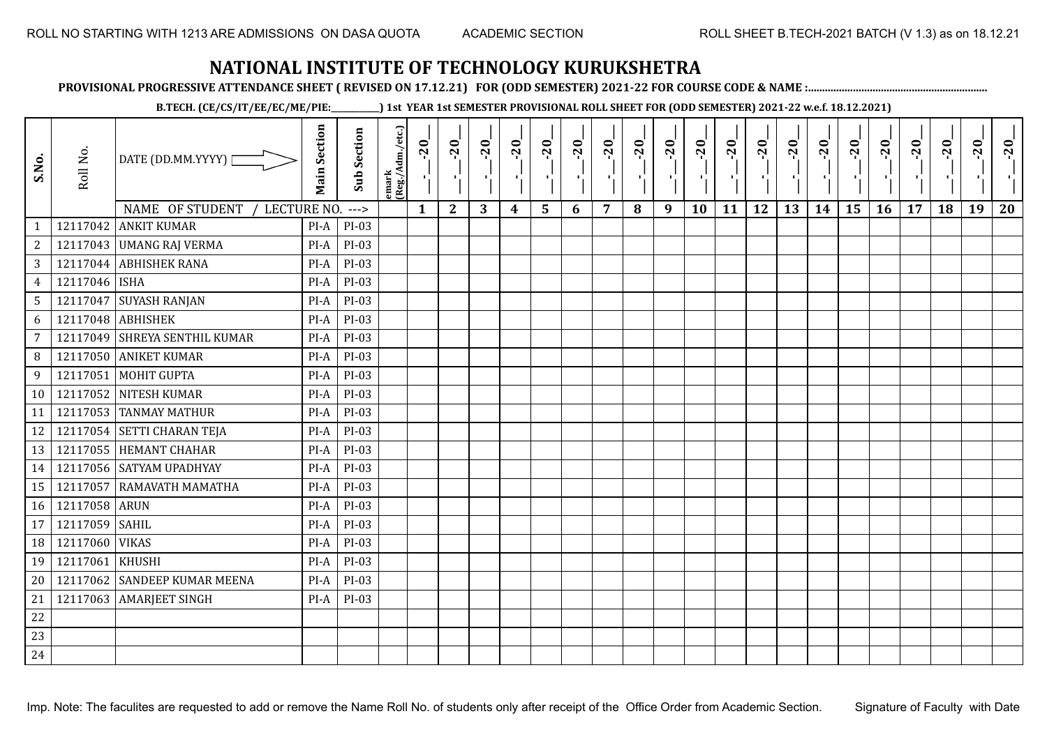ROLL NO STARTING WITH 1213 ARE ADMISSIONS ON DASA QUOTA ACADEMIC SECTION ROLL SHEET B.TECH-2021 BATCH (V 1.3) as on 18.12.21

# NATIONAL INSTITUTE OF TECHNOLOGY KURUKSHETRA

**PROVISIONAL PROGRESSIVE ATTENDANCE SHEET ( REVISED ON 17.12.21) FOR (ODD SEMESTER) 2021-22 FOR COURSE CODE & NAME :..............................................................**

**B.TECH. (CE/CS/IT/EE/EC/ME/PIE:__________) 1st YEAR 1st SEMESTER PROVISIONAL ROLL SHEET FOR (ODD SEMESTER) 2021-22 w.e.f. 18.12.2021)**

| S.No. | Roll No. | DATE (DD.MM.YYYY) | Main Section | Sub Section | emark (Reg./Adm./etc.) | _-_-20_ | _-_-20_ | _-_-20_ | _-_-20_ | _-_-20_ | _-_-20_ | _-_-20_ | _-_-20_ | _-_-20_ | _-_-20_ | _-_-20_ | _-_-20_ | _-_-20_ | _-_-20_ | _-_-20_ | _-_-20_ | _-_-20_ | _-_-20_ | _-_-20_ | _-_-20_ |
|---|---|---|---|---|---|---|---|---|---|---|---|---|---|---|---|---|---|---|---|---|---|---|---|---|---|
| | | NAME OF STUDENT / LECTURE NO. ---> | | | | 1 | 2 | 3 | 4 | 5 | 6 | 7 | 8 | 9 | 10 | 11 | 12 | 13 | 14 | 15 | 16 | 17 | 18 | 19 | 20 |
| 1 | 12117042 | ANKIT KUMAR | PI-A | PI-03 | | | | | | | | | | | | | | | | | | | | | |
| 2 | 12117043 | UMANG RAJ VERMA | PI-A | PI-03 | | | | | | | | | | | | | | | | | | | | | |
| 3 | 12117044 | ABHISHEK RANA | PI-A | PI-03 | | | | | | | | | | | | | | | | | | | | | |
| 4 | 12117046 | ISHA | PI-A | PI-03 | | | | | | | | | | | | | | | | | | | | | |
| 5 | 12117047 | SUYASH RANJAN | PI-A | PI-03 | | | | | | | | | | | | | | | | | | | | | |
| 6 | 12117048 | ABHISHEK | PI-A | PI-03 | | | | | | | | | | | | | | | | | | | | | |
| 7 | 12117049 | SHREYA SENTHIL KUMAR | PI-A | PI-03 | | | | | | | | | | | | | | | | | | | | | |
| 8 | 12117050 | ANIKET KUMAR | PI-A | PI-03 | | | | | | | | | | | | | | | | | | | | | |
| 9 | 12117051 | MOHIT GUPTA | PI-A | PI-03 | | | | | | | | | | | | | | | | | | | | | |
| 10 | 12117052 | NITESH KUMAR | PI-A | PI-03 | | | | | | | | | | | | | | | | | | | | | |
| 11 | 12117053 | TANMAY MATHUR | PI-A | PI-03 | | | | | | | | | | | | | | | | | | | | | |
| 12 | 12117054 | SETTI CHARAN TEJA | PI-A | PI-03 | | | | | | | | | | | | | | | | | | | | | |
| 13 | 12117055 | HEMANT CHAHAR | PI-A | PI-03 | | | | | | | | | | | | | | | | | | | | | |
| 14 | 12117056 | SATYAM UPADHYAY | PI-A | PI-03 | | | | | | | | | | | | | | | | | | | | | |
| 15 | 12117057 | RAMAVATH MAMATHA | PI-A | PI-03 | | | | | | | | | | | | | | | | | | | | | |
| 16 | 12117058 | ARUN | PI-A | PI-03 | | | | | | | | | | | | | | | | | | | | | |
| 17 | 12117059 | SAHIL | PI-A | PI-03 | | | | | | | | | | | | | | | | | | | | | |
| 18 | 12117060 | VIKAS | PI-A | PI-03 | | | | | | | | | | | | | | | | | | | | | |
| 19 | 12117061 | KHUSHI | PI-A | PI-03 | | | | | | | | | | | | | | | | | | | | | |
| 20 | 12117062 | SANDEEP KUMAR MEENA | PI-A | PI-03 | | | | | | | | | | | | | | | | | | | | | |
| 21 | 12117063 | AMARJEET SINGH | PI-A | PI-03 | | | | | | | | | | | | | | | | | | | | | |
| 22 | | | | | | | | | | | | | | | | | | | | | | | | | |
| 23 | | | | | | | | | | | | | | | | | | | | | | | | | |
| 24 | | | | | | | | | | | | | | | | | | | | | | | | | |

Imp. Note: The faculites are requested to add or remove the Name Roll No. of students only after receipt of the Office Order from Academic Section. Signature of Faculty with Date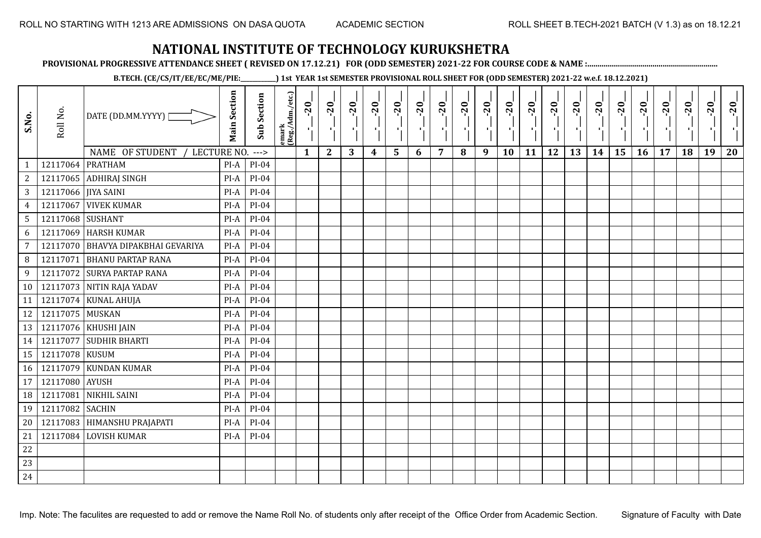# NATIONAL INSTITUTE OF TECHNOLOGY KURUKSHETRA

**PROVISIONAL PROGRESSIVE ATTENDANCE SHEET ( REVISED ON 17.12.21) FOR (ODD SEMESTER) 2021-22 FOR COURSE CODE & NAME :..............................................................**

**B.TECH. (CE/CS/IT/EE/EC/ME/PIE:__________) 1st YEAR 1st SEMESTER PROVISIONAL ROLL SHEET FOR (ODD SEMESTER) 2021-22 w.e.f. 18.12.2021)**

| S.No. | Roll No. | DATE (DD.MM.YYYY) / NAME OF STUDENT / LECTURE NO. ---> | Main Section | Sub Section | emark (Reg./Adm./etc.) | _-_-20_ 1 | _-_-20_ 2 | _-_-20_ 3 | _-_-20_ 4 | _-_-20_ 5 | _-_-20_ 6 | _-_-20_ 7 | _-_-20_ 8 | _-_-20_ 9 | _-_-20_ 10 | _-_-20_ 11 | _-_-20_ 12 | _-_-20_ 13 | _-_-20_ 14 | _-_-20_ 15 | _-_-20_ 16 | _-_-20_ 17 | _-_-20_ 18 | _-_-20_ 19 | _-_-20_ 20 |
|---|---|---|---|---|---|---|---|---|---|---|---|---|---|---|---|---|---|---|---|---|---|---|---|---|---|
| 1 | 12117064 | PRATHAM | PI-A | PI-04 | | | | | | | | | | | | | | | | | | | | | |
| 2 | 12117065 | ADHIRAJ SINGH | PI-A | PI-04 | | | | | | | | | | | | | | | | | | | | | |
| 3 | 12117066 | JIYA SAINI | PI-A | PI-04 | | | | | | | | | | | | | | | | | | | | | |
| 4 | 12117067 | VIVEK KUMAR | PI-A | PI-04 | | | | | | | | | | | | | | | | | | | | | |
| 5 | 12117068 | SUSHANT | PI-A | PI-04 | | | | | | | | | | | | | | | | | | | | | |
| 6 | 12117069 | HARSH KUMAR | PI-A | PI-04 | | | | | | | | | | | | | | | | | | | | | |
| 7 | 12117070 | BHAVYA DIPAKBHAI GEVARIYA | PI-A | PI-04 | | | | | | | | | | | | | | | | | | | | | |
| 8 | 12117071 | BHANU PARTAP RANA | PI-A | PI-04 | | | | | | | | | | | | | | | | | | | | | |
| 9 | 12117072 | SURYA PARTAP RANA | PI-A | PI-04 | | | | | | | | | | | | | | | | | | | | | |
| 10 | 12117073 | NITIN RAJA YADAV | PI-A | PI-04 | | | | | | | | | | | | | | | | | | | | | |
| 11 | 12117074 | KUNAL AHUJA | PI-A | PI-04 | | | | | | | | | | | | | | | | | | | | | |
| 12 | 12117075 | MUSKAN | PI-A | PI-04 | | | | | | | | | | | | | | | | | | | | | |
| 13 | 12117076 | KHUSHI JAIN | PI-A | PI-04 | | | | | | | | | | | | | | | | | | | | | |
| 14 | 12117077 | SUDHIR BHARTI | PI-A | PI-04 | | | | | | | | | | | | | | | | | | | | | |
| 15 | 12117078 | KUSUM | PI-A | PI-04 | | | | | | | | | | | | | | | | | | | | | |
| 16 | 12117079 | KUNDAN KUMAR | PI-A | PI-04 | | | | | | | | | | | | | | | | | | | | | |
| 17 | 12117080 | AYUSH | PI-A | PI-04 | | | | | | | | | | | | | | | | | | | | | |
| 18 | 12117081 | NIKHIL SAINI | PI-A | PI-04 | | | | | | | | | | | | | | | | | | | | | |
| 19 | 12117082 | SACHIN | PI-A | PI-04 | | | | | | | | | | | | | | | | | | | | | |
| 20 | 12117083 | HIMANSHU PRAJAPATI | PI-A | PI-04 | | | | | | | | | | | | | | | | | | | | | |
| 21 | 12117084 | LOVISH KUMAR | PI-A | PI-04 | | | | | | | | | | | | | | | | | | | | | |
| 22 | | | | | | | | | | | | | | | | | | | | | | | | | |
| 23 | | | | | | | | | | | | | | | | | | | | | | | | | |
| 24 | | | | | | | | | | | | | | | | | | | | | | | | | |

Imp. Note: The faculites are requested to add or remove the Name Roll No. of students only after receipt of the Office Order from Academic Section.

Signature of Faculty with Date